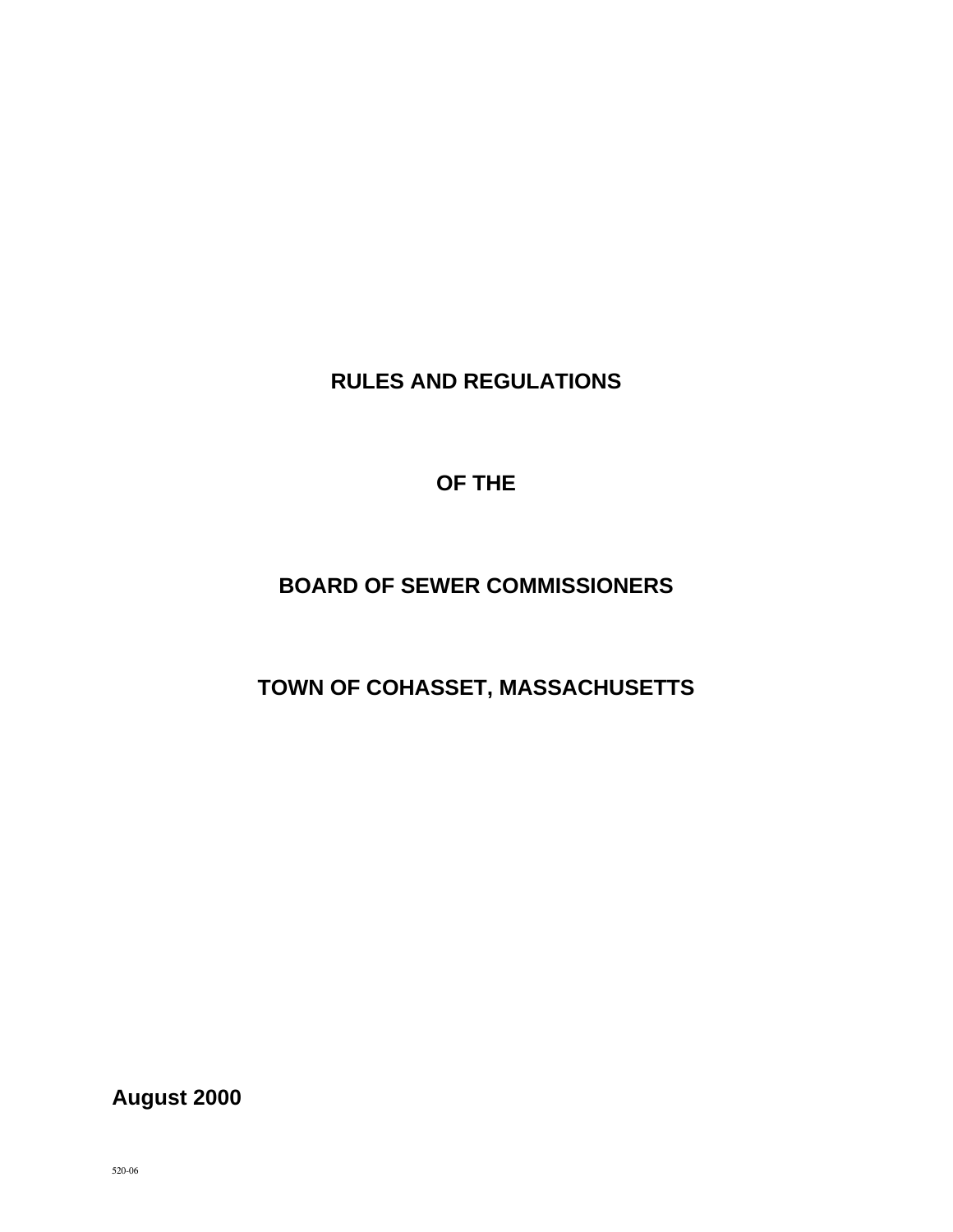# RULES AND REGULATIONS

# OF THE

# BOARD OF SEWER COMMISSIONERS

# TOWN OF COHASSET, MASSACHUSETTS

**August 2000**

520-06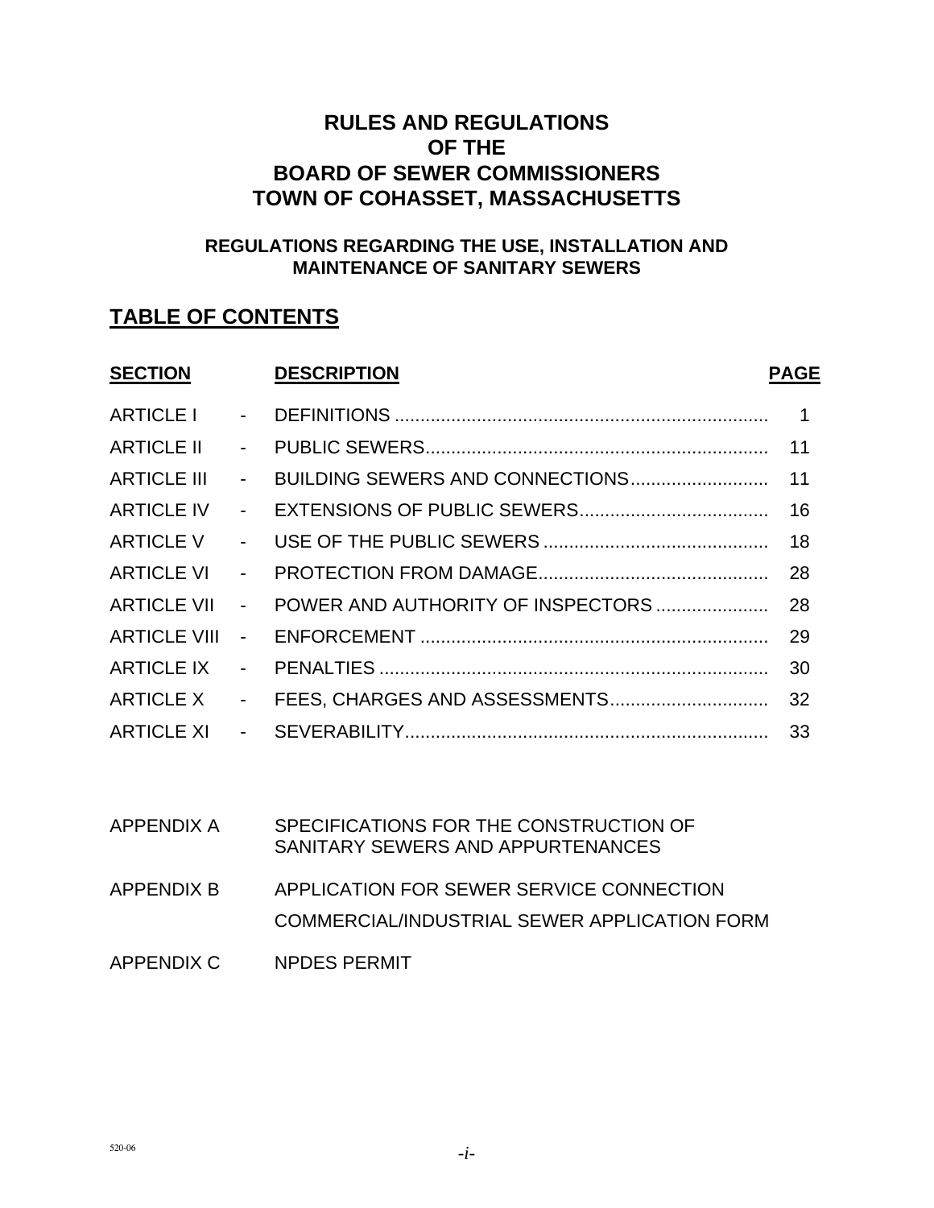# RULES AND REGULATIONS
# OF THE
# BOARD OF SEWER COMMISSIONERS
# TOWN OF COHASSET, MASSACHUSETTS

### REGULATIONS REGARDING THE USE, INSTALLATION AND MAINTENANCE OF SANITARY SEWERS

## TABLE OF CONTENTS

| SECTION | | DESCRIPTION | PAGE |
|---|---|---|---|
| ARTICLE I | - | DEFINITIONS | 1 |
| ARTICLE II | - | PUBLIC SEWERS | 11 |
| ARTICLE III | - | BUILDING SEWERS AND CONNECTIONS | 11 |
| ARTICLE IV | - | EXTENSIONS OF PUBLIC SEWERS | 16 |
| ARTICLE V | - | USE OF THE PUBLIC SEWERS | 18 |
| ARTICLE VI | - | PROTECTION FROM DAMAGE | 28 |
| ARTICLE VII | - | POWER AND AUTHORITY OF INSPECTORS | 28 |
| ARTICLE VIII | - | ENFORCEMENT | 29 |
| ARTICLE IX | - | PENALTIES | 30 |
| ARTICLE X | - | FEES, CHARGES AND ASSESSMENTS | 32 |
| ARTICLE XI | - | SEVERABILITY | 33 |

APPENDIX A — SPECIFICATIONS FOR THE CONSTRUCTION OF SANITARY SEWERS AND APPURTENANCES

APPENDIX B — APPLICATION FOR SEWER SERVICE CONNECTION
COMMERCIAL/INDUSTRIAL SEWER APPLICATION FORM

APPENDIX C — NPDES PERMIT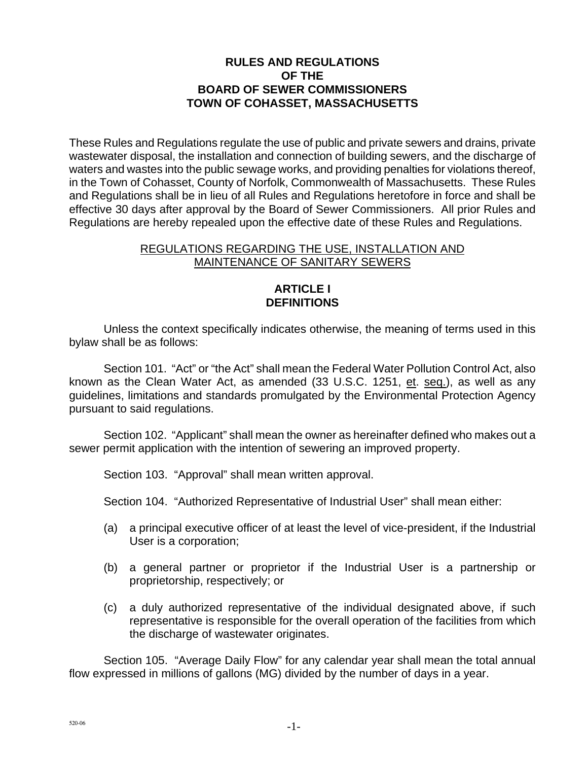# RULES AND REGULATIONS OF THE BOARD OF SEWER COMMISSIONERS TOWN OF COHASSET, MASSACHUSETTS

These Rules and Regulations regulate the use of public and private sewers and drains, private wastewater disposal, the installation and connection of building sewers, and the discharge of waters and wastes into the public sewage works, and providing penalties for violations thereof, in the Town of Cohasset, County of Norfolk, Commonwealth of Massachusetts. These Rules and Regulations shall be in lieu of all Rules and Regulations heretofore in force and shall be effective 30 days after approval by the Board of Sewer Commissioners. All prior Rules and Regulations are hereby repealed upon the effective date of these Rules and Regulations.

## REGULATIONS REGARDING THE USE, INSTALLATION AND MAINTENANCE OF SANITARY SEWERS

## ARTICLE I DEFINITIONS

Unless the context specifically indicates otherwise, the meaning of terms used in this bylaw shall be as follows:

Section 101. "Act" or "the Act" shall mean the Federal Water Pollution Control Act, also known as the Clean Water Act, as amended (33 U.S.C. 1251, et. seq.), as well as any guidelines, limitations and standards promulgated by the Environmental Protection Agency pursuant to said regulations.

Section 102. "Applicant" shall mean the owner as hereinafter defined who makes out a sewer permit application with the intention of sewering an improved property.

Section 103. "Approval" shall mean written approval.

Section 104. "Authorized Representative of Industrial User" shall mean either:

(a) a principal executive officer of at least the level of vice-president, if the Industrial User is a corporation;

(b) a general partner or proprietor if the Industrial User is a partnership or proprietorship, respectively; or

(c) a duly authorized representative of the individual designated above, if such representative is responsible for the overall operation of the facilities from which the discharge of wastewater originates.

Section 105. "Average Daily Flow" for any calendar year shall mean the total annual flow expressed in millions of gallons (MG) divided by the number of days in a year.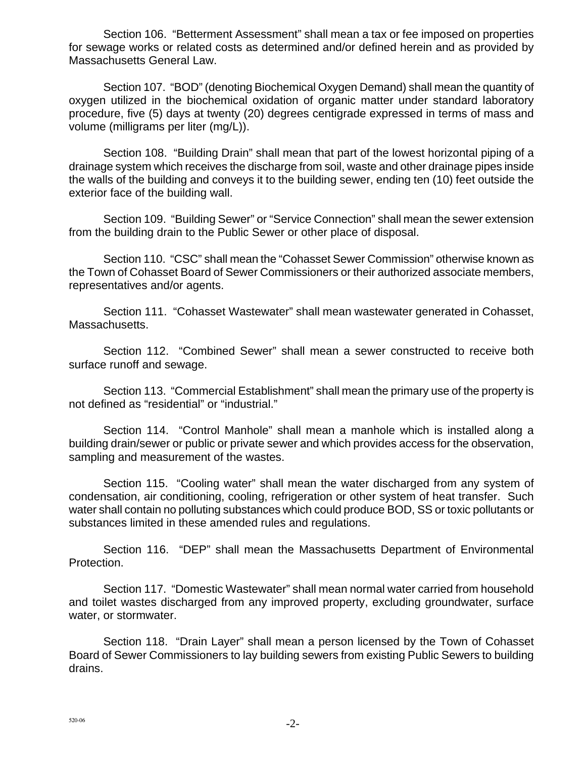Section 106. "Betterment Assessment" shall mean a tax or fee imposed on properties for sewage works or related costs as determined and/or defined herein and as provided by Massachusetts General Law.

Section 107. "BOD" (denoting Biochemical Oxygen Demand) shall mean the quantity of oxygen utilized in the biochemical oxidation of organic matter under standard laboratory procedure, five (5) days at twenty (20) degrees centigrade expressed in terms of mass and volume (milligrams per liter (mg/L)).

Section 108. "Building Drain" shall mean that part of the lowest horizontal piping of a drainage system which receives the discharge from soil, waste and other drainage pipes inside the walls of the building and conveys it to the building sewer, ending ten (10) feet outside the exterior face of the building wall.

Section 109. "Building Sewer" or "Service Connection" shall mean the sewer extension from the building drain to the Public Sewer or other place of disposal.

Section 110. "CSC" shall mean the "Cohasset Sewer Commission" otherwise known as the Town of Cohasset Board of Sewer Commissioners or their authorized associate members, representatives and/or agents.

Section 111. "Cohasset Wastewater" shall mean wastewater generated in Cohasset, Massachusetts.

Section 112. "Combined Sewer" shall mean a sewer constructed to receive both surface runoff and sewage.

Section 113. "Commercial Establishment" shall mean the primary use of the property is not defined as "residential" or "industrial."

Section 114. "Control Manhole" shall mean a manhole which is installed along a building drain/sewer or public or private sewer and which provides access for the observation, sampling and measurement of the wastes.

Section 115. "Cooling water" shall mean the water discharged from any system of condensation, air conditioning, cooling, refrigeration or other system of heat transfer. Such water shall contain no polluting substances which could produce BOD, SS or toxic pollutants or substances limited in these amended rules and regulations.

Section 116. "DEP" shall mean the Massachusetts Department of Environmental Protection.

Section 117. "Domestic Wastewater" shall mean normal water carried from household and toilet wastes discharged from any improved property, excluding groundwater, surface water, or stormwater.

Section 118. "Drain Layer" shall mean a person licensed by the Town of Cohasset Board of Sewer Commissioners to lay building sewers from existing Public Sewers to building drains.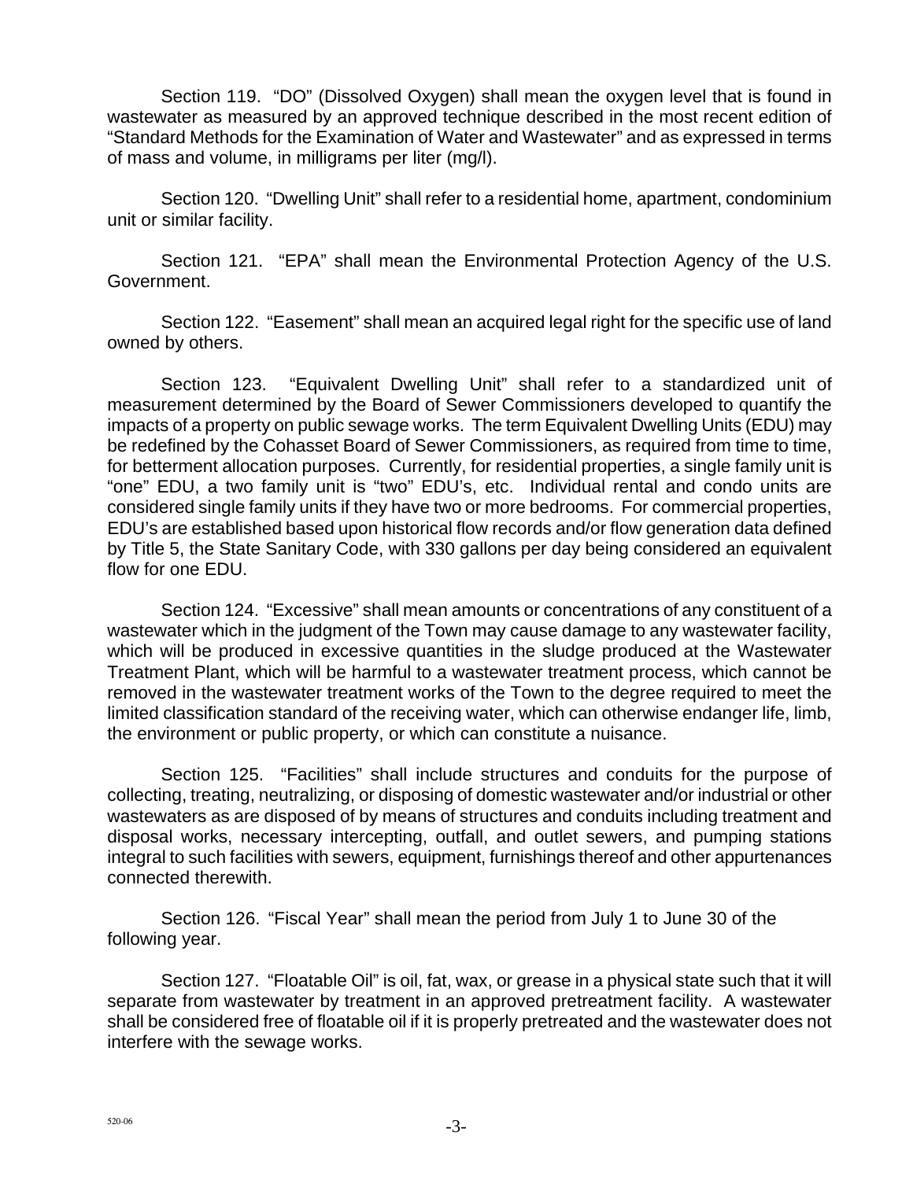Section 119. "DO" (Dissolved Oxygen) shall mean the oxygen level that is found in wastewater as measured by an approved technique described in the most recent edition of "Standard Methods for the Examination of Water and Wastewater" and as expressed in terms of mass and volume, in milligrams per liter (mg/l).

Section 120. "Dwelling Unit" shall refer to a residential home, apartment, condominium unit or similar facility.

Section 121. "EPA" shall mean the Environmental Protection Agency of the U.S. Government.

Section 122. "Easement" shall mean an acquired legal right for the specific use of land owned by others.

Section 123. "Equivalent Dwelling Unit" shall refer to a standardized unit of measurement determined by the Board of Sewer Commissioners developed to quantify the impacts of a property on public sewage works. The term Equivalent Dwelling Units (EDU) may be redefined by the Cohasset Board of Sewer Commissioners, as required from time to time, for betterment allocation purposes. Currently, for residential properties, a single family unit is "one" EDU, a two family unit is "two" EDU's, etc. Individual rental and condo units are considered single family units if they have two or more bedrooms. For commercial properties, EDU's are established based upon historical flow records and/or flow generation data defined by Title 5, the State Sanitary Code, with 330 gallons per day being considered an equivalent flow for one EDU.

Section 124. "Excessive" shall mean amounts or concentrations of any constituent of a wastewater which in the judgment of the Town may cause damage to any wastewater facility, which will be produced in excessive quantities in the sludge produced at the Wastewater Treatment Plant, which will be harmful to a wastewater treatment process, which cannot be removed in the wastewater treatment works of the Town to the degree required to meet the limited classification standard of the receiving water, which can otherwise endanger life, limb, the environment or public property, or which can constitute a nuisance.

Section 125. "Facilities" shall include structures and conduits for the purpose of collecting, treating, neutralizing, or disposing of domestic wastewater and/or industrial or other wastewaters as are disposed of by means of structures and conduits including treatment and disposal works, necessary intercepting, outfall, and outlet sewers, and pumping stations integral to such facilities with sewers, equipment, furnishings thereof and other appurtenances connected therewith.

Section 126. "Fiscal Year" shall mean the period from July 1 to June 30 of the following year.

Section 127. "Floatable Oil" is oil, fat, wax, or grease in a physical state such that it will separate from wastewater by treatment in an approved pretreatment facility. A wastewater shall be considered free of floatable oil if it is properly pretreated and the wastewater does not interfere with the sewage works.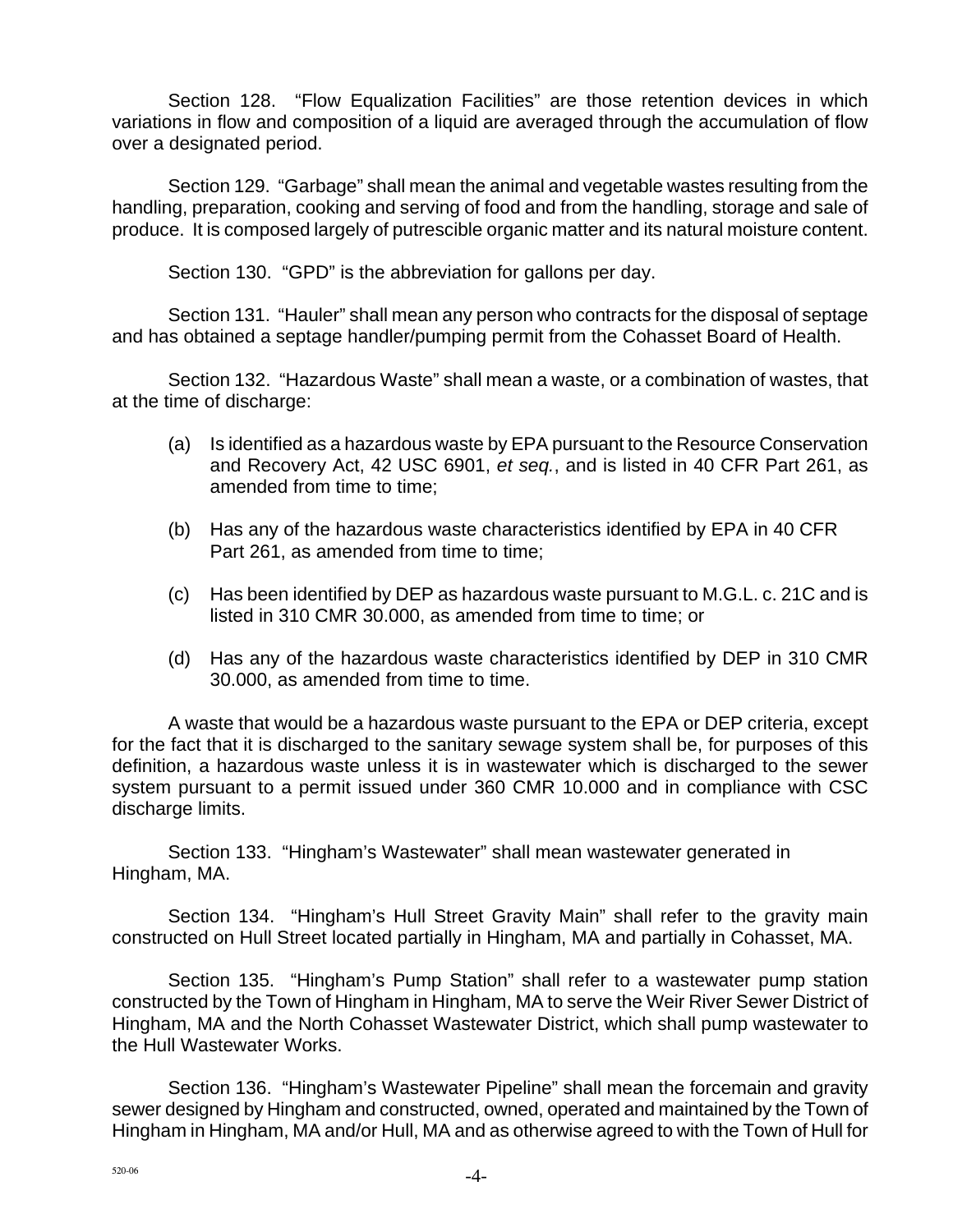Section 128. "Flow Equalization Facilities" are those retention devices in which variations in flow and composition of a liquid are averaged through the accumulation of flow over a designated period.

Section 129. "Garbage" shall mean the animal and vegetable wastes resulting from the handling, preparation, cooking and serving of food and from the handling, storage and sale of produce. It is composed largely of putrescible organic matter and its natural moisture content.

Section 130. "GPD" is the abbreviation for gallons per day.

Section 131. "Hauler" shall mean any person who contracts for the disposal of septage and has obtained a septage handler/pumping permit from the Cohasset Board of Health.

Section 132. "Hazardous Waste" shall mean a waste, or a combination of wastes, that at the time of discharge:

(a) Is identified as a hazardous waste by EPA pursuant to the Resource Conservation and Recovery Act, 42 USC 6901, *et seq.*, and is listed in 40 CFR Part 261, as amended from time to time;

(b) Has any of the hazardous waste characteristics identified by EPA in 40 CFR Part 261, as amended from time to time;

(c) Has been identified by DEP as hazardous waste pursuant to M.G.L. c. 21C and is listed in 310 CMR 30.000, as amended from time to time; or

(d) Has any of the hazardous waste characteristics identified by DEP in 310 CMR 30.000, as amended from time to time.

A waste that would be a hazardous waste pursuant to the EPA or DEP criteria, except for the fact that it is discharged to the sanitary sewage system shall be, for purposes of this definition, a hazardous waste unless it is in wastewater which is discharged to the sewer system pursuant to a permit issued under 360 CMR 10.000 and in compliance with CSC discharge limits.

Section 133. "Hingham's Wastewater" shall mean wastewater generated in Hingham, MA.

Section 134. "Hingham's Hull Street Gravity Main" shall refer to the gravity main constructed on Hull Street located partially in Hingham, MA and partially in Cohasset, MA.

Section 135. "Hingham's Pump Station" shall refer to a wastewater pump station constructed by the Town of Hingham in Hingham, MA to serve the Weir River Sewer District of Hingham, MA and the North Cohasset Wastewater District, which shall pump wastewater to the Hull Wastewater Works.

Section 136. "Hingham's Wastewater Pipeline" shall mean the forcemain and gravity sewer designed by Hingham and constructed, owned, operated and maintained by the Town of Hingham in Hingham, MA and/or Hull, MA and as otherwise agreed to with the Town of Hull for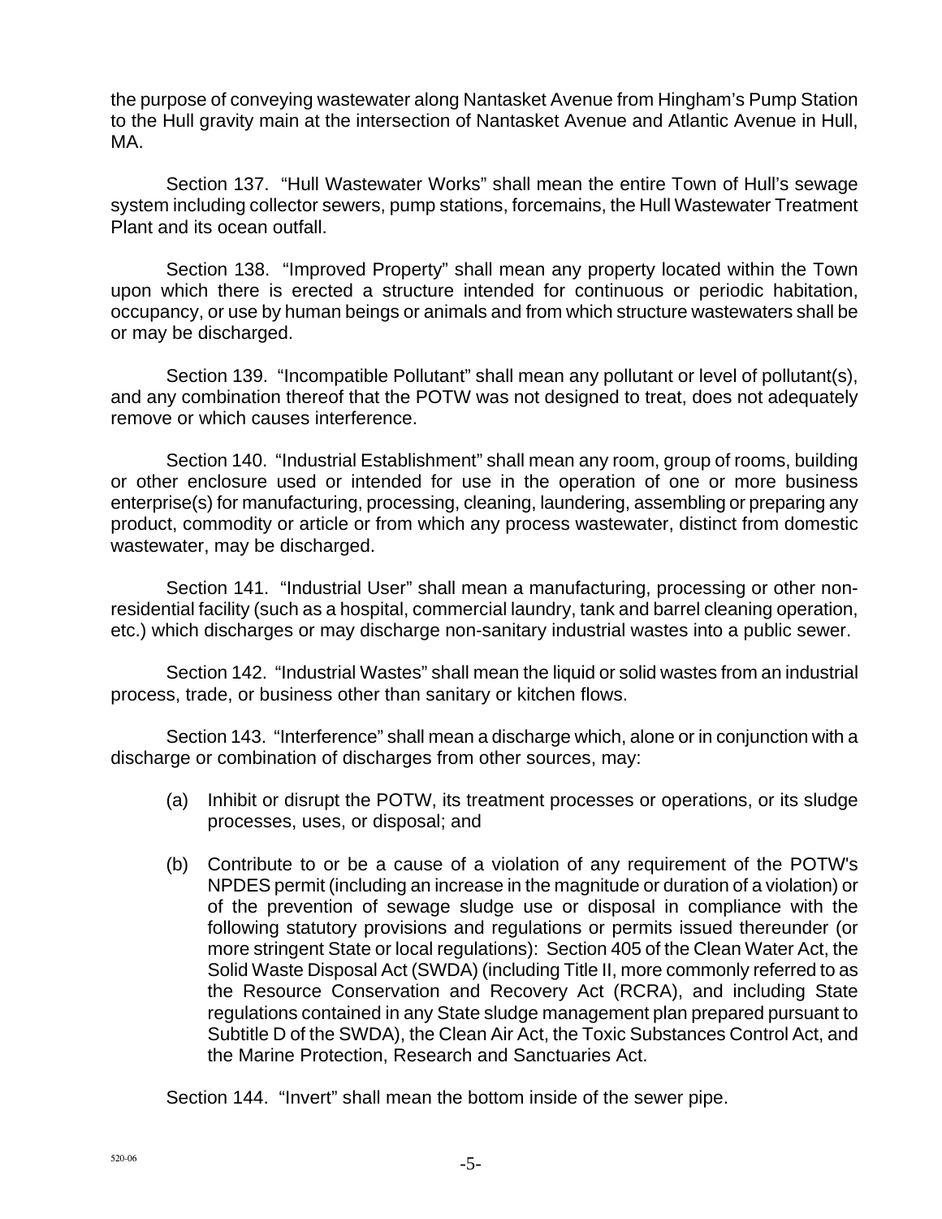the purpose of conveying wastewater along Nantasket Avenue from Hingham's Pump Station to the Hull gravity main at the intersection of Nantasket Avenue and Atlantic Avenue in Hull, MA.

Section 137. "Hull Wastewater Works" shall mean the entire Town of Hull's sewage system including collector sewers, pump stations, forcemains, the Hull Wastewater Treatment Plant and its ocean outfall.

Section 138. "Improved Property" shall mean any property located within the Town upon which there is erected a structure intended for continuous or periodic habitation, occupancy, or use by human beings or animals and from which structure wastewaters shall be or may be discharged.

Section 139. "Incompatible Pollutant" shall mean any pollutant or level of pollutant(s), and any combination thereof that the POTW was not designed to treat, does not adequately remove or which causes interference.

Section 140. "Industrial Establishment" shall mean any room, group of rooms, building or other enclosure used or intended for use in the operation of one or more business enterprise(s) for manufacturing, processing, cleaning, laundering, assembling or preparing any product, commodity or article or from which any process wastewater, distinct from domestic wastewater, may be discharged.

Section 141. "Industrial User" shall mean a manufacturing, processing or other non-residential facility (such as a hospital, commercial laundry, tank and barrel cleaning operation, etc.) which discharges or may discharge non-sanitary industrial wastes into a public sewer.

Section 142. "Industrial Wastes" shall mean the liquid or solid wastes from an industrial process, trade, or business other than sanitary or kitchen flows.

Section 143. "Interference" shall mean a discharge which, alone or in conjunction with a discharge or combination of discharges from other sources, may:

(a) Inhibit or disrupt the POTW, its treatment processes or operations, or its sludge processes, uses, or disposal; and

(b) Contribute to or be a cause of a violation of any requirement of the POTW's NPDES permit (including an increase in the magnitude or duration of a violation) or of the prevention of sewage sludge use or disposal in compliance with the following statutory provisions and regulations or permits issued thereunder (or more stringent State or local regulations): Section 405 of the Clean Water Act, the Solid Waste Disposal Act (SWDA) (including Title II, more commonly referred to as the Resource Conservation and Recovery Act (RCRA), and including State regulations contained in any State sludge management plan prepared pursuant to Subtitle D of the SWDA), the Clean Air Act, the Toxic Substances Control Act, and the Marine Protection, Research and Sanctuaries Act.

Section 144. "Invert" shall mean the bottom inside of the sewer pipe.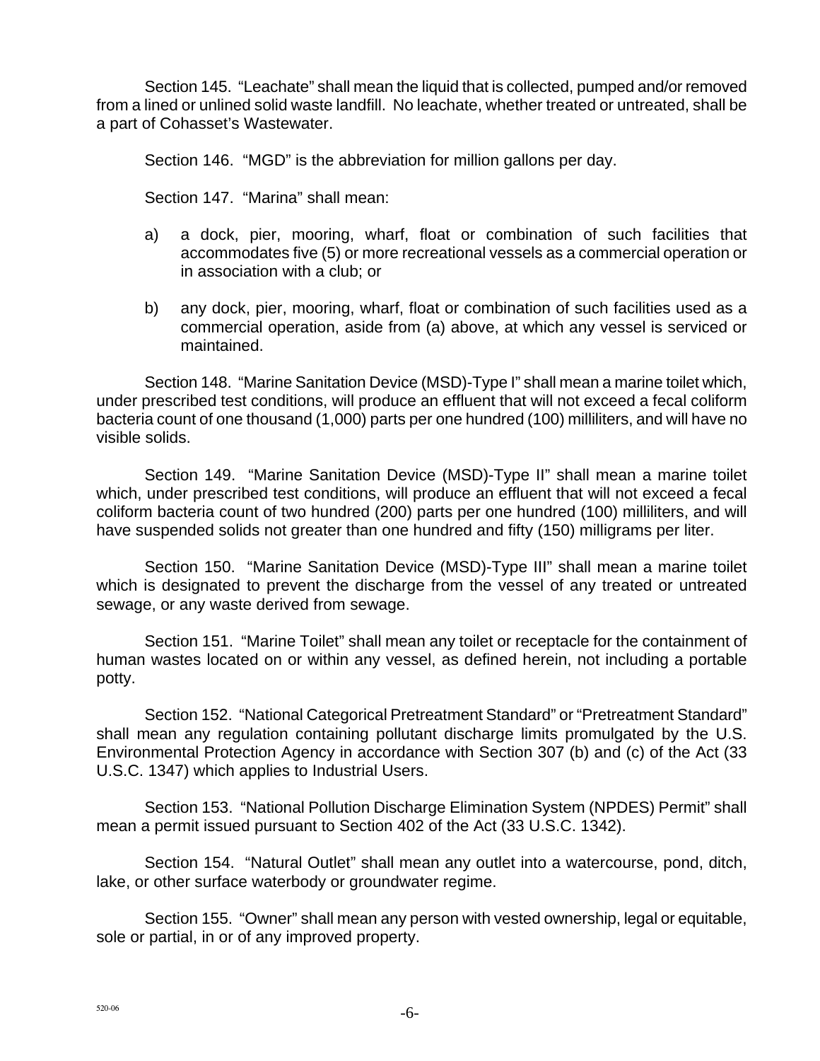Section 145. "Leachate" shall mean the liquid that is collected, pumped and/or removed from a lined or unlined solid waste landfill. No leachate, whether treated or untreated, shall be a part of Cohasset's Wastewater.

Section 146. "MGD" is the abbreviation for million gallons per day.

Section 147. "Marina" shall mean:

a) a dock, pier, mooring, wharf, float or combination of such facilities that accommodates five (5) or more recreational vessels as a commercial operation or in association with a club; or

b) any dock, pier, mooring, wharf, float or combination of such facilities used as a commercial operation, aside from (a) above, at which any vessel is serviced or maintained.

Section 148. "Marine Sanitation Device (MSD)-Type I" shall mean a marine toilet which, under prescribed test conditions, will produce an effluent that will not exceed a fecal coliform bacteria count of one thousand (1,000) parts per one hundred (100) milliliters, and will have no visible solids.

Section 149. "Marine Sanitation Device (MSD)-Type II" shall mean a marine toilet which, under prescribed test conditions, will produce an effluent that will not exceed a fecal coliform bacteria count of two hundred (200) parts per one hundred (100) milliliters, and will have suspended solids not greater than one hundred and fifty (150) milligrams per liter.

Section 150. "Marine Sanitation Device (MSD)-Type III" shall mean a marine toilet which is designated to prevent the discharge from the vessel of any treated or untreated sewage, or any waste derived from sewage.

Section 151. "Marine Toilet" shall mean any toilet or receptacle for the containment of human wastes located on or within any vessel, as defined herein, not including a portable potty.

Section 152. "National Categorical Pretreatment Standard" or "Pretreatment Standard" shall mean any regulation containing pollutant discharge limits promulgated by the U.S. Environmental Protection Agency in accordance with Section 307 (b) and (c) of the Act (33 U.S.C. 1347) which applies to Industrial Users.

Section 153. "National Pollution Discharge Elimination System (NPDES) Permit" shall mean a permit issued pursuant to Section 402 of the Act (33 U.S.C. 1342).

Section 154. "Natural Outlet" shall mean any outlet into a watercourse, pond, ditch, lake, or other surface waterbody or groundwater regime.

Section 155. "Owner" shall mean any person with vested ownership, legal or equitable, sole or partial, in or of any improved property.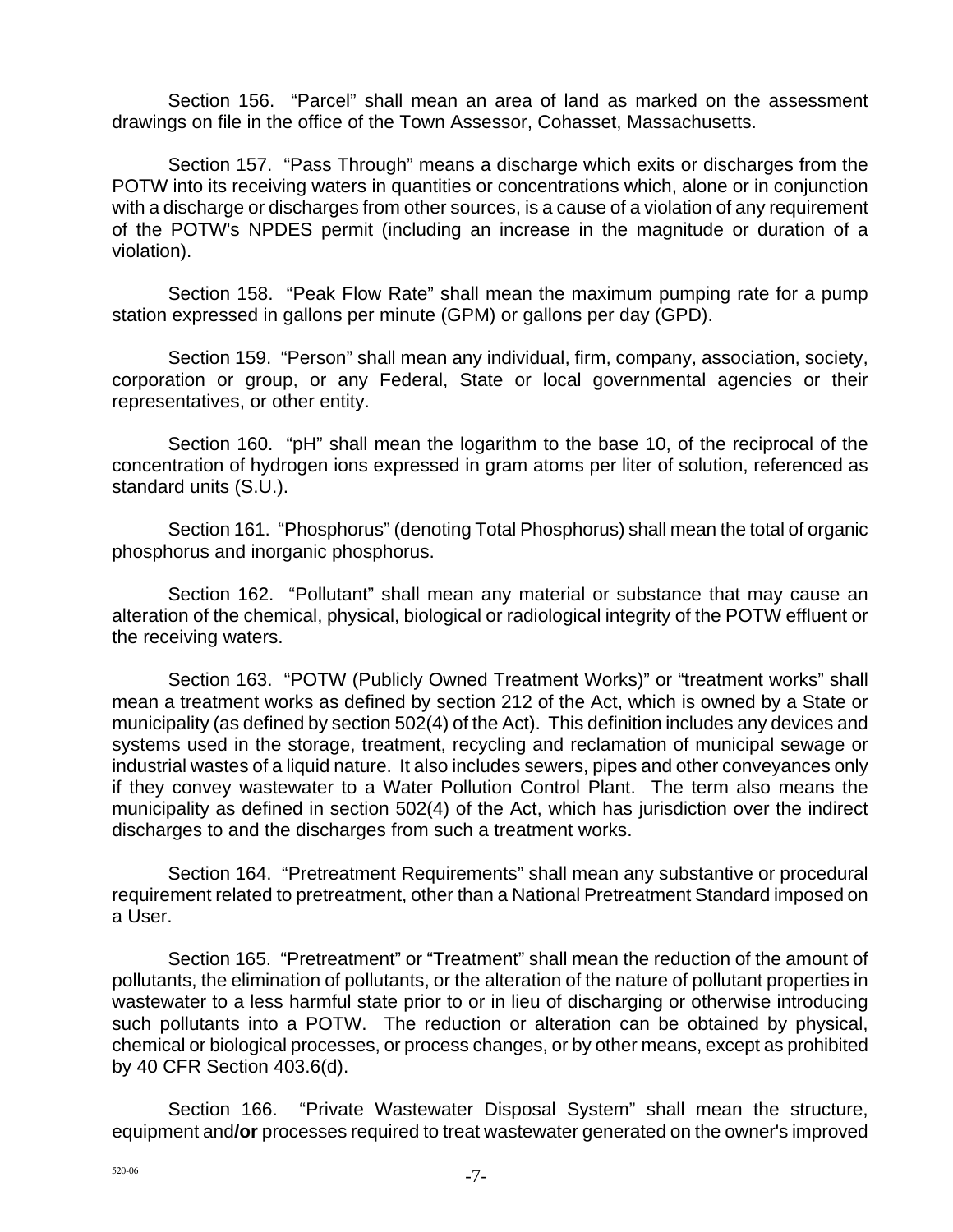Section 156. “Parcel” shall mean an area of land as marked on the assessment drawings on file in the office of the Town Assessor, Cohasset, Massachusetts.

Section 157. “Pass Through” means a discharge which exits or discharges from the POTW into its receiving waters in quantities or concentrations which, alone or in conjunction with a discharge or discharges from other sources, is a cause of a violation of any requirement of the POTW's NPDES permit (including an increase in the magnitude or duration of a violation).

Section 158. “Peak Flow Rate” shall mean the maximum pumping rate for a pump station expressed in gallons per minute (GPM) or gallons per day (GPD).

Section 159. “Person” shall mean any individual, firm, company, association, society, corporation or group, or any Federal, State or local governmental agencies or their representatives, or other entity.

Section 160. “pH” shall mean the logarithm to the base 10, of the reciprocal of the concentration of hydrogen ions expressed in gram atoms per liter of solution, referenced as standard units (S.U.).

Section 161. “Phosphorus” (denoting Total Phosphorus) shall mean the total of organic phosphorus and inorganic phosphorus.

Section 162. “Pollutant” shall mean any material or substance that may cause an alteration of the chemical, physical, biological or radiological integrity of the POTW effluent or the receiving waters.

Section 163. “POTW (Publicly Owned Treatment Works)” or “treatment works” shall mean a treatment works as defined by section 212 of the Act, which is owned by a State or municipality (as defined by section 502(4) of the Act). This definition includes any devices and systems used in the storage, treatment, recycling and reclamation of municipal sewage or industrial wastes of a liquid nature. It also includes sewers, pipes and other conveyances only if they convey wastewater to a Water Pollution Control Plant. The term also means the municipality as defined in section 502(4) of the Act, which has jurisdiction over the indirect discharges to and the discharges from such a treatment works.

Section 164. “Pretreatment Requirements” shall mean any substantive or procedural requirement related to pretreatment, other than a National Pretreatment Standard imposed on a User.

Section 165. “Pretreatment” or “Treatment” shall mean the reduction of the amount of pollutants, the elimination of pollutants, or the alteration of the nature of pollutant properties in wastewater to a less harmful state prior to or in lieu of discharging or otherwise introducing such pollutants into a POTW. The reduction or alteration can be obtained by physical, chemical or biological processes, or process changes, or by other means, except as prohibited by 40 CFR Section 403.6(d).

Section 166. “Private Wastewater Disposal System” shall mean the structure, equipment and**/or** processes required to treat wastewater generated on the owner's improved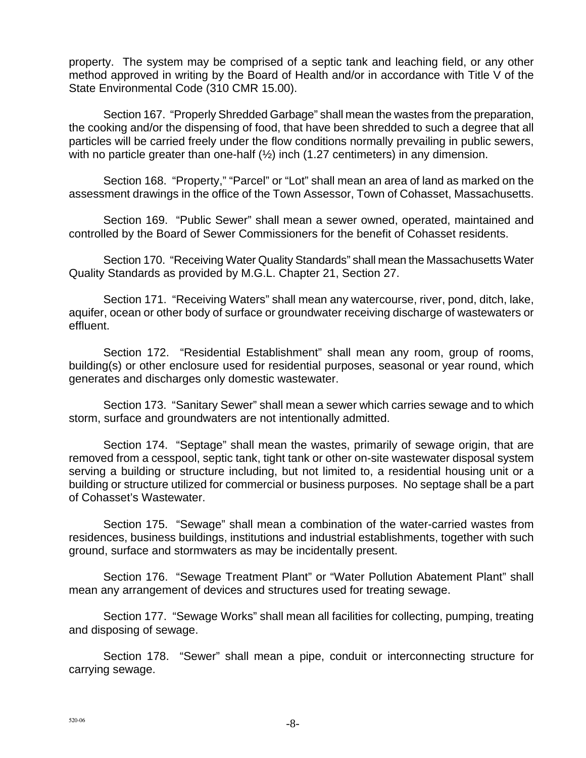property. The system may be comprised of a septic tank and leaching field, or any other method approved in writing by the Board of Health and/or in accordance with Title V of the State Environmental Code (310 CMR 15.00).

Section 167. "Properly Shredded Garbage" shall mean the wastes from the preparation, the cooking and/or the dispensing of food, that have been shredded to such a degree that all particles will be carried freely under the flow conditions normally prevailing in public sewers, with no particle greater than one-half (½) inch (1.27 centimeters) in any dimension.

Section 168. "Property," "Parcel" or "Lot" shall mean an area of land as marked on the assessment drawings in the office of the Town Assessor, Town of Cohasset, Massachusetts.

Section 169. "Public Sewer" shall mean a sewer owned, operated, maintained and controlled by the Board of Sewer Commissioners for the benefit of Cohasset residents.

Section 170. "Receiving Water Quality Standards" shall mean the Massachusetts Water Quality Standards as provided by M.G.L. Chapter 21, Section 27.

Section 171. "Receiving Waters" shall mean any watercourse, river, pond, ditch, lake, aquifer, ocean or other body of surface or groundwater receiving discharge of wastewaters or effluent.

Section 172. "Residential Establishment" shall mean any room, group of rooms, building(s) or other enclosure used for residential purposes, seasonal or year round, which generates and discharges only domestic wastewater.

Section 173. "Sanitary Sewer" shall mean a sewer which carries sewage and to which storm, surface and groundwaters are not intentionally admitted.

Section 174. "Septage" shall mean the wastes, primarily of sewage origin, that are removed from a cesspool, septic tank, tight tank or other on-site wastewater disposal system serving a building or structure including, but not limited to, a residential housing unit or a building or structure utilized for commercial or business purposes. No septage shall be a part of Cohasset's Wastewater.

Section 175. "Sewage" shall mean a combination of the water-carried wastes from residences, business buildings, institutions and industrial establishments, together with such ground, surface and stormwaters as may be incidentally present.

Section 176. "Sewage Treatment Plant" or "Water Pollution Abatement Plant" shall mean any arrangement of devices and structures used for treating sewage.

Section 177. "Sewage Works" shall mean all facilities for collecting, pumping, treating and disposing of sewage.

Section 178. "Sewer" shall mean a pipe, conduit or interconnecting structure for carrying sewage.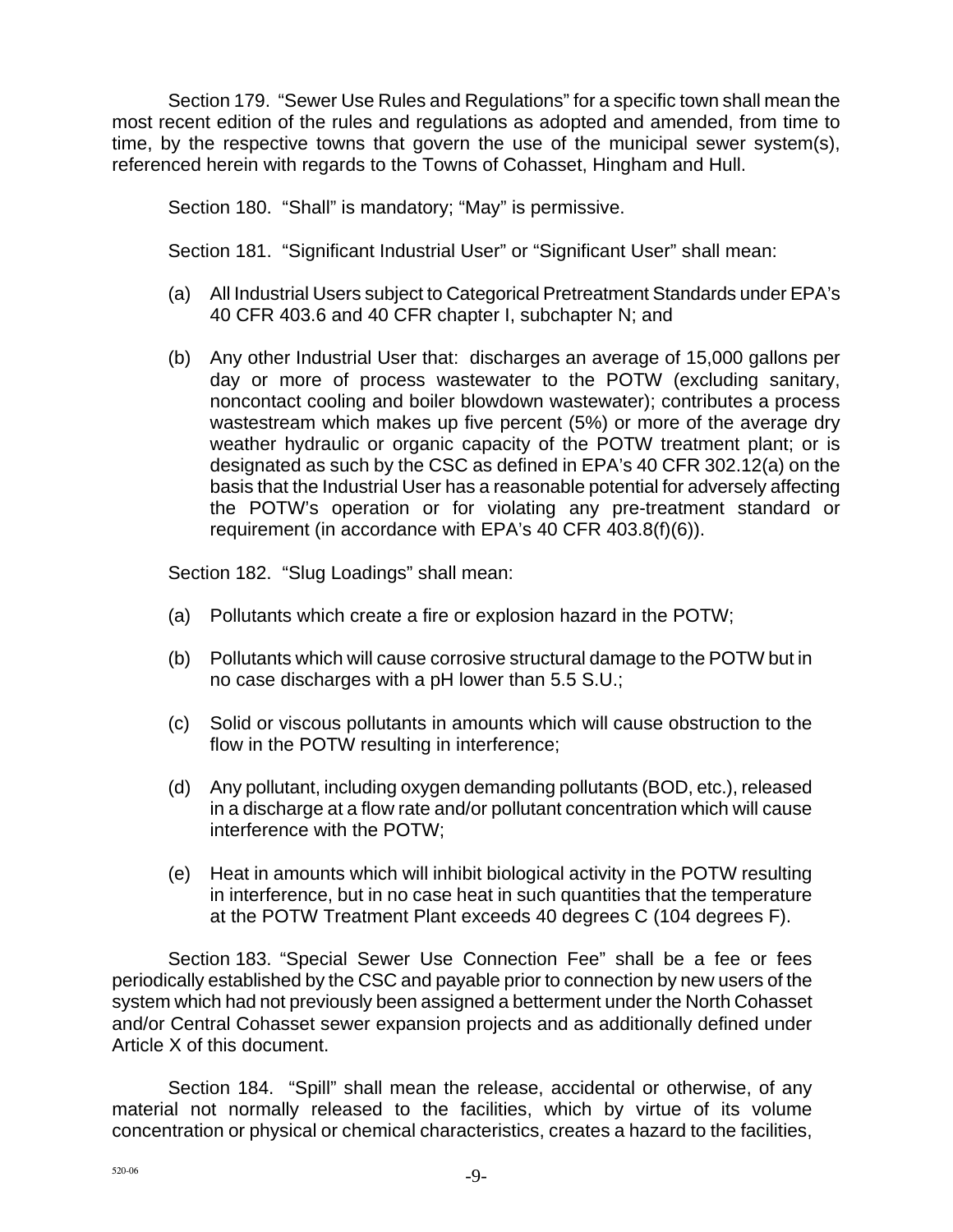Section 179. "Sewer Use Rules and Regulations" for a specific town shall mean the most recent edition of the rules and regulations as adopted and amended, from time to time, by the respective towns that govern the use of the municipal sewer system(s), referenced herein with regards to the Towns of Cohasset, Hingham and Hull.

Section 180. "Shall" is mandatory; "May" is permissive.

Section 181. "Significant Industrial User" or "Significant User" shall mean:

(a) All Industrial Users subject to Categorical Pretreatment Standards under EPA's 40 CFR 403.6 and 40 CFR chapter I, subchapter N; and

(b) Any other Industrial User that: discharges an average of 15,000 gallons per day or more of process wastewater to the POTW (excluding sanitary, noncontact cooling and boiler blowdown wastewater); contributes a process wastestream which makes up five percent (5%) or more of the average dry weather hydraulic or organic capacity of the POTW treatment plant; or is designated as such by the CSC as defined in EPA's 40 CFR 302.12(a) on the basis that the Industrial User has a reasonable potential for adversely affecting the POTW's operation or for violating any pre-treatment standard or requirement (in accordance with EPA's 40 CFR 403.8(f)(6)).

Section 182. "Slug Loadings" shall mean:

(a) Pollutants which create a fire or explosion hazard in the POTW;

(b) Pollutants which will cause corrosive structural damage to the POTW but in no case discharges with a pH lower than 5.5 S.U.;

(c) Solid or viscous pollutants in amounts which will cause obstruction to the flow in the POTW resulting in interference;

(d) Any pollutant, including oxygen demanding pollutants (BOD, etc.), released in a discharge at a flow rate and/or pollutant concentration which will cause interference with the POTW;

(e) Heat in amounts which will inhibit biological activity in the POTW resulting in interference, but in no case heat in such quantities that the temperature at the POTW Treatment Plant exceeds 40 degrees C (104 degrees F).

Section 183. "Special Sewer Use Connection Fee" shall be a fee or fees periodically established by the CSC and payable prior to connection by new users of the system which had not previously been assigned a betterment under the North Cohasset and/or Central Cohasset sewer expansion projects and as additionally defined under Article X of this document.

Section 184. "Spill" shall mean the release, accidental or otherwise, of any material not normally released to the facilities, which by virtue of its volume concentration or physical or chemical characteristics, creates a hazard to the facilities,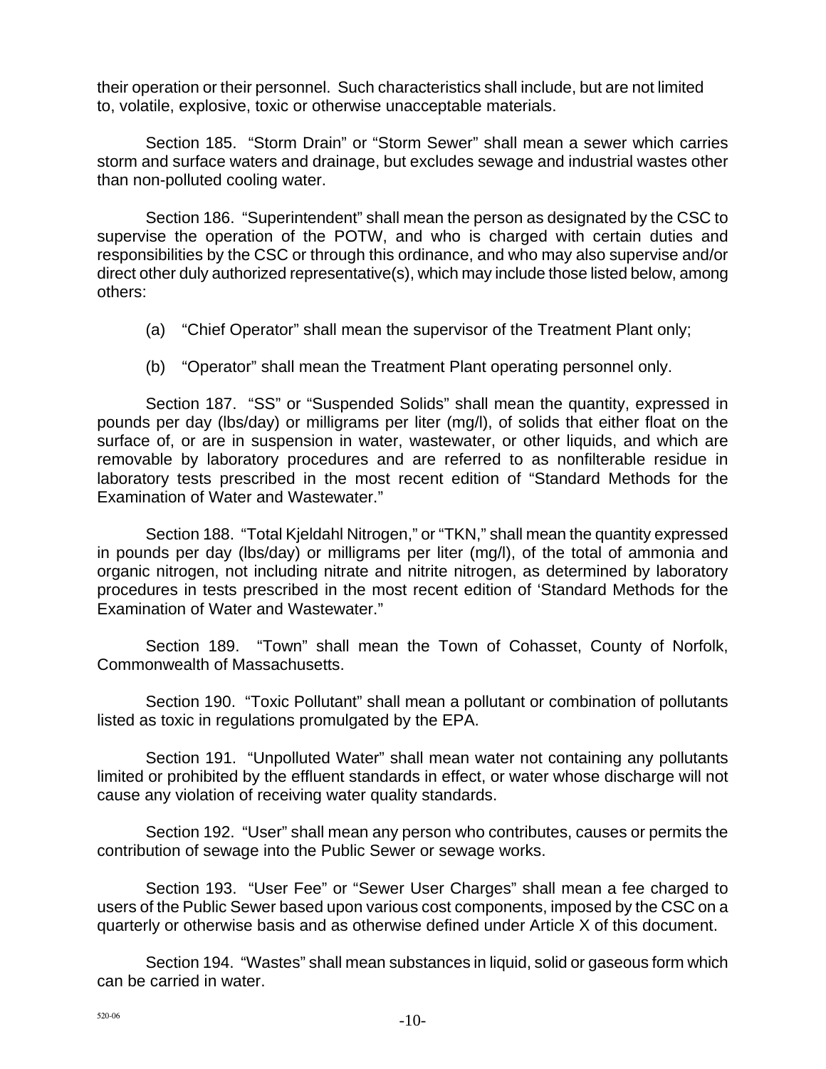their operation or their personnel. Such characteristics shall include, but are not limited to, volatile, explosive, toxic or otherwise unacceptable materials.

Section 185. "Storm Drain" or "Storm Sewer" shall mean a sewer which carries storm and surface waters and drainage, but excludes sewage and industrial wastes other than non-polluted cooling water.

Section 186. "Superintendent" shall mean the person as designated by the CSC to supervise the operation of the POTW, and who is charged with certain duties and responsibilities by the CSC or through this ordinance, and who may also supervise and/or direct other duly authorized representative(s), which may include those listed below, among others:

(a) "Chief Operator" shall mean the supervisor of the Treatment Plant only;

(b) "Operator" shall mean the Treatment Plant operating personnel only.

Section 187. "SS" or "Suspended Solids" shall mean the quantity, expressed in pounds per day (lbs/day) or milligrams per liter (mg/l), of solids that either float on the surface of, or are in suspension in water, wastewater, or other liquids, and which are removable by laboratory procedures and are referred to as nonfilterable residue in laboratory tests prescribed in the most recent edition of "Standard Methods for the Examination of Water and Wastewater."

Section 188. "Total Kjeldahl Nitrogen," or "TKN," shall mean the quantity expressed in pounds per day (lbs/day) or milligrams per liter (mg/l), of the total of ammonia and organic nitrogen, not including nitrate and nitrite nitrogen, as determined by laboratory procedures in tests prescribed in the most recent edition of 'Standard Methods for the Examination of Water and Wastewater."

Section 189. "Town" shall mean the Town of Cohasset, County of Norfolk, Commonwealth of Massachusetts.

Section 190. "Toxic Pollutant" shall mean a pollutant or combination of pollutants listed as toxic in regulations promulgated by the EPA.

Section 191. "Unpolluted Water" shall mean water not containing any pollutants limited or prohibited by the effluent standards in effect, or water whose discharge will not cause any violation of receiving water quality standards.

Section 192. "User" shall mean any person who contributes, causes or permits the contribution of sewage into the Public Sewer or sewage works.

Section 193. "User Fee" or "Sewer User Charges" shall mean a fee charged to users of the Public Sewer based upon various cost components, imposed by the CSC on a quarterly or otherwise basis and as otherwise defined under Article X of this document.

Section 194. "Wastes" shall mean substances in liquid, solid or gaseous form which can be carried in water.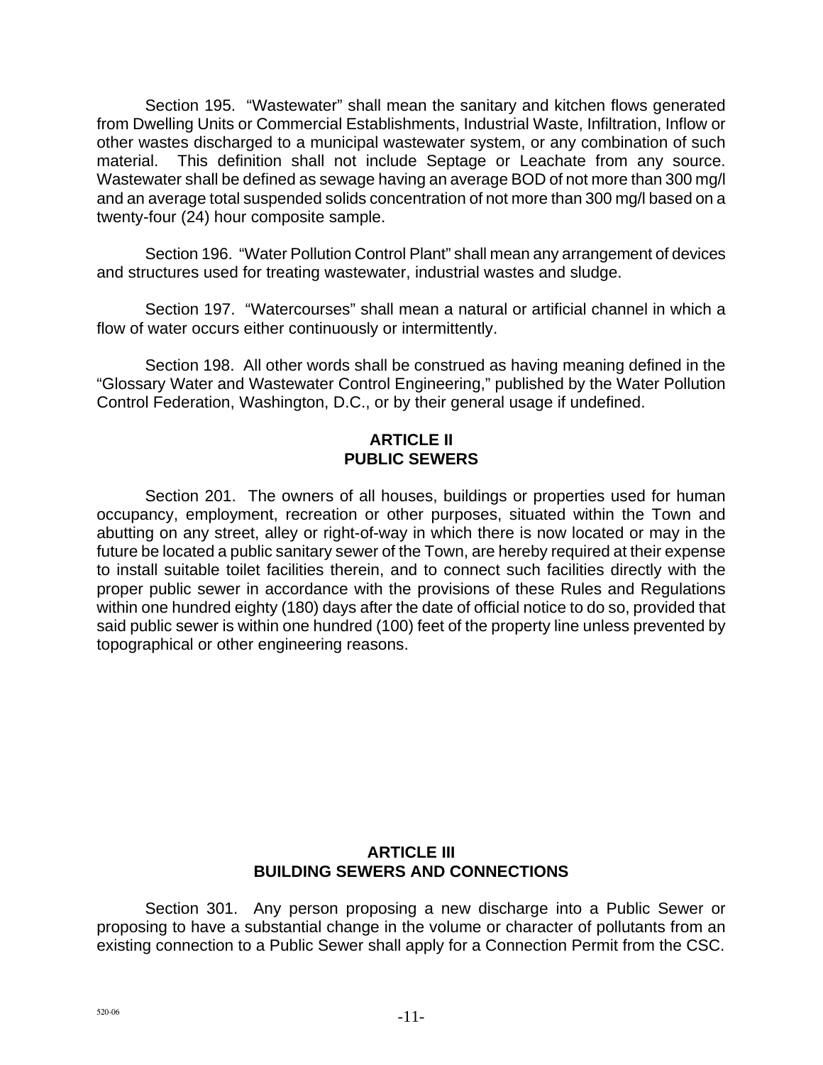Section 195. "Wastewater" shall mean the sanitary and kitchen flows generated from Dwelling Units or Commercial Establishments, Industrial Waste, Infiltration, Inflow or other wastes discharged to a municipal wastewater system, or any combination of such material. This definition shall not include Septage or Leachate from any source. Wastewater shall be defined as sewage having an average BOD of not more than 300 mg/l and an average total suspended solids concentration of not more than 300 mg/l based on a twenty-four (24) hour composite sample.

Section 196. "Water Pollution Control Plant" shall mean any arrangement of devices and structures used for treating wastewater, industrial wastes and sludge.

Section 197. "Watercourses" shall mean a natural or artificial channel in which a flow of water occurs either continuously or intermittently.

Section 198. All other words shall be construed as having meaning defined in the "Glossary Water and Wastewater Control Engineering," published by the Water Pollution Control Federation, Washington, D.C., or by their general usage if undefined.

## ARTICLE II
## PUBLIC SEWERS

Section 201. The owners of all houses, buildings or properties used for human occupancy, employment, recreation or other purposes, situated within the Town and abutting on any street, alley or right-of-way in which there is now located or may in the future be located a public sanitary sewer of the Town, are hereby required at their expense to install suitable toilet facilities therein, and to connect such facilities directly with the proper public sewer in accordance with the provisions of these Rules and Regulations within one hundred eighty (180) days after the date of official notice to do so, provided that said public sewer is within one hundred (100) feet of the property line unless prevented by topographical or other engineering reasons.

## ARTICLE III
## BUILDING SEWERS AND CONNECTIONS

Section 301. Any person proposing a new discharge into a Public Sewer or proposing to have a substantial change in the volume or character of pollutants from an existing connection to a Public Sewer shall apply for a Connection Permit from the CSC.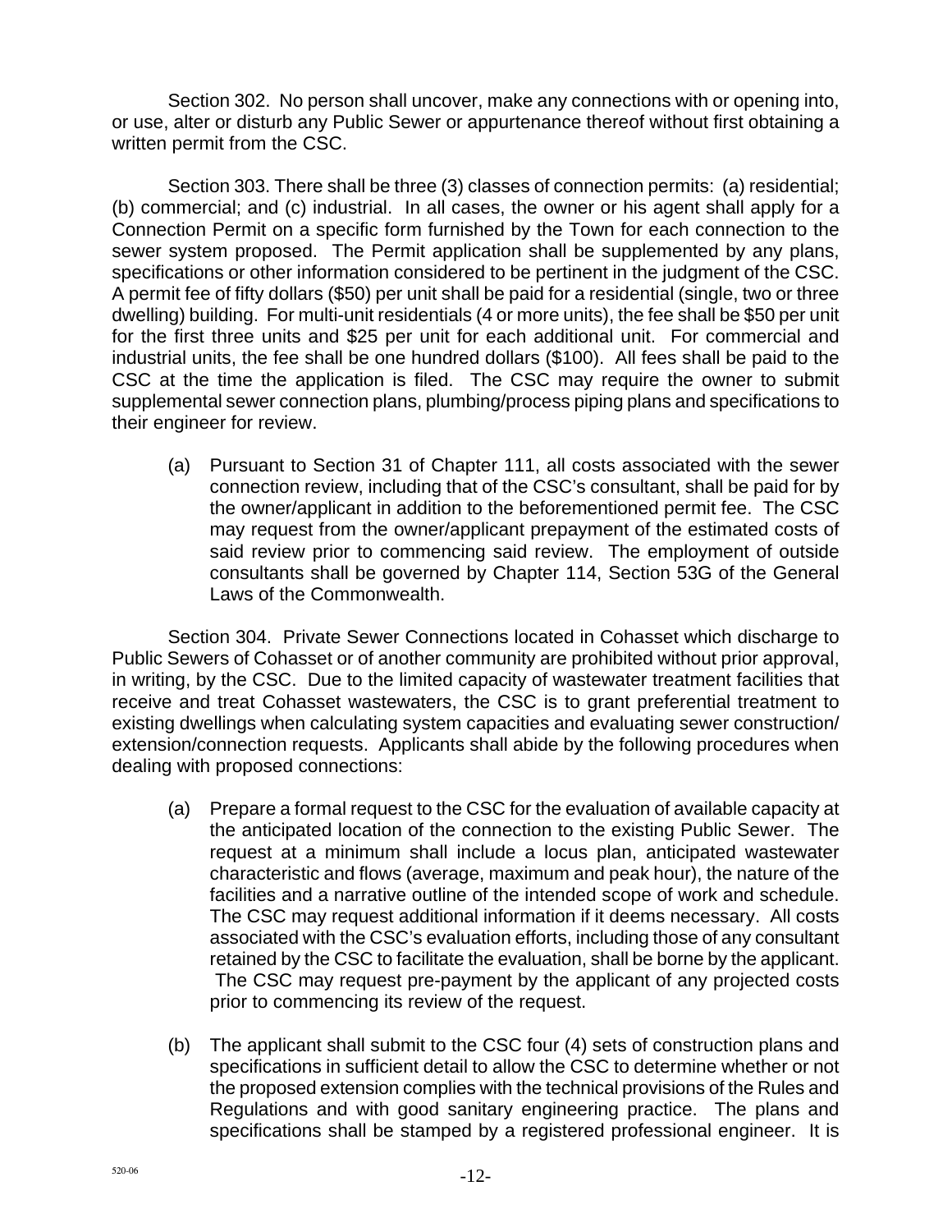Section 302. No person shall uncover, make any connections with or opening into, or use, alter or disturb any Public Sewer or appurtenance thereof without first obtaining a written permit from the CSC.

Section 303. There shall be three (3) classes of connection permits: (a) residential; (b) commercial; and (c) industrial. In all cases, the owner or his agent shall apply for a Connection Permit on a specific form furnished by the Town for each connection to the sewer system proposed. The Permit application shall be supplemented by any plans, specifications or other information considered to be pertinent in the judgment of the CSC. A permit fee of fifty dollars ($50) per unit shall be paid for a residential (single, two or three dwelling) building. For multi-unit residentials (4 or more units), the fee shall be $50 per unit for the first three units and $25 per unit for each additional unit. For commercial and industrial units, the fee shall be one hundred dollars ($100). All fees shall be paid to the CSC at the time the application is filed. The CSC may require the owner to submit supplemental sewer connection plans, plumbing/process piping plans and specifications to their engineer for review.

(a) Pursuant to Section 31 of Chapter 111, all costs associated with the sewer connection review, including that of the CSC's consultant, shall be paid for by the owner/applicant in addition to the beforementioned permit fee. The CSC may request from the owner/applicant prepayment of the estimated costs of said review prior to commencing said review. The employment of outside consultants shall be governed by Chapter 114, Section 53G of the General Laws of the Commonwealth.

Section 304. Private Sewer Connections located in Cohasset which discharge to Public Sewers of Cohasset or of another community are prohibited without prior approval, in writing, by the CSC. Due to the limited capacity of wastewater treatment facilities that receive and treat Cohasset wastewaters, the CSC is to grant preferential treatment to existing dwellings when calculating system capacities and evaluating sewer construction/ extension/connection requests. Applicants shall abide by the following procedures when dealing with proposed connections:

(a) Prepare a formal request to the CSC for the evaluation of available capacity at the anticipated location of the connection to the existing Public Sewer. The request at a minimum shall include a locus plan, anticipated wastewater characteristic and flows (average, maximum and peak hour), the nature of the facilities and a narrative outline of the intended scope of work and schedule. The CSC may request additional information if it deems necessary. All costs associated with the CSC's evaluation efforts, including those of any consultant retained by the CSC to facilitate the evaluation, shall be borne by the applicant. The CSC may request pre-payment by the applicant of any projected costs prior to commencing its review of the request.

(b) The applicant shall submit to the CSC four (4) sets of construction plans and specifications in sufficient detail to allow the CSC to determine whether or not the proposed extension complies with the technical provisions of the Rules and Regulations and with good sanitary engineering practice. The plans and specifications shall be stamped by a registered professional engineer. It is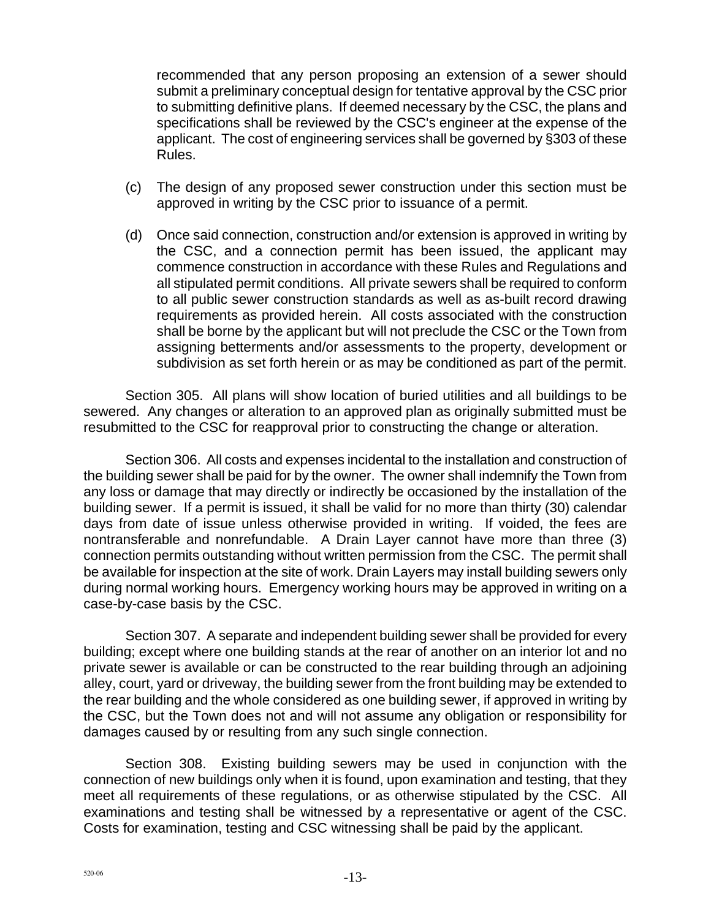recommended that any person proposing an extension of a sewer should submit a preliminary conceptual design for tentative approval by the CSC prior to submitting definitive plans. If deemed necessary by the CSC, the plans and specifications shall be reviewed by the CSC's engineer at the expense of the applicant. The cost of engineering services shall be governed by §303 of these Rules.

(c) The design of any proposed sewer construction under this section must be approved in writing by the CSC prior to issuance of a permit.

(d) Once said connection, construction and/or extension is approved in writing by the CSC, and a connection permit has been issued, the applicant may commence construction in accordance with these Rules and Regulations and all stipulated permit conditions. All private sewers shall be required to conform to all public sewer construction standards as well as as-built record drawing requirements as provided herein. All costs associated with the construction shall be borne by the applicant but will not preclude the CSC or the Town from assigning betterments and/or assessments to the property, development or subdivision as set forth herein or as may be conditioned as part of the permit.

Section 305. All plans will show location of buried utilities and all buildings to be sewered. Any changes or alteration to an approved plan as originally submitted must be resubmitted to the CSC for reapproval prior to constructing the change or alteration.

Section 306. All costs and expenses incidental to the installation and construction of the building sewer shall be paid for by the owner. The owner shall indemnify the Town from any loss or damage that may directly or indirectly be occasioned by the installation of the building sewer. If a permit is issued, it shall be valid for no more than thirty (30) calendar days from date of issue unless otherwise provided in writing. If voided, the fees are nontransferable and nonrefundable. A Drain Layer cannot have more than three (3) connection permits outstanding without written permission from the CSC. The permit shall be available for inspection at the site of work. Drain Layers may install building sewers only during normal working hours. Emergency working hours may be approved in writing on a case-by-case basis by the CSC.

Section 307. A separate and independent building sewer shall be provided for every building; except where one building stands at the rear of another on an interior lot and no private sewer is available or can be constructed to the rear building through an adjoining alley, court, yard or driveway, the building sewer from the front building may be extended to the rear building and the whole considered as one building sewer, if approved in writing by the CSC, but the Town does not and will not assume any obligation or responsibility for damages caused by or resulting from any such single connection.

Section 308. Existing building sewers may be used in conjunction with the connection of new buildings only when it is found, upon examination and testing, that they meet all requirements of these regulations, or as otherwise stipulated by the CSC. All examinations and testing shall be witnessed by a representative or agent of the CSC. Costs for examination, testing and CSC witnessing shall be paid by the applicant.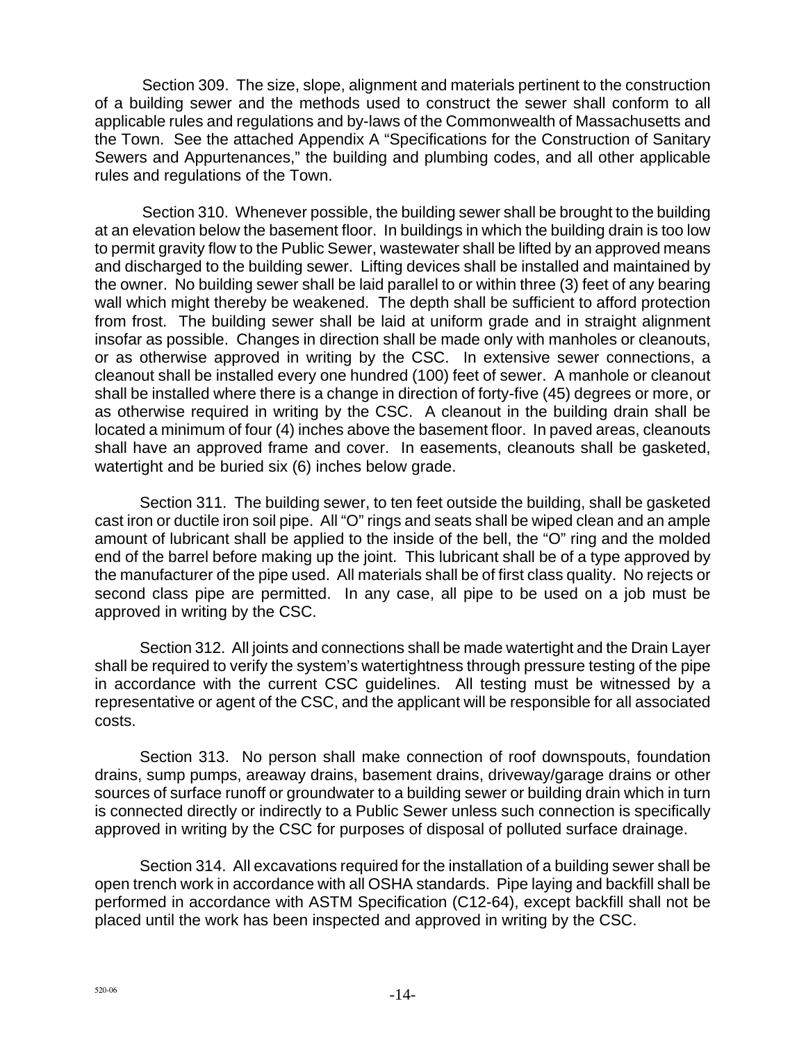Section 309. The size, slope, alignment and materials pertinent to the construction of a building sewer and the methods used to construct the sewer shall conform to all applicable rules and regulations and by-laws of the Commonwealth of Massachusetts and the Town. See the attached Appendix A "Specifications for the Construction of Sanitary Sewers and Appurtenances," the building and plumbing codes, and all other applicable rules and regulations of the Town.

Section 310. Whenever possible, the building sewer shall be brought to the building at an elevation below the basement floor. In buildings in which the building drain is too low to permit gravity flow to the Public Sewer, wastewater shall be lifted by an approved means and discharged to the building sewer. Lifting devices shall be installed and maintained by the owner. No building sewer shall be laid parallel to or within three (3) feet of any bearing wall which might thereby be weakened. The depth shall be sufficient to afford protection from frost. The building sewer shall be laid at uniform grade and in straight alignment insofar as possible. Changes in direction shall be made only with manholes or cleanouts, or as otherwise approved in writing by the CSC. In extensive sewer connections, a cleanout shall be installed every one hundred (100) feet of sewer. A manhole or cleanout shall be installed where there is a change in direction of forty-five (45) degrees or more, or as otherwise required in writing by the CSC. A cleanout in the building drain shall be located a minimum of four (4) inches above the basement floor. In paved areas, cleanouts shall have an approved frame and cover. In easements, cleanouts shall be gasketed, watertight and be buried six (6) inches below grade.

Section 311. The building sewer, to ten feet outside the building, shall be gasketed cast iron or ductile iron soil pipe. All "O" rings and seats shall be wiped clean and an ample amount of lubricant shall be applied to the inside of the bell, the "O" ring and the molded end of the barrel before making up the joint. This lubricant shall be of a type approved by the manufacturer of the pipe used. All materials shall be of first class quality. No rejects or second class pipe are permitted. In any case, all pipe to be used on a job must be approved in writing by the CSC.

Section 312. All joints and connections shall be made watertight and the Drain Layer shall be required to verify the system's watertightness through pressure testing of the pipe in accordance with the current CSC guidelines. All testing must be witnessed by a representative or agent of the CSC, and the applicant will be responsible for all associated costs.

Section 313. No person shall make connection of roof downspouts, foundation drains, sump pumps, areaway drains, basement drains, driveway/garage drains or other sources of surface runoff or groundwater to a building sewer or building drain which in turn is connected directly or indirectly to a Public Sewer unless such connection is specifically approved in writing by the CSC for purposes of disposal of polluted surface drainage.

Section 314. All excavations required for the installation of a building sewer shall be open trench work in accordance with all OSHA standards. Pipe laying and backfill shall be performed in accordance with ASTM Specification (C12-64), except backfill shall not be placed until the work has been inspected and approved in writing by the CSC.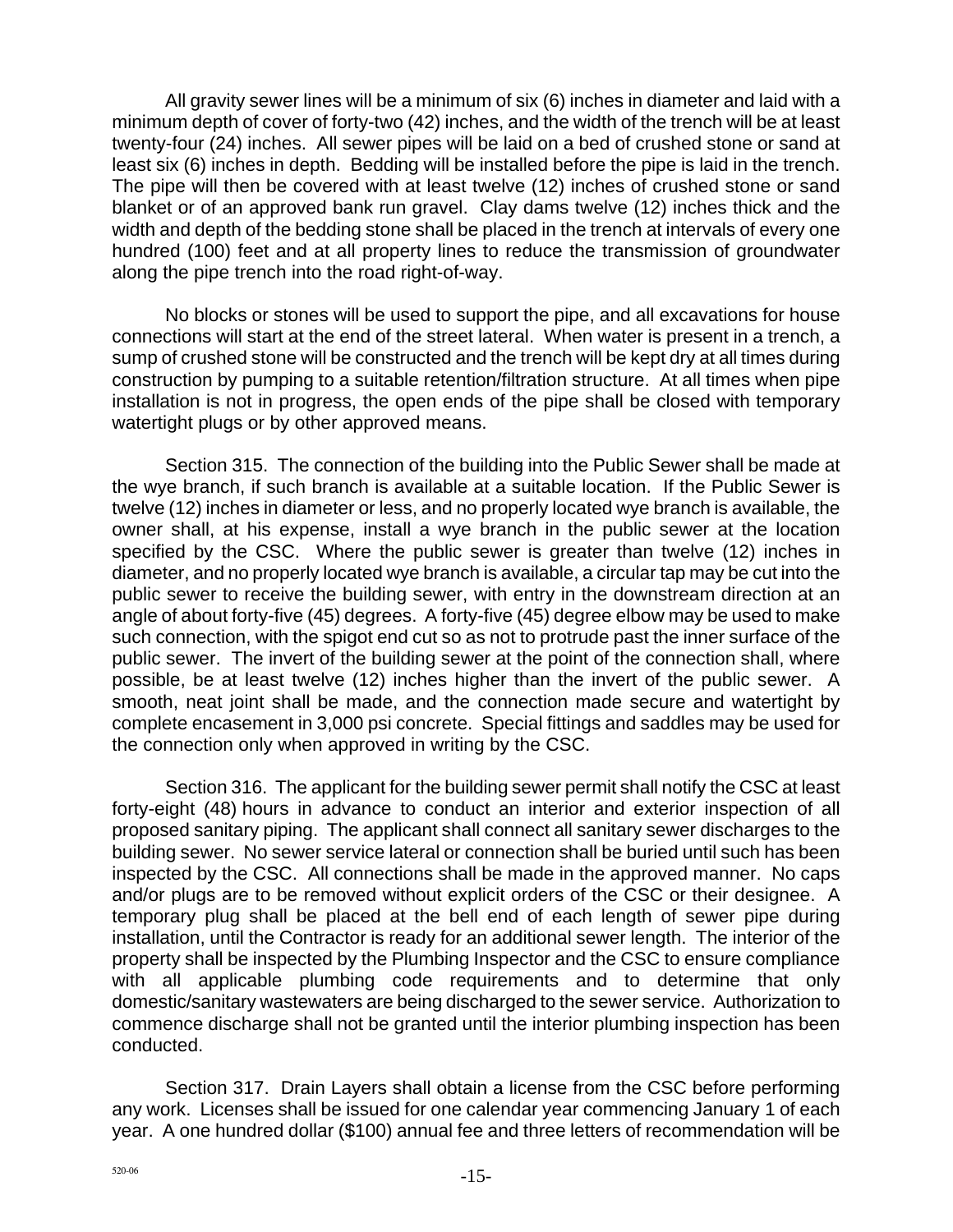All gravity sewer lines will be a minimum of six (6) inches in diameter and laid with a minimum depth of cover of forty-two (42) inches, and the width of the trench will be at least twenty-four (24) inches. All sewer pipes will be laid on a bed of crushed stone or sand at least six (6) inches in depth. Bedding will be installed before the pipe is laid in the trench. The pipe will then be covered with at least twelve (12) inches of crushed stone or sand blanket or of an approved bank run gravel. Clay dams twelve (12) inches thick and the width and depth of the bedding stone shall be placed in the trench at intervals of every one hundred (100) feet and at all property lines to reduce the transmission of groundwater along the pipe trench into the road right-of-way.

No blocks or stones will be used to support the pipe, and all excavations for house connections will start at the end of the street lateral. When water is present in a trench, a sump of crushed stone will be constructed and the trench will be kept dry at all times during construction by pumping to a suitable retention/filtration structure. At all times when pipe installation is not in progress, the open ends of the pipe shall be closed with temporary watertight plugs or by other approved means.

Section 315. The connection of the building into the Public Sewer shall be made at the wye branch, if such branch is available at a suitable location. If the Public Sewer is twelve (12) inches in diameter or less, and no properly located wye branch is available, the owner shall, at his expense, install a wye branch in the public sewer at the location specified by the CSC. Where the public sewer is greater than twelve (12) inches in diameter, and no properly located wye branch is available, a circular tap may be cut into the public sewer to receive the building sewer, with entry in the downstream direction at an angle of about forty-five (45) degrees. A forty-five (45) degree elbow may be used to make such connection, with the spigot end cut so as not to protrude past the inner surface of the public sewer. The invert of the building sewer at the point of the connection shall, where possible, be at least twelve (12) inches higher than the invert of the public sewer. A smooth, neat joint shall be made, and the connection made secure and watertight by complete encasement in 3,000 psi concrete. Special fittings and saddles may be used for the connection only when approved in writing by the CSC.

Section 316. The applicant for the building sewer permit shall notify the CSC at least forty-eight (48) hours in advance to conduct an interior and exterior inspection of all proposed sanitary piping. The applicant shall connect all sanitary sewer discharges to the building sewer. No sewer service lateral or connection shall be buried until such has been inspected by the CSC. All connections shall be made in the approved manner. No caps and/or plugs are to be removed without explicit orders of the CSC or their designee. A temporary plug shall be placed at the bell end of each length of sewer pipe during installation, until the Contractor is ready for an additional sewer length. The interior of the property shall be inspected by the Plumbing Inspector and the CSC to ensure compliance with all applicable plumbing code requirements and to determine that only domestic/sanitary wastewaters are being discharged to the sewer service. Authorization to commence discharge shall not be granted until the interior plumbing inspection has been conducted.

Section 317. Drain Layers shall obtain a license from the CSC before performing any work. Licenses shall be issued for one calendar year commencing January 1 of each year. A one hundred dollar ($100) annual fee and three letters of recommendation will be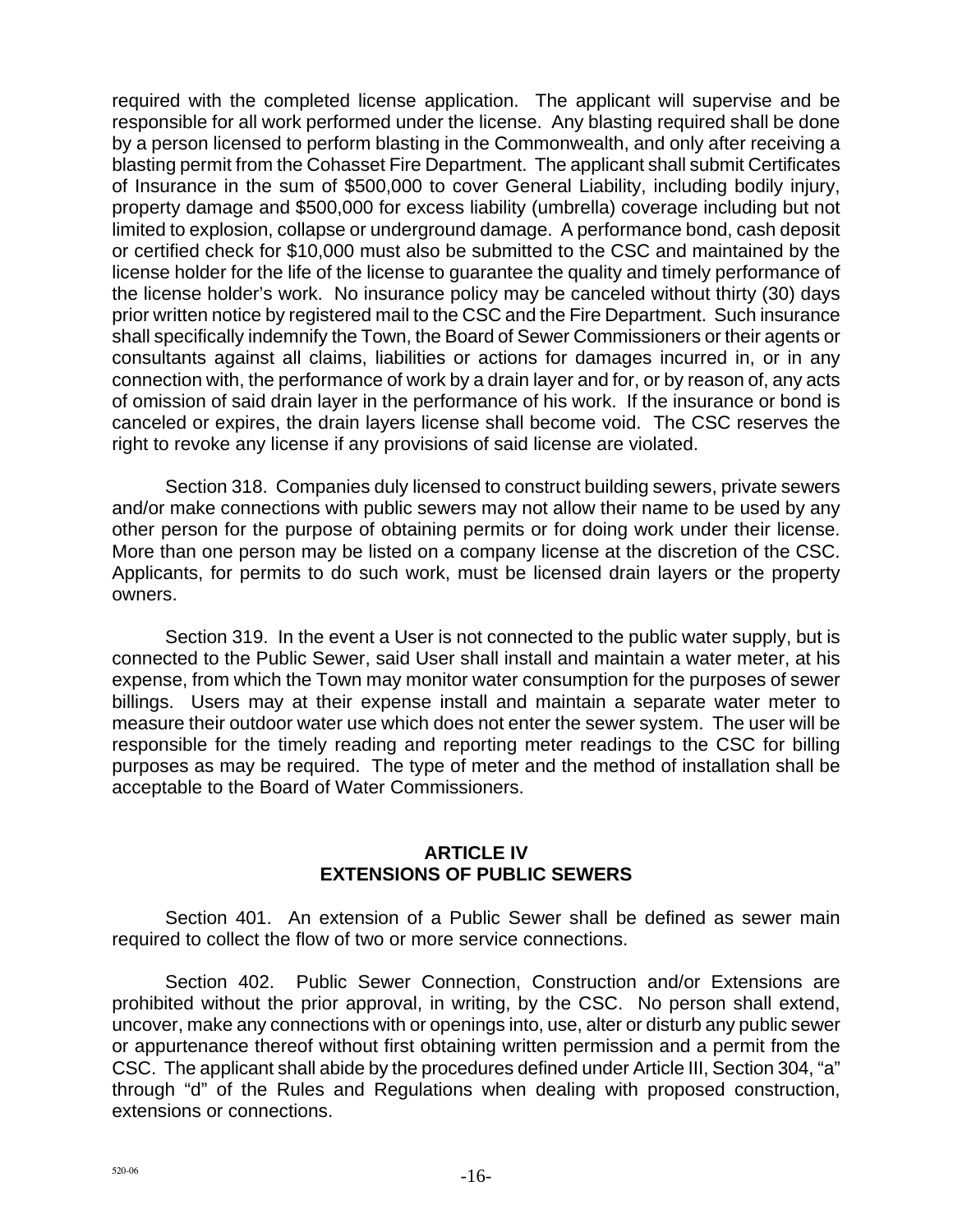required with the completed license application. The applicant will supervise and be responsible for all work performed under the license. Any blasting required shall be done by a person licensed to perform blasting in the Commonwealth, and only after receiving a blasting permit from the Cohasset Fire Department. The applicant shall submit Certificates of Insurance in the sum of $500,000 to cover General Liability, including bodily injury, property damage and $500,000 for excess liability (umbrella) coverage including but not limited to explosion, collapse or underground damage. A performance bond, cash deposit or certified check for $10,000 must also be submitted to the CSC and maintained by the license holder for the life of the license to guarantee the quality and timely performance of the license holder's work. No insurance policy may be canceled without thirty (30) days prior written notice by registered mail to the CSC and the Fire Department. Such insurance shall specifically indemnify the Town, the Board of Sewer Commissioners or their agents or consultants against all claims, liabilities or actions for damages incurred in, or in any connection with, the performance of work by a drain layer and for, or by reason of, any acts of omission of said drain layer in the performance of his work. If the insurance or bond is canceled or expires, the drain layers license shall become void. The CSC reserves the right to revoke any license if any provisions of said license are violated.

Section 318. Companies duly licensed to construct building sewers, private sewers and/or make connections with public sewers may not allow their name to be used by any other person for the purpose of obtaining permits or for doing work under their license. More than one person may be listed on a company license at the discretion of the CSC. Applicants, for permits to do such work, must be licensed drain layers or the property owners.

Section 319. In the event a User is not connected to the public water supply, but is connected to the Public Sewer, said User shall install and maintain a water meter, at his expense, from which the Town may monitor water consumption for the purposes of sewer billings. Users may at their expense install and maintain a separate water meter to measure their outdoor water use which does not enter the sewer system. The user will be responsible for the timely reading and reporting meter readings to the CSC for billing purposes as may be required. The type of meter and the method of installation shall be acceptable to the Board of Water Commissioners.

## ARTICLE IV
## EXTENSIONS OF PUBLIC SEWERS

Section 401. An extension of a Public Sewer shall be defined as sewer main required to collect the flow of two or more service connections.

Section 402. Public Sewer Connection, Construction and/or Extensions are prohibited without the prior approval, in writing, by the CSC. No person shall extend, uncover, make any connections with or openings into, use, alter or disturb any public sewer or appurtenance thereof without first obtaining written permission and a permit from the CSC. The applicant shall abide by the procedures defined under Article III, Section 304, "a" through "d" of the Rules and Regulations when dealing with proposed construction, extensions or connections.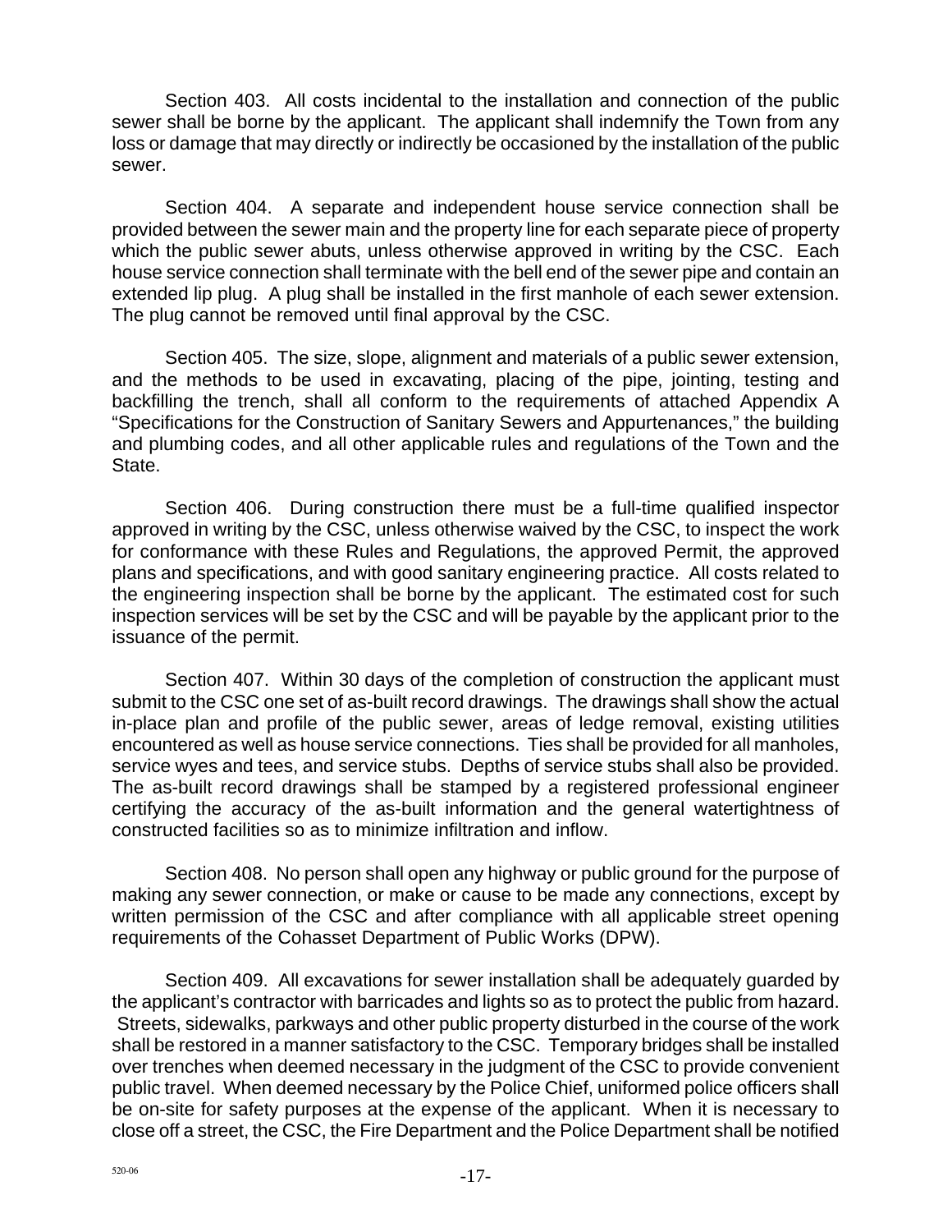Section 403. All costs incidental to the installation and connection of the public sewer shall be borne by the applicant. The applicant shall indemnify the Town from any loss or damage that may directly or indirectly be occasioned by the installation of the public sewer.

Section 404. A separate and independent house service connection shall be provided between the sewer main and the property line for each separate piece of property which the public sewer abuts, unless otherwise approved in writing by the CSC. Each house service connection shall terminate with the bell end of the sewer pipe and contain an extended lip plug. A plug shall be installed in the first manhole of each sewer extension. The plug cannot be removed until final approval by the CSC.

Section 405. The size, slope, alignment and materials of a public sewer extension, and the methods to be used in excavating, placing of the pipe, jointing, testing and backfilling the trench, shall all conform to the requirements of attached Appendix A "Specifications for the Construction of Sanitary Sewers and Appurtenances," the building and plumbing codes, and all other applicable rules and regulations of the Town and the State.

Section 406. During construction there must be a full-time qualified inspector approved in writing by the CSC, unless otherwise waived by the CSC, to inspect the work for conformance with these Rules and Regulations, the approved Permit, the approved plans and specifications, and with good sanitary engineering practice. All costs related to the engineering inspection shall be borne by the applicant. The estimated cost for such inspection services will be set by the CSC and will be payable by the applicant prior to the issuance of the permit.

Section 407. Within 30 days of the completion of construction the applicant must submit to the CSC one set of as-built record drawings. The drawings shall show the actual in-place plan and profile of the public sewer, areas of ledge removal, existing utilities encountered as well as house service connections. Ties shall be provided for all manholes, service wyes and tees, and service stubs. Depths of service stubs shall also be provided. The as-built record drawings shall be stamped by a registered professional engineer certifying the accuracy of the as-built information and the general watertightness of constructed facilities so as to minimize infiltration and inflow.

Section 408. No person shall open any highway or public ground for the purpose of making any sewer connection, or make or cause to be made any connections, except by written permission of the CSC and after compliance with all applicable street opening requirements of the Cohasset Department of Public Works (DPW).

Section 409. All excavations for sewer installation shall be adequately guarded by the applicant's contractor with barricades and lights so as to protect the public from hazard. Streets, sidewalks, parkways and other public property disturbed in the course of the work shall be restored in a manner satisfactory to the CSC. Temporary bridges shall be installed over trenches when deemed necessary in the judgment of the CSC to provide convenient public travel. When deemed necessary by the Police Chief, uniformed police officers shall be on-site for safety purposes at the expense of the applicant. When it is necessary to close off a street, the CSC, the Fire Department and the Police Department shall be notified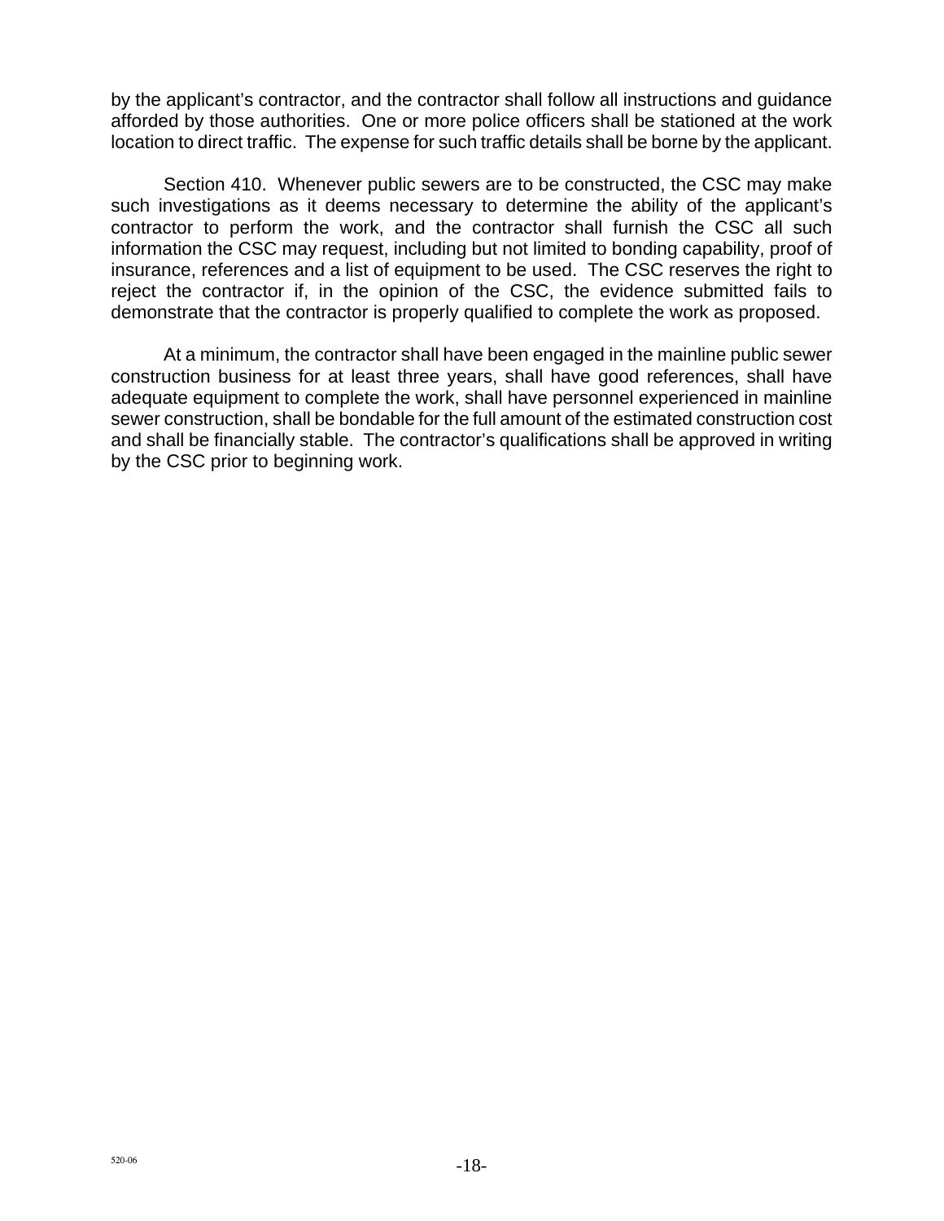by the applicant's contractor, and the contractor shall follow all instructions and guidance afforded by those authorities. One or more police officers shall be stationed at the work location to direct traffic. The expense for such traffic details shall be borne by the applicant.

Section 410. Whenever public sewers are to be constructed, the CSC may make such investigations as it deems necessary to determine the ability of the applicant's contractor to perform the work, and the contractor shall furnish the CSC all such information the CSC may request, including but not limited to bonding capability, proof of insurance, references and a list of equipment to be used. The CSC reserves the right to reject the contractor if, in the opinion of the CSC, the evidence submitted fails to demonstrate that the contractor is properly qualified to complete the work as proposed.

At a minimum, the contractor shall have been engaged in the mainline public sewer construction business for at least three years, shall have good references, shall have adequate equipment to complete the work, shall have personnel experienced in mainline sewer construction, shall be bondable for the full amount of the estimated construction cost and shall be financially stable. The contractor's qualifications shall be approved in writing by the CSC prior to beginning work.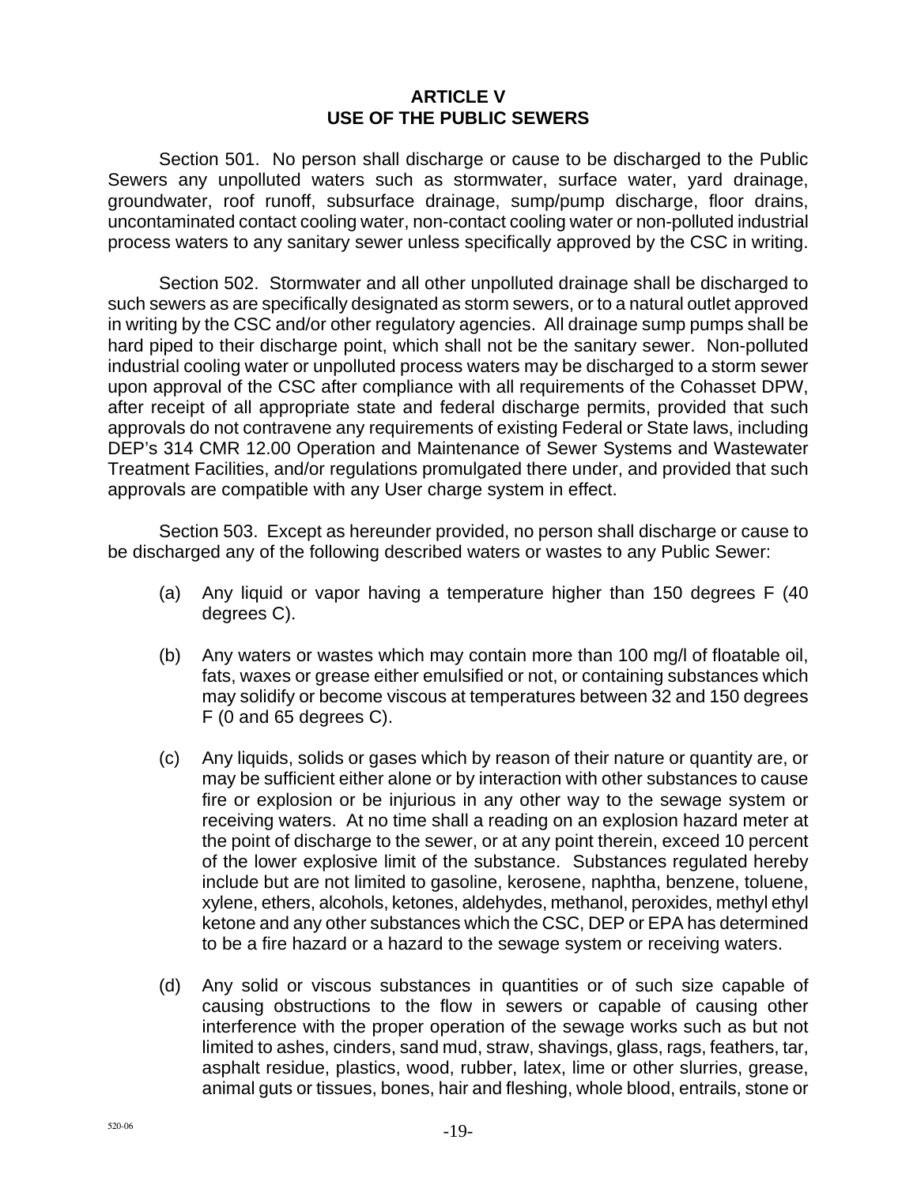## ARTICLE V
## USE OF THE PUBLIC SEWERS

Section 501. No person shall discharge or cause to be discharged to the Public Sewers any unpolluted waters such as stormwater, surface water, yard drainage, groundwater, roof runoff, subsurface drainage, sump/pump discharge, floor drains, uncontaminated contact cooling water, non-contact cooling water or non-polluted industrial process waters to any sanitary sewer unless specifically approved by the CSC in writing.

Section 502. Stormwater and all other unpolluted drainage shall be discharged to such sewers as are specifically designated as storm sewers, or to a natural outlet approved in writing by the CSC and/or other regulatory agencies. All drainage sump pumps shall be hard piped to their discharge point, which shall not be the sanitary sewer. Non-polluted industrial cooling water or unpolluted process waters may be discharged to a storm sewer upon approval of the CSC after compliance with all requirements of the Cohasset DPW, after receipt of all appropriate state and federal discharge permits, provided that such approvals do not contravene any requirements of existing Federal or State laws, including DEP's 314 CMR 12.00 Operation and Maintenance of Sewer Systems and Wastewater Treatment Facilities, and/or regulations promulgated there under, and provided that such approvals are compatible with any User charge system in effect.

Section 503. Except as hereunder provided, no person shall discharge or cause to be discharged any of the following described waters or wastes to any Public Sewer:

(a) Any liquid or vapor having a temperature higher than 150 degrees F (40 degrees C).

(b) Any waters or wastes which may contain more than 100 mg/l of floatable oil, fats, waxes or grease either emulsified or not, or containing substances which may solidify or become viscous at temperatures between 32 and 150 degrees F (0 and 65 degrees C).

(c) Any liquids, solids or gases which by reason of their nature or quantity are, or may be sufficient either alone or by interaction with other substances to cause fire or explosion or be injurious in any other way to the sewage system or receiving waters. At no time shall a reading on an explosion hazard meter at the point of discharge to the sewer, or at any point therein, exceed 10 percent of the lower explosive limit of the substance. Substances regulated hereby include but are not limited to gasoline, kerosene, naphtha, benzene, toluene, xylene, ethers, alcohols, ketones, aldehydes, methanol, peroxides, methyl ethyl ketone and any other substances which the CSC, DEP or EPA has determined to be a fire hazard or a hazard to the sewage system or receiving waters.

(d) Any solid or viscous substances in quantities or of such size capable of causing obstructions to the flow in sewers or capable of causing other interference with the proper operation of the sewage works such as but not limited to ashes, cinders, sand mud, straw, shavings, glass, rags, feathers, tar, asphalt residue, plastics, wood, rubber, latex, lime or other slurries, grease, animal guts or tissues, bones, hair and fleshing, whole blood, entrails, stone or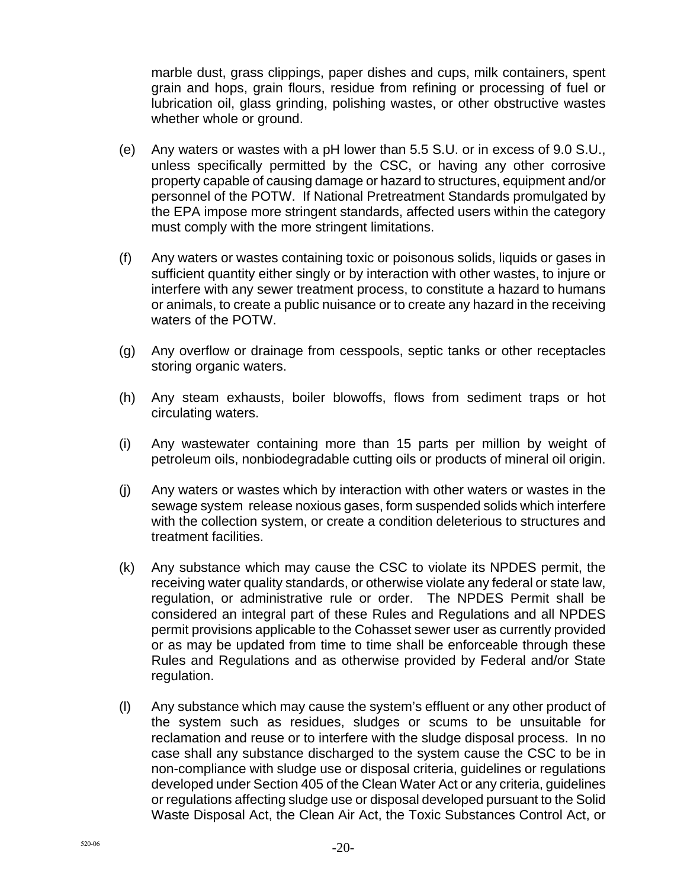marble dust, grass clippings, paper dishes and cups, milk containers, spent grain and hops, grain flours, residue from refining or processing of fuel or lubrication oil, glass grinding, polishing wastes, or other obstructive wastes whether whole or ground.

(e) Any waters or wastes with a pH lower than 5.5 S.U. or in excess of 9.0 S.U., unless specifically permitted by the CSC, or having any other corrosive property capable of causing damage or hazard to structures, equipment and/or personnel of the POTW. If National Pretreatment Standards promulgated by the EPA impose more stringent standards, affected users within the category must comply with the more stringent limitations.

(f) Any waters or wastes containing toxic or poisonous solids, liquids or gases in sufficient quantity either singly or by interaction with other wastes, to injure or interfere with any sewer treatment process, to constitute a hazard to humans or animals, to create a public nuisance or to create any hazard in the receiving waters of the POTW.

(g) Any overflow or drainage from cesspools, septic tanks or other receptacles storing organic waters.

(h) Any steam exhausts, boiler blowoffs, flows from sediment traps or hot circulating waters.

(i) Any wastewater containing more than 15 parts per million by weight of petroleum oils, nonbiodegradable cutting oils or products of mineral oil origin.

(j) Any waters or wastes which by interaction with other waters or wastes in the sewage system release noxious gases, form suspended solids which interfere with the collection system, or create a condition deleterious to structures and treatment facilities.

(k) Any substance which may cause the CSC to violate its NPDES permit, the receiving water quality standards, or otherwise violate any federal or state law, regulation, or administrative rule or order. The NPDES Permit shall be considered an integral part of these Rules and Regulations and all NPDES permit provisions applicable to the Cohasset sewer user as currently provided or as may be updated from time to time shall be enforceable through these Rules and Regulations and as otherwise provided by Federal and/or State regulation.

(l) Any substance which may cause the system's effluent or any other product of the system such as residues, sludges or scums to be unsuitable for reclamation and reuse or to interfere with the sludge disposal process. In no case shall any substance discharged to the system cause the CSC to be in non-compliance with sludge use or disposal criteria, guidelines or regulations developed under Section 405 of the Clean Water Act or any criteria, guidelines or regulations affecting sludge use or disposal developed pursuant to the Solid Waste Disposal Act, the Clean Air Act, the Toxic Substances Control Act, or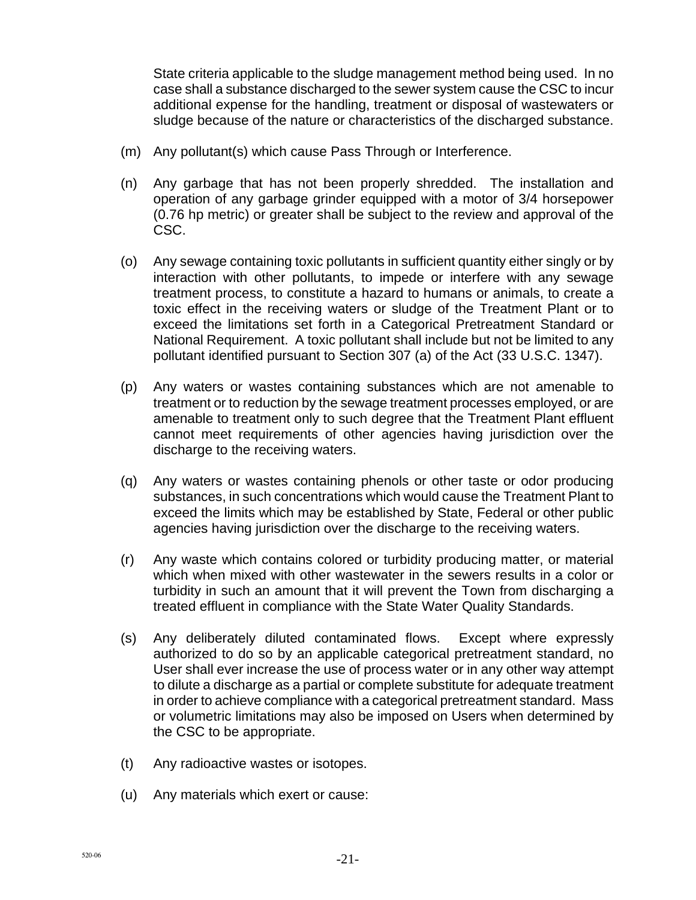State criteria applicable to the sludge management method being used. In no case shall a substance discharged to the sewer system cause the CSC to incur additional expense for the handling, treatment or disposal of wastewaters or sludge because of the nature or characteristics of the discharged substance.

(m) Any pollutant(s) which cause Pass Through or Interference.

(n) Any garbage that has not been properly shredded. The installation and operation of any garbage grinder equipped with a motor of 3/4 horsepower (0.76 hp metric) or greater shall be subject to the review and approval of the CSC.

(o) Any sewage containing toxic pollutants in sufficient quantity either singly or by interaction with other pollutants, to impede or interfere with any sewage treatment process, to constitute a hazard to humans or animals, to create a toxic effect in the receiving waters or sludge of the Treatment Plant or to exceed the limitations set forth in a Categorical Pretreatment Standard or National Requirement. A toxic pollutant shall include but not be limited to any pollutant identified pursuant to Section 307 (a) of the Act (33 U.S.C. 1347).

(p) Any waters or wastes containing substances which are not amenable to treatment or to reduction by the sewage treatment processes employed, or are amenable to treatment only to such degree that the Treatment Plant effluent cannot meet requirements of other agencies having jurisdiction over the discharge to the receiving waters.

(q) Any waters or wastes containing phenols or other taste or odor producing substances, in such concentrations which would cause the Treatment Plant to exceed the limits which may be established by State, Federal or other public agencies having jurisdiction over the discharge to the receiving waters.

(r) Any waste which contains colored or turbidity producing matter, or material which when mixed with other wastewater in the sewers results in a color or turbidity in such an amount that it will prevent the Town from discharging a treated effluent in compliance with the State Water Quality Standards.

(s) Any deliberately diluted contaminated flows. Except where expressly authorized to do so by an applicable categorical pretreatment standard, no User shall ever increase the use of process water or in any other way attempt to dilute a discharge as a partial or complete substitute for adequate treatment in order to achieve compliance with a categorical pretreatment standard. Mass or volumetric limitations may also be imposed on Users when determined by the CSC to be appropriate.

(t) Any radioactive wastes or isotopes.

(u) Any materials which exert or cause: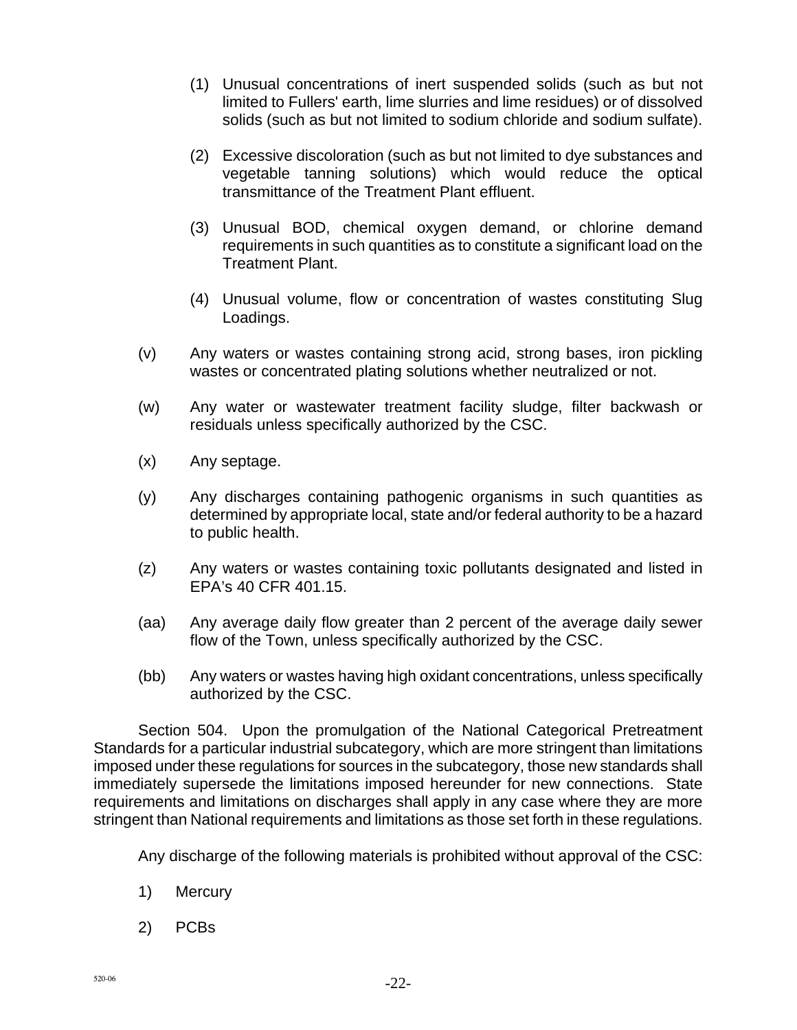(1) Unusual concentrations of inert suspended solids (such as but not limited to Fullers' earth, lime slurries and lime residues) or of dissolved solids (such as but not limited to sodium chloride and sodium sulfate).

(2) Excessive discoloration (such as but not limited to dye substances and vegetable tanning solutions) which would reduce the optical transmittance of the Treatment Plant effluent.

(3) Unusual BOD, chemical oxygen demand, or chlorine demand requirements in such quantities as to constitute a significant load on the Treatment Plant.

(4) Unusual volume, flow or concentration of wastes constituting Slug Loadings.

(v) Any waters or wastes containing strong acid, strong bases, iron pickling wastes or concentrated plating solutions whether neutralized or not.

(w) Any water or wastewater treatment facility sludge, filter backwash or residuals unless specifically authorized by the CSC.

(x) Any septage.

(y) Any discharges containing pathogenic organisms in such quantities as determined by appropriate local, state and/or federal authority to be a hazard to public health.

(z) Any waters or wastes containing toxic pollutants designated and listed in EPA's 40 CFR 401.15.

(aa) Any average daily flow greater than 2 percent of the average daily sewer flow of the Town, unless specifically authorized by the CSC.

(bb) Any waters or wastes having high oxidant concentrations, unless specifically authorized by the CSC.

Section 504. Upon the promulgation of the National Categorical Pretreatment Standards for a particular industrial subcategory, which are more stringent than limitations imposed under these regulations for sources in the subcategory, those new standards shall immediately supersede the limitations imposed hereunder for new connections. State requirements and limitations on discharges shall apply in any case where they are more stringent than National requirements and limitations as those set forth in these regulations.

Any discharge of the following materials is prohibited without approval of the CSC:

1) Mercury

2) PCBs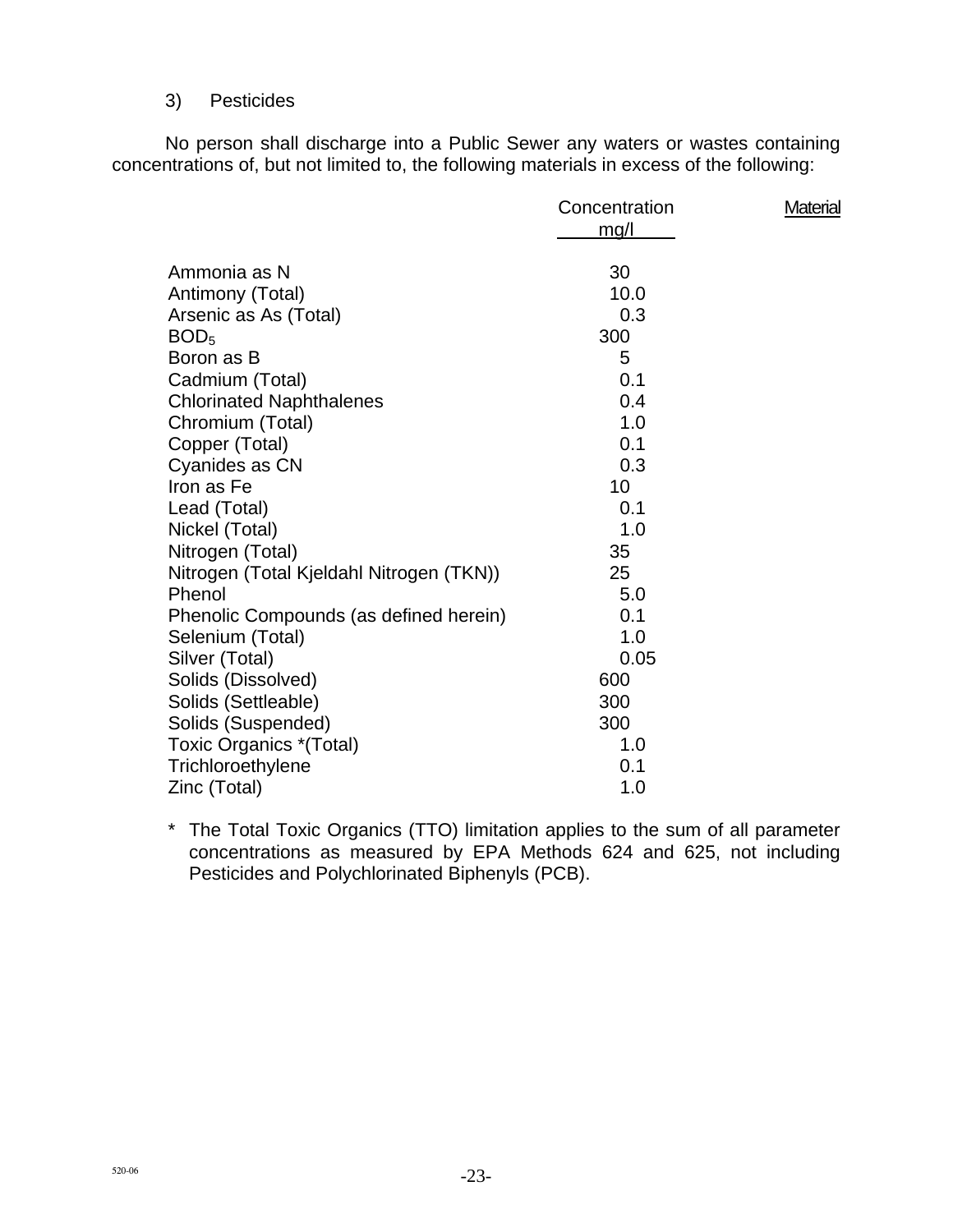3) Pesticides

No person shall discharge into a Public Sewer any waters or wastes containing concentrations of, but not limited to, the following materials in excess of the following:

| | Concentration mg/l | Material |
|---|---|---|
| Ammonia as N | 30 | |
| Antimony (Total) | 10.0 | |
| Arsenic as As (Total) | 0.3 | |
| $BOD_5$ | 300 | |
| Boron as B | 5 | |
| Cadmium (Total) | 0.1 | |
| Chlorinated Naphthalenes | 0.4 | |
| Chromium (Total) | 1.0 | |
| Copper (Total) | 0.1 | |
| Cyanides as CN | 0.3 | |
| Iron as Fe | 10 | |
| Lead (Total) | 0.1 | |
| Nickel (Total) | 1.0 | |
| Nitrogen (Total) | 35 | |
| Nitrogen (Total Kjeldahl Nitrogen (TKN)) | 25 | |
| Phenol | 5.0 | |
| Phenolic Compounds (as defined herein) | 0.1 | |
| Selenium (Total) | 1.0 | |
| Silver (Total) | 0.05 | |
| Solids (Dissolved) | 600 | |
| Solids (Settleable) | 300 | |
| Solids (Suspended) | 300 | |
| Toxic Organics *(Total) | 1.0 | |
| Trichloroethylene | 0.1 | |
| Zinc (Total) | 1.0 | |

\* The Total Toxic Organics (TTO) limitation applies to the sum of all parameter concentrations as measured by EPA Methods 624 and 625, not including Pesticides and Polychlorinated Biphenyls (PCB).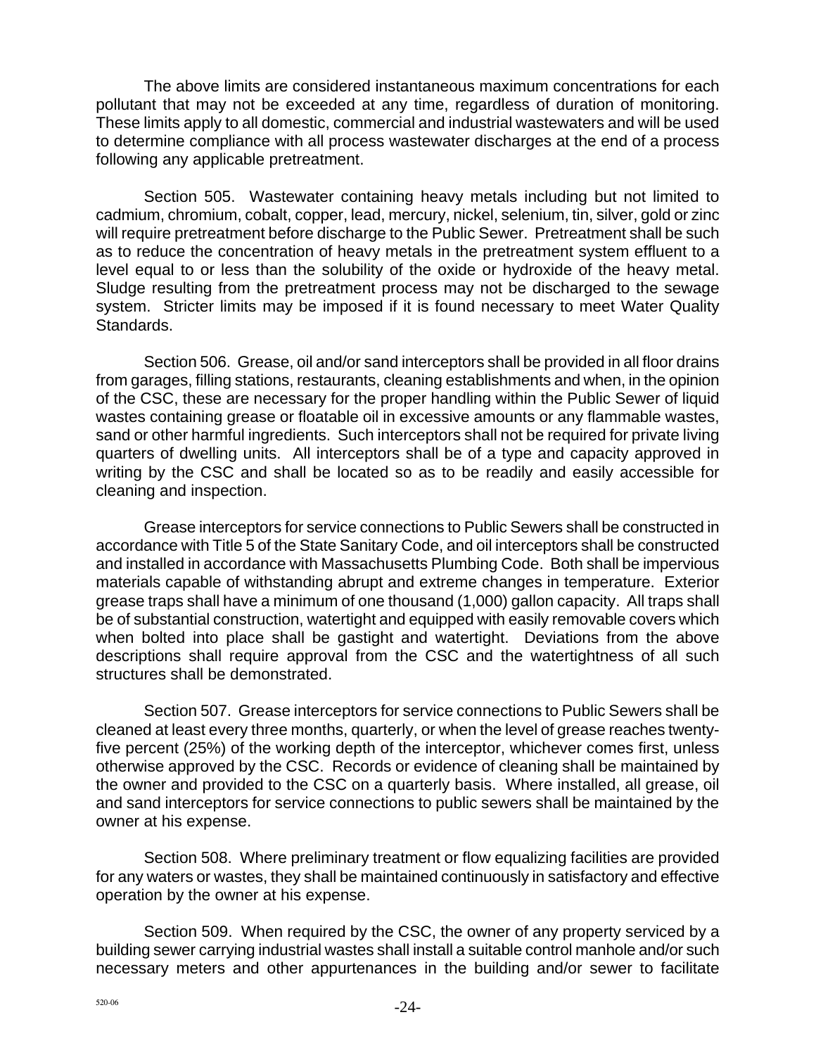The above limits are considered instantaneous maximum concentrations for each pollutant that may not be exceeded at any time, regardless of duration of monitoring. These limits apply to all domestic, commercial and industrial wastewaters and will be used to determine compliance with all process wastewater discharges at the end of a process following any applicable pretreatment.

Section 505. Wastewater containing heavy metals including but not limited to cadmium, chromium, cobalt, copper, lead, mercury, nickel, selenium, tin, silver, gold or zinc will require pretreatment before discharge to the Public Sewer. Pretreatment shall be such as to reduce the concentration of heavy metals in the pretreatment system effluent to a level equal to or less than the solubility of the oxide or hydroxide of the heavy metal. Sludge resulting from the pretreatment process may not be discharged to the sewage system. Stricter limits may be imposed if it is found necessary to meet Water Quality Standards.

Section 506. Grease, oil and/or sand interceptors shall be provided in all floor drains from garages, filling stations, restaurants, cleaning establishments and when, in the opinion of the CSC, these are necessary for the proper handling within the Public Sewer of liquid wastes containing grease or floatable oil in excessive amounts or any flammable wastes, sand or other harmful ingredients. Such interceptors shall not be required for private living quarters of dwelling units. All interceptors shall be of a type and capacity approved in writing by the CSC and shall be located so as to be readily and easily accessible for cleaning and inspection.

Grease interceptors for service connections to Public Sewers shall be constructed in accordance with Title 5 of the State Sanitary Code, and oil interceptors shall be constructed and installed in accordance with Massachusetts Plumbing Code. Both shall be impervious materials capable of withstanding abrupt and extreme changes in temperature. Exterior grease traps shall have a minimum of one thousand (1,000) gallon capacity. All traps shall be of substantial construction, watertight and equipped with easily removable covers which when bolted into place shall be gastight and watertight. Deviations from the above descriptions shall require approval from the CSC and the watertightness of all such structures shall be demonstrated.

Section 507. Grease interceptors for service connections to Public Sewers shall be cleaned at least every three months, quarterly, or when the level of grease reaches twenty-five percent (25%) of the working depth of the interceptor, whichever comes first, unless otherwise approved by the CSC. Records or evidence of cleaning shall be maintained by the owner and provided to the CSC on a quarterly basis. Where installed, all grease, oil and sand interceptors for service connections to public sewers shall be maintained by the owner at his expense.

Section 508. Where preliminary treatment or flow equalizing facilities are provided for any waters or wastes, they shall be maintained continuously in satisfactory and effective operation by the owner at his expense.

Section 509. When required by the CSC, the owner of any property serviced by a building sewer carrying industrial wastes shall install a suitable control manhole and/or such necessary meters and other appurtenances in the building and/or sewer to facilitate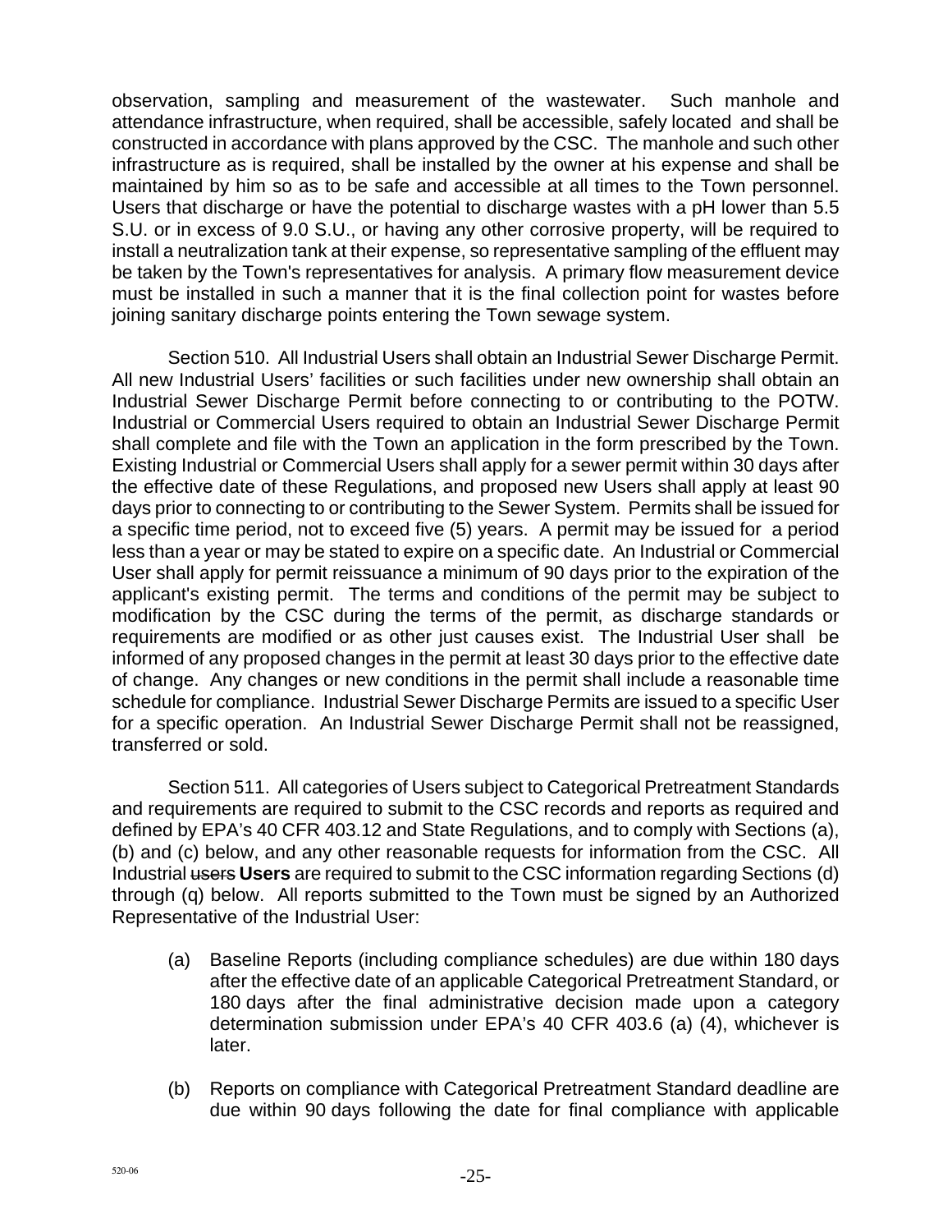observation, sampling and measurement of the wastewater. Such manhole and attendance infrastructure, when required, shall be accessible, safely located and shall be constructed in accordance with plans approved by the CSC. The manhole and such other infrastructure as is required, shall be installed by the owner at his expense and shall be maintained by him so as to be safe and accessible at all times to the Town personnel. Users that discharge or have the potential to discharge wastes with a pH lower than 5.5 S.U. or in excess of 9.0 S.U., or having any other corrosive property, will be required to install a neutralization tank at their expense, so representative sampling of the effluent may be taken by the Town's representatives for analysis. A primary flow measurement device must be installed in such a manner that it is the final collection point for wastes before joining sanitary discharge points entering the Town sewage system.

Section 510. All Industrial Users shall obtain an Industrial Sewer Discharge Permit. All new Industrial Users' facilities or such facilities under new ownership shall obtain an Industrial Sewer Discharge Permit before connecting to or contributing to the POTW. Industrial or Commercial Users required to obtain an Industrial Sewer Discharge Permit shall complete and file with the Town an application in the form prescribed by the Town. Existing Industrial or Commercial Users shall apply for a sewer permit within 30 days after the effective date of these Regulations, and proposed new Users shall apply at least 90 days prior to connecting to or contributing to the Sewer System. Permits shall be issued for a specific time period, not to exceed five (5) years. A permit may be issued for a period less than a year or may be stated to expire on a specific date. An Industrial or Commercial User shall apply for permit reissuance a minimum of 90 days prior to the expiration of the applicant's existing permit. The terms and conditions of the permit may be subject to modification by the CSC during the terms of the permit, as discharge standards or requirements are modified or as other just causes exist. The Industrial User shall be informed of any proposed changes in the permit at least 30 days prior to the effective date of change. Any changes or new conditions in the permit shall include a reasonable time schedule for compliance. Industrial Sewer Discharge Permits are issued to a specific User for a specific operation. An Industrial Sewer Discharge Permit shall not be reassigned, transferred or sold.

Section 511. All categories of Users subject to Categorical Pretreatment Standards and requirements are required to submit to the CSC records and reports as required and defined by EPA's 40 CFR 403.12 and State Regulations, and to comply with Sections (a), (b) and (c) below, and any other reasonable requests for information from the CSC. All Industrial ~~users~~ **Users** are required to submit to the CSC information regarding Sections (d) through (q) below. All reports submitted to the Town must be signed by an Authorized Representative of the Industrial User:

(a) Baseline Reports (including compliance schedules) are due within 180 days after the effective date of an applicable Categorical Pretreatment Standard, or 180 days after the final administrative decision made upon a category determination submission under EPA's 40 CFR 403.6 (a) (4), whichever is later.

(b) Reports on compliance with Categorical Pretreatment Standard deadline are due within 90 days following the date for final compliance with applicable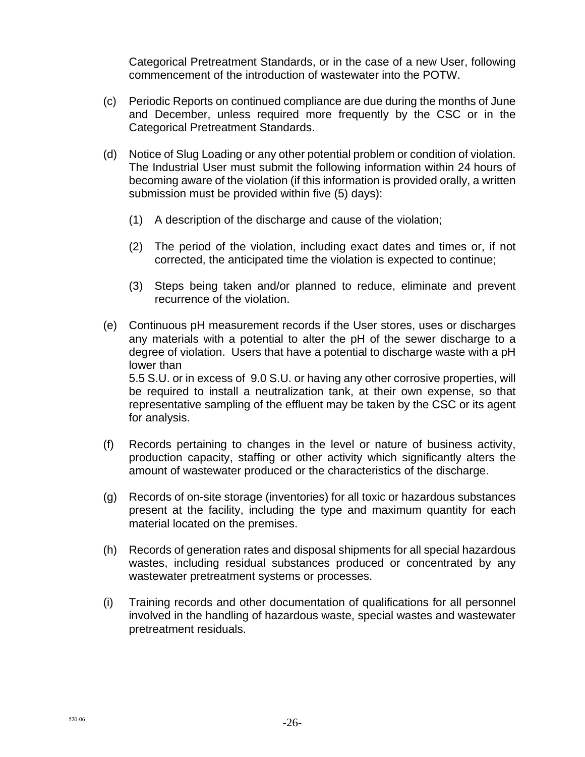Categorical Pretreatment Standards, or in the case of a new User, following commencement of the introduction of wastewater into the POTW.

(c) Periodic Reports on continued compliance are due during the months of June and December, unless required more frequently by the CSC or in the Categorical Pretreatment Standards.

(d) Notice of Slug Loading or any other potential problem or condition of violation. The Industrial User must submit the following information within 24 hours of becoming aware of the violation (if this information is provided orally, a written submission must be provided within five (5) days):

  (1) A description of the discharge and cause of the violation;

  (2) The period of the violation, including exact dates and times or, if not corrected, the anticipated time the violation is expected to continue;

  (3) Steps being taken and/or planned to reduce, eliminate and prevent recurrence of the violation.

(e) Continuous pH measurement records if the User stores, uses or discharges any materials with a potential to alter the pH of the sewer discharge to a degree of violation. Users that have a potential to discharge waste with a pH lower than
5.5 S.U. or in excess of 9.0 S.U. or having any other corrosive properties, will be required to install a neutralization tank, at their own expense, so that representative sampling of the effluent may be taken by the CSC or its agent for analysis.

(f) Records pertaining to changes in the level or nature of business activity, production capacity, staffing or other activity which significantly alters the amount of wastewater produced or the characteristics of the discharge.

(g) Records of on-site storage (inventories) for all toxic or hazardous substances present at the facility, including the type and maximum quantity for each material located on the premises.

(h) Records of generation rates and disposal shipments for all special hazardous wastes, including residual substances produced or concentrated by any wastewater pretreatment systems or processes.

(i) Training records and other documentation of qualifications for all personnel involved in the handling of hazardous waste, special wastes and wastewater pretreatment residuals.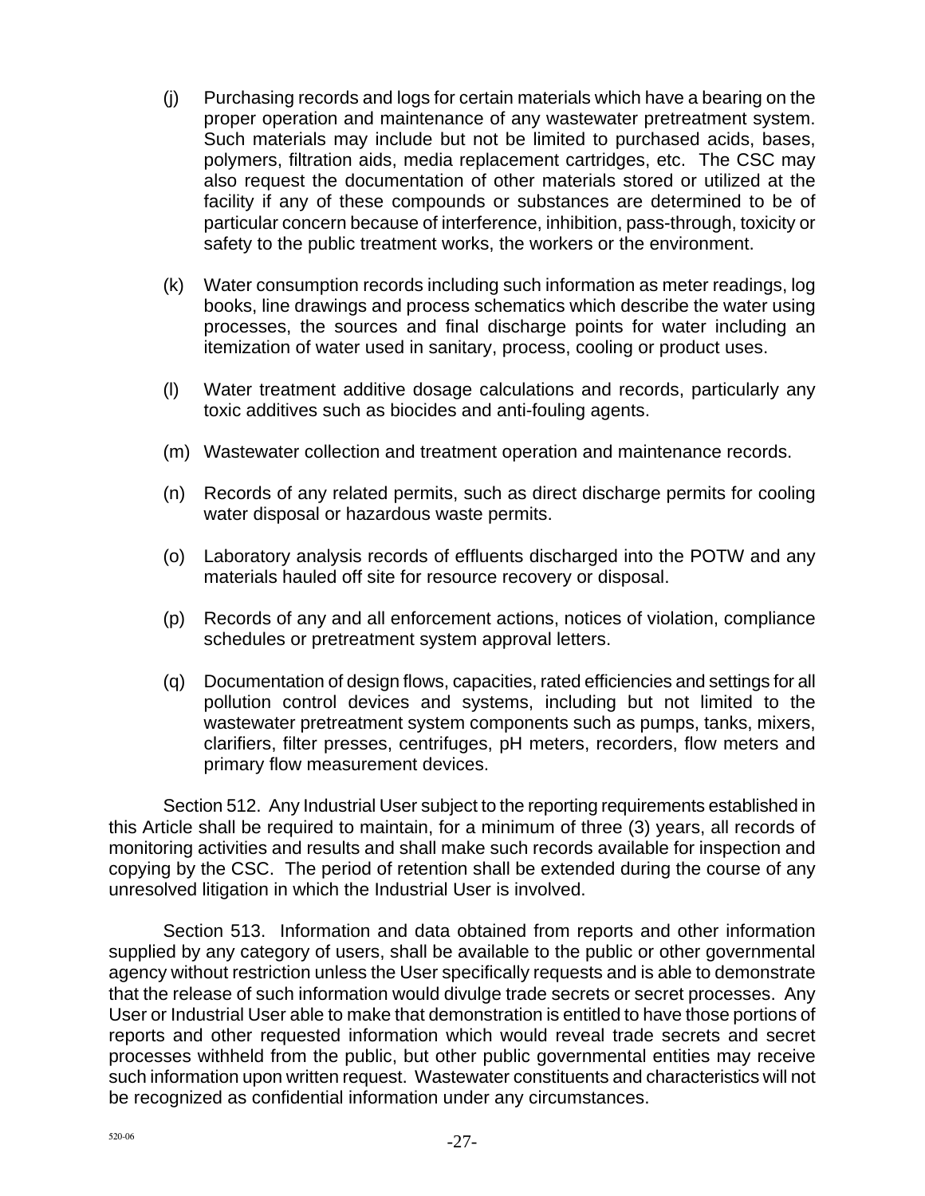(j) Purchasing records and logs for certain materials which have a bearing on the proper operation and maintenance of any wastewater pretreatment system. Such materials may include but not be limited to purchased acids, bases, polymers, filtration aids, media replacement cartridges, etc. The CSC may also request the documentation of other materials stored or utilized at the facility if any of these compounds or substances are determined to be of particular concern because of interference, inhibition, pass-through, toxicity or safety to the public treatment works, the workers or the environment.

(k) Water consumption records including such information as meter readings, log books, line drawings and process schematics which describe the water using processes, the sources and final discharge points for water including an itemization of water used in sanitary, process, cooling or product uses.

(l) Water treatment additive dosage calculations and records, particularly any toxic additives such as biocides and anti-fouling agents.

(m) Wastewater collection and treatment operation and maintenance records.

(n) Records of any related permits, such as direct discharge permits for cooling water disposal or hazardous waste permits.

(o) Laboratory analysis records of effluents discharged into the POTW and any materials hauled off site for resource recovery or disposal.

(p) Records of any and all enforcement actions, notices of violation, compliance schedules or pretreatment system approval letters.

(q) Documentation of design flows, capacities, rated efficiencies and settings for all pollution control devices and systems, including but not limited to the wastewater pretreatment system components such as pumps, tanks, mixers, clarifiers, filter presses, centrifuges, pH meters, recorders, flow meters and primary flow measurement devices.

Section 512. Any Industrial User subject to the reporting requirements established in this Article shall be required to maintain, for a minimum of three (3) years, all records of monitoring activities and results and shall make such records available for inspection and copying by the CSC. The period of retention shall be extended during the course of any unresolved litigation in which the Industrial User is involved.

Section 513. Information and data obtained from reports and other information supplied by any category of users, shall be available to the public or other governmental agency without restriction unless the User specifically requests and is able to demonstrate that the release of such information would divulge trade secrets or secret processes. Any User or Industrial User able to make that demonstration is entitled to have those portions of reports and other requested information which would reveal trade secrets and secret processes withheld from the public, but other public governmental entities may receive such information upon written request. Wastewater constituents and characteristics will not be recognized as confidential information under any circumstances.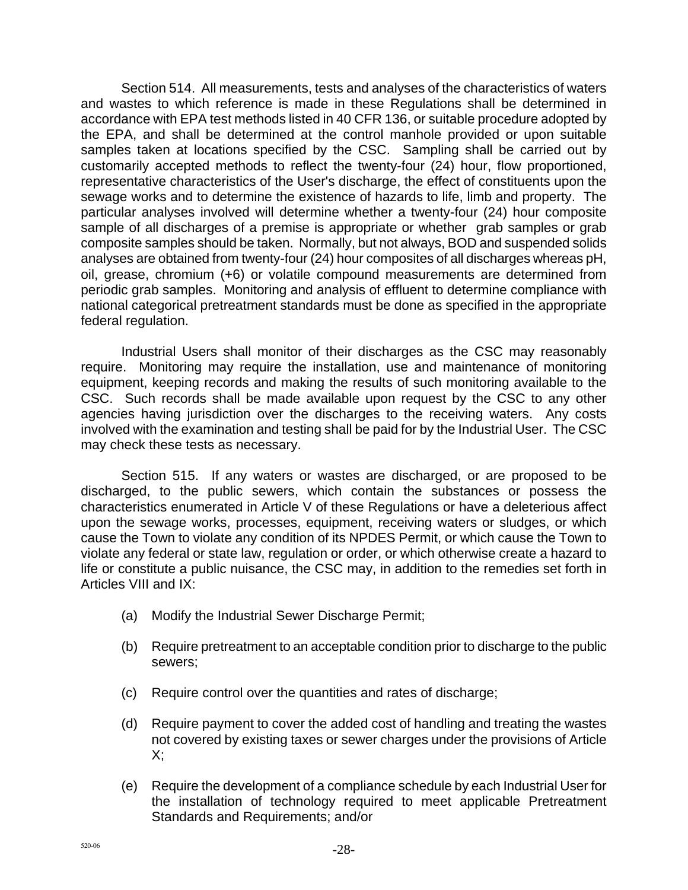Section 514. All measurements, tests and analyses of the characteristics of waters and wastes to which reference is made in these Regulations shall be determined in accordance with EPA test methods listed in 40 CFR 136, or suitable procedure adopted by the EPA, and shall be determined at the control manhole provided or upon suitable samples taken at locations specified by the CSC. Sampling shall be carried out by customarily accepted methods to reflect the twenty-four (24) hour, flow proportioned, representative characteristics of the User's discharge, the effect of constituents upon the sewage works and to determine the existence of hazards to life, limb and property. The particular analyses involved will determine whether a twenty-four (24) hour composite sample of all discharges of a premise is appropriate or whether grab samples or grab composite samples should be taken. Normally, but not always, BOD and suspended solids analyses are obtained from twenty-four (24) hour composites of all discharges whereas pH, oil, grease, chromium (+6) or volatile compound measurements are determined from periodic grab samples. Monitoring and analysis of effluent to determine compliance with national categorical pretreatment standards must be done as specified in the appropriate federal regulation.

Industrial Users shall monitor of their discharges as the CSC may reasonably require. Monitoring may require the installation, use and maintenance of monitoring equipment, keeping records and making the results of such monitoring available to the CSC. Such records shall be made available upon request by the CSC to any other agencies having jurisdiction over the discharges to the receiving waters. Any costs involved with the examination and testing shall be paid for by the Industrial User. The CSC may check these tests as necessary.

Section 515. If any waters or wastes are discharged, or are proposed to be discharged, to the public sewers, which contain the substances or possess the characteristics enumerated in Article V of these Regulations or have a deleterious affect upon the sewage works, processes, equipment, receiving waters or sludges, or which cause the Town to violate any condition of its NPDES Permit, or which cause the Town to violate any federal or state law, regulation or order, or which otherwise create a hazard to life or constitute a public nuisance, the CSC may, in addition to the remedies set forth in Articles VIII and IX:

(a) Modify the Industrial Sewer Discharge Permit;

(b) Require pretreatment to an acceptable condition prior to discharge to the public sewers;

(c) Require control over the quantities and rates of discharge;

(d) Require payment to cover the added cost of handling and treating the wastes not covered by existing taxes or sewer charges under the provisions of Article X;

(e) Require the development of a compliance schedule by each Industrial User for the installation of technology required to meet applicable Pretreatment Standards and Requirements; and/or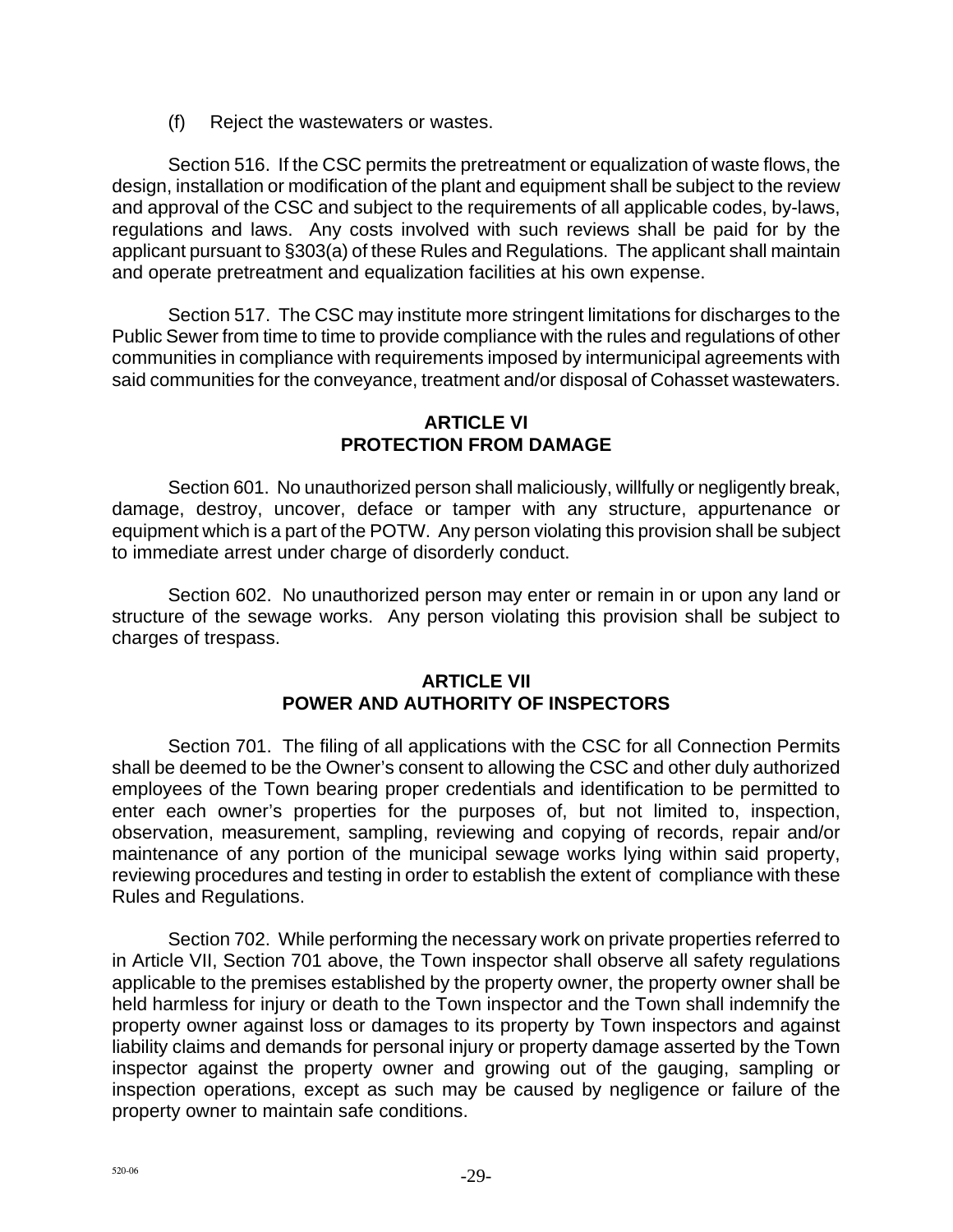(f) Reject the wastewaters or wastes.

Section 516. If the CSC permits the pretreatment or equalization of waste flows, the design, installation or modification of the plant and equipment shall be subject to the review and approval of the CSC and subject to the requirements of all applicable codes, by-laws, regulations and laws. Any costs involved with such reviews shall be paid for by the applicant pursuant to §303(a) of these Rules and Regulations. The applicant shall maintain and operate pretreatment and equalization facilities at his own expense.

Section 517. The CSC may institute more stringent limitations for discharges to the Public Sewer from time to time to provide compliance with the rules and regulations of other communities in compliance with requirements imposed by intermunicipal agreements with said communities for the conveyance, treatment and/or disposal of Cohasset wastewaters.

## ARTICLE VI
## PROTECTION FROM DAMAGE

Section 601. No unauthorized person shall maliciously, willfully or negligently break, damage, destroy, uncover, deface or tamper with any structure, appurtenance or equipment which is a part of the POTW. Any person violating this provision shall be subject to immediate arrest under charge of disorderly conduct.

Section 602. No unauthorized person may enter or remain in or upon any land or structure of the sewage works. Any person violating this provision shall be subject to charges of trespass.

## ARTICLE VII
## POWER AND AUTHORITY OF INSPECTORS

Section 701. The filing of all applications with the CSC for all Connection Permits shall be deemed to be the Owner's consent to allowing the CSC and other duly authorized employees of the Town bearing proper credentials and identification to be permitted to enter each owner's properties for the purposes of, but not limited to, inspection, observation, measurement, sampling, reviewing and copying of records, repair and/or maintenance of any portion of the municipal sewage works lying within said property, reviewing procedures and testing in order to establish the extent of compliance with these Rules and Regulations.

Section 702. While performing the necessary work on private properties referred to in Article VII, Section 701 above, the Town inspector shall observe all safety regulations applicable to the premises established by the property owner, the property owner shall be held harmless for injury or death to the Town inspector and the Town shall indemnify the property owner against loss or damages to its property by Town inspectors and against liability claims and demands for personal injury or property damage asserted by the Town inspector against the property owner and growing out of the gauging, sampling or inspection operations, except as such may be caused by negligence or failure of the property owner to maintain safe conditions.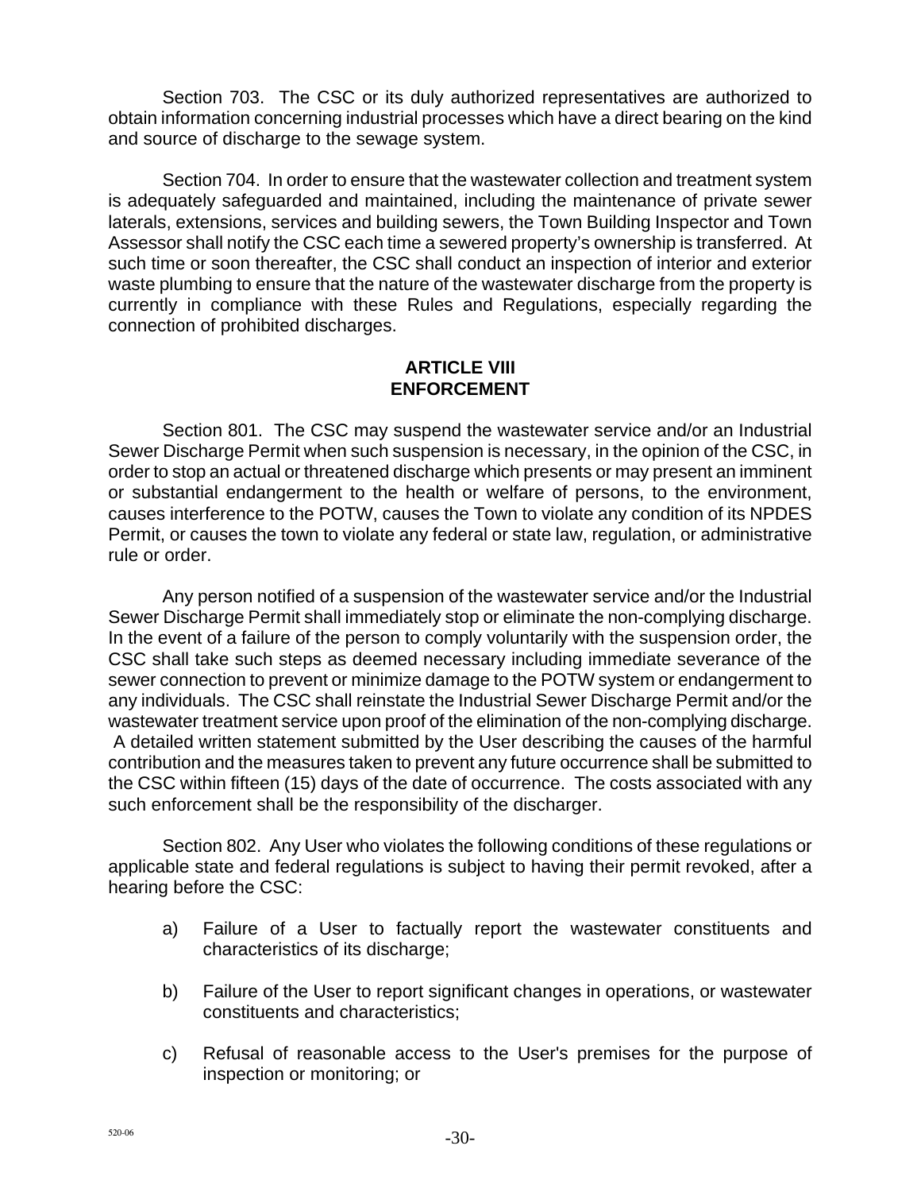Section 703. The CSC or its duly authorized representatives are authorized to obtain information concerning industrial processes which have a direct bearing on the kind and source of discharge to the sewage system.

Section 704. In order to ensure that the wastewater collection and treatment system is adequately safeguarded and maintained, including the maintenance of private sewer laterals, extensions, services and building sewers, the Town Building Inspector and Town Assessor shall notify the CSC each time a sewered property's ownership is transferred. At such time or soon thereafter, the CSC shall conduct an inspection of interior and exterior waste plumbing to ensure that the nature of the wastewater discharge from the property is currently in compliance with these Rules and Regulations, especially regarding the connection of prohibited discharges.

## ARTICLE VIII
## ENFORCEMENT

Section 801. The CSC may suspend the wastewater service and/or an Industrial Sewer Discharge Permit when such suspension is necessary, in the opinion of the CSC, in order to stop an actual or threatened discharge which presents or may present an imminent or substantial endangerment to the health or welfare of persons, to the environment, causes interference to the POTW, causes the Town to violate any condition of its NPDES Permit, or causes the town to violate any federal or state law, regulation, or administrative rule or order.

Any person notified of a suspension of the wastewater service and/or the Industrial Sewer Discharge Permit shall immediately stop or eliminate the non-complying discharge. In the event of a failure of the person to comply voluntarily with the suspension order, the CSC shall take such steps as deemed necessary including immediate severance of the sewer connection to prevent or minimize damage to the POTW system or endangerment to any individuals. The CSC shall reinstate the Industrial Sewer Discharge Permit and/or the wastewater treatment service upon proof of the elimination of the non-complying discharge. A detailed written statement submitted by the User describing the causes of the harmful contribution and the measures taken to prevent any future occurrence shall be submitted to the CSC within fifteen (15) days of the date of occurrence. The costs associated with any such enforcement shall be the responsibility of the discharger.

Section 802. Any User who violates the following conditions of these regulations or applicable state and federal regulations is subject to having their permit revoked, after a hearing before the CSC:

a) Failure of a User to factually report the wastewater constituents and characteristics of its discharge;

b) Failure of the User to report significant changes in operations, or wastewater constituents and characteristics;

c) Refusal of reasonable access to the User's premises for the purpose of inspection or monitoring; or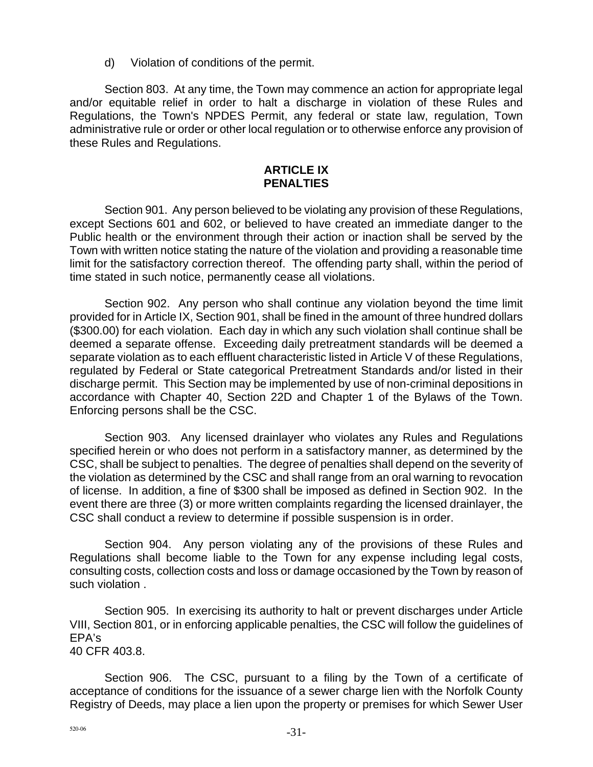d) Violation of conditions of the permit.

Section 803. At any time, the Town may commence an action for appropriate legal and/or equitable relief in order to halt a discharge in violation of these Rules and Regulations, the Town's NPDES Permit, any federal or state law, regulation, Town administrative rule or order or other local regulation or to otherwise enforce any provision of these Rules and Regulations.

## ARTICLE IX
## PENALTIES

Section 901. Any person believed to be violating any provision of these Regulations, except Sections 601 and 602, or believed to have created an immediate danger to the Public health or the environment through their action or inaction shall be served by the Town with written notice stating the nature of the violation and providing a reasonable time limit for the satisfactory correction thereof. The offending party shall, within the period of time stated in such notice, permanently cease all violations.

Section 902. Any person who shall continue any violation beyond the time limit provided for in Article IX, Section 901, shall be fined in the amount of three hundred dollars ($300.00) for each violation. Each day in which any such violation shall continue shall be deemed a separate offense. Exceeding daily pretreatment standards will be deemed a separate violation as to each effluent characteristic listed in Article V of these Regulations, regulated by Federal or State categorical Pretreatment Standards and/or listed in their discharge permit. This Section may be implemented by use of non-criminal depositions in accordance with Chapter 40, Section 22D and Chapter 1 of the Bylaws of the Town. Enforcing persons shall be the CSC.

Section 903. Any licensed drainlayer who violates any Rules and Regulations specified herein or who does not perform in a satisfactory manner, as determined by the CSC, shall be subject to penalties. The degree of penalties shall depend on the severity of the violation as determined by the CSC and shall range from an oral warning to revocation of license. In addition, a fine of $300 shall be imposed as defined in Section 902. In the event there are three (3) or more written complaints regarding the licensed drainlayer, the CSC shall conduct a review to determine if possible suspension is in order.

Section 904. Any person violating any of the provisions of these Rules and Regulations shall become liable to the Town for any expense including legal costs, consulting costs, collection costs and loss or damage occasioned by the Town by reason of such violation .

Section 905. In exercising its authority to halt or prevent discharges under Article VIII, Section 801, or in enforcing applicable penalties, the CSC will follow the guidelines of EPA's
40 CFR 403.8.

Section 906. The CSC, pursuant to a filing by the Town of a certificate of acceptance of conditions for the issuance of a sewer charge lien with the Norfolk County Registry of Deeds, may place a lien upon the property or premises for which Sewer User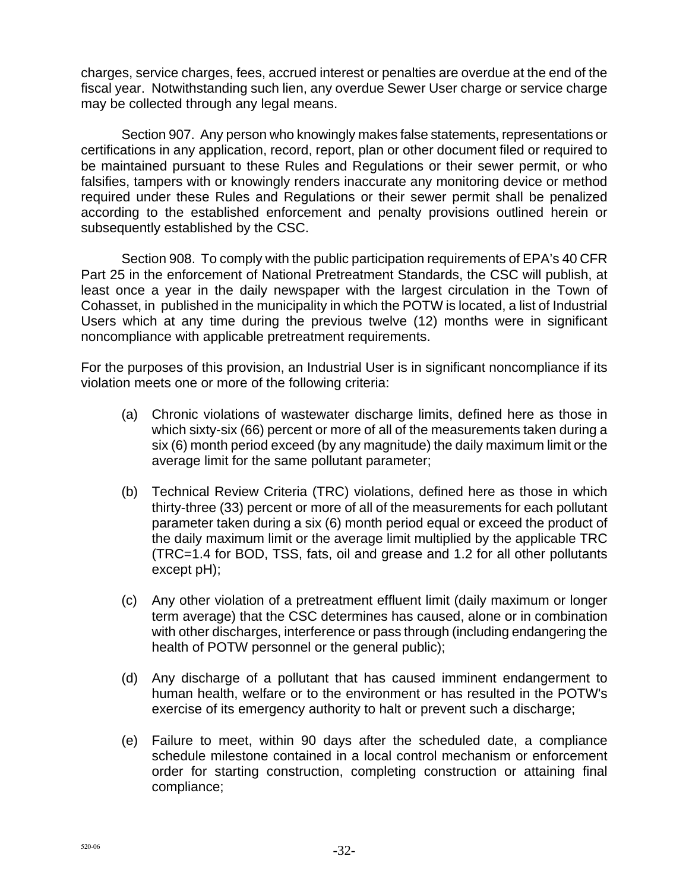charges, service charges, fees, accrued interest or penalties are overdue at the end of the fiscal year. Notwithstanding such lien, any overdue Sewer User charge or service charge may be collected through any legal means.

Section 907. Any person who knowingly makes false statements, representations or certifications in any application, record, report, plan or other document filed or required to be maintained pursuant to these Rules and Regulations or their sewer permit, or who falsifies, tampers with or knowingly renders inaccurate any monitoring device or method required under these Rules and Regulations or their sewer permit shall be penalized according to the established enforcement and penalty provisions outlined herein or subsequently established by the CSC.

Section 908. To comply with the public participation requirements of EPA's 40 CFR Part 25 in the enforcement of National Pretreatment Standards, the CSC will publish, at least once a year in the daily newspaper with the largest circulation in the Town of Cohasset, in published in the municipality in which the POTW is located, a list of Industrial Users which at any time during the previous twelve (12) months were in significant noncompliance with applicable pretreatment requirements.

For the purposes of this provision, an Industrial User is in significant noncompliance if its violation meets one or more of the following criteria:

(a) Chronic violations of wastewater discharge limits, defined here as those in which sixty-six (66) percent or more of all of the measurements taken during a six (6) month period exceed (by any magnitude) the daily maximum limit or the average limit for the same pollutant parameter;

(b) Technical Review Criteria (TRC) violations, defined here as those in which thirty-three (33) percent or more of all of the measurements for each pollutant parameter taken during a six (6) month period equal or exceed the product of the daily maximum limit or the average limit multiplied by the applicable TRC (TRC=1.4 for BOD, TSS, fats, oil and grease and 1.2 for all other pollutants except pH);

(c) Any other violation of a pretreatment effluent limit (daily maximum or longer term average) that the CSC determines has caused, alone or in combination with other discharges, interference or pass through (including endangering the health of POTW personnel or the general public);

(d) Any discharge of a pollutant that has caused imminent endangerment to human health, welfare or to the environment or has resulted in the POTW's exercise of its emergency authority to halt or prevent such a discharge;

(e) Failure to meet, within 90 days after the scheduled date, a compliance schedule milestone contained in a local control mechanism or enforcement order for starting construction, completing construction or attaining final compliance;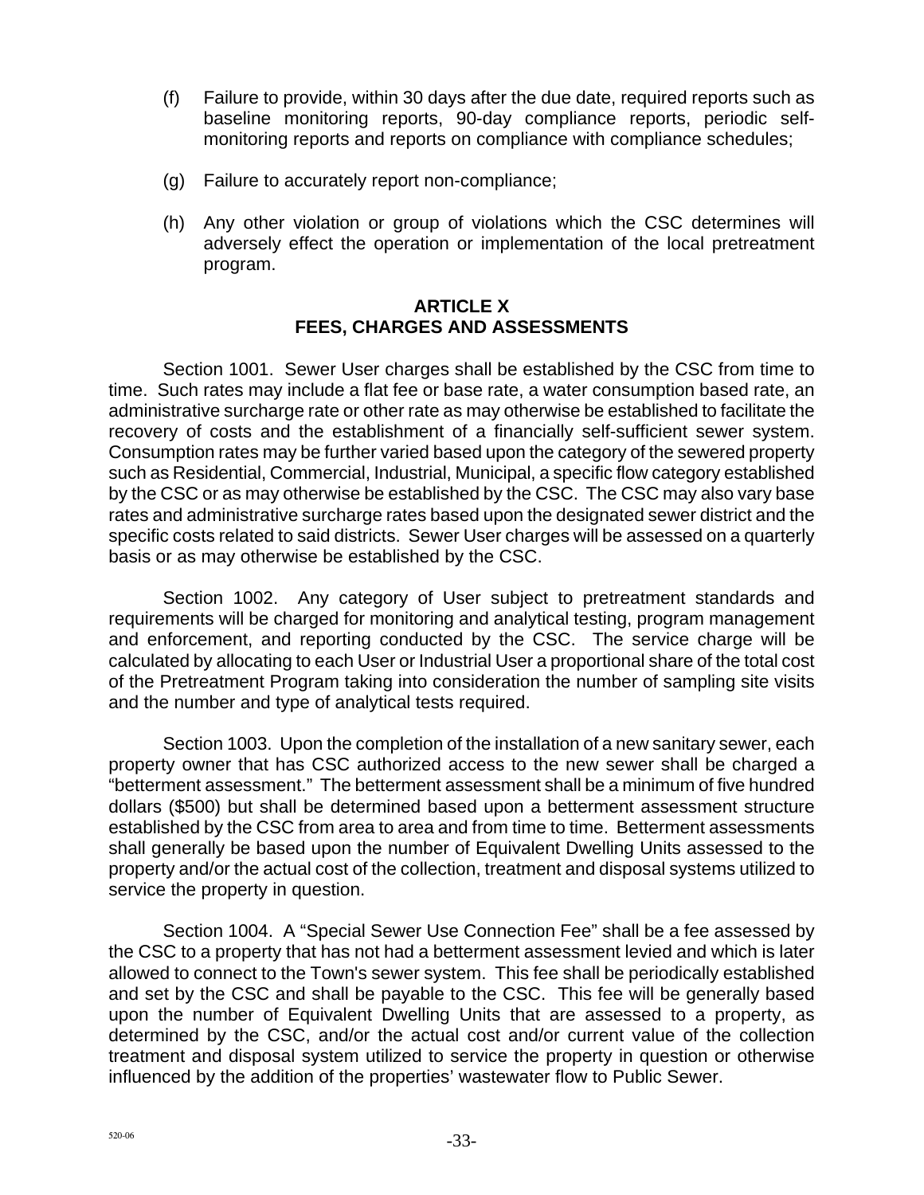(f) Failure to provide, within 30 days after the due date, required reports such as baseline monitoring reports, 90-day compliance reports, periodic self-monitoring reports and reports on compliance with compliance schedules;

(g) Failure to accurately report non-compliance;

(h) Any other violation or group of violations which the CSC determines will adversely effect the operation or implementation of the local pretreatment program.

## ARTICLE X
## FEES, CHARGES AND ASSESSMENTS

Section 1001. Sewer User charges shall be established by the CSC from time to time. Such rates may include a flat fee or base rate, a water consumption based rate, an administrative surcharge rate or other rate as may otherwise be established to facilitate the recovery of costs and the establishment of a financially self-sufficient sewer system. Consumption rates may be further varied based upon the category of the sewered property such as Residential, Commercial, Industrial, Municipal, a specific flow category established by the CSC or as may otherwise be established by the CSC. The CSC may also vary base rates and administrative surcharge rates based upon the designated sewer district and the specific costs related to said districts. Sewer User charges will be assessed on a quarterly basis or as may otherwise be established by the CSC.

Section 1002. Any category of User subject to pretreatment standards and requirements will be charged for monitoring and analytical testing, program management and enforcement, and reporting conducted by the CSC. The service charge will be calculated by allocating to each User or Industrial User a proportional share of the total cost of the Pretreatment Program taking into consideration the number of sampling site visits and the number and type of analytical tests required.

Section 1003. Upon the completion of the installation of a new sanitary sewer, each property owner that has CSC authorized access to the new sewer shall be charged a "betterment assessment." The betterment assessment shall be a minimum of five hundred dollars ($500) but shall be determined based upon a betterment assessment structure established by the CSC from area to area and from time to time. Betterment assessments shall generally be based upon the number of Equivalent Dwelling Units assessed to the property and/or the actual cost of the collection, treatment and disposal systems utilized to service the property in question.

Section 1004. A "Special Sewer Use Connection Fee" shall be a fee assessed by the CSC to a property that has not had a betterment assessment levied and which is later allowed to connect to the Town's sewer system. This fee shall be periodically established and set by the CSC and shall be payable to the CSC. This fee will be generally based upon the number of Equivalent Dwelling Units that are assessed to a property, as determined by the CSC, and/or the actual cost and/or current value of the collection treatment and disposal system utilized to service the property in question or otherwise influenced by the addition of the properties' wastewater flow to Public Sewer.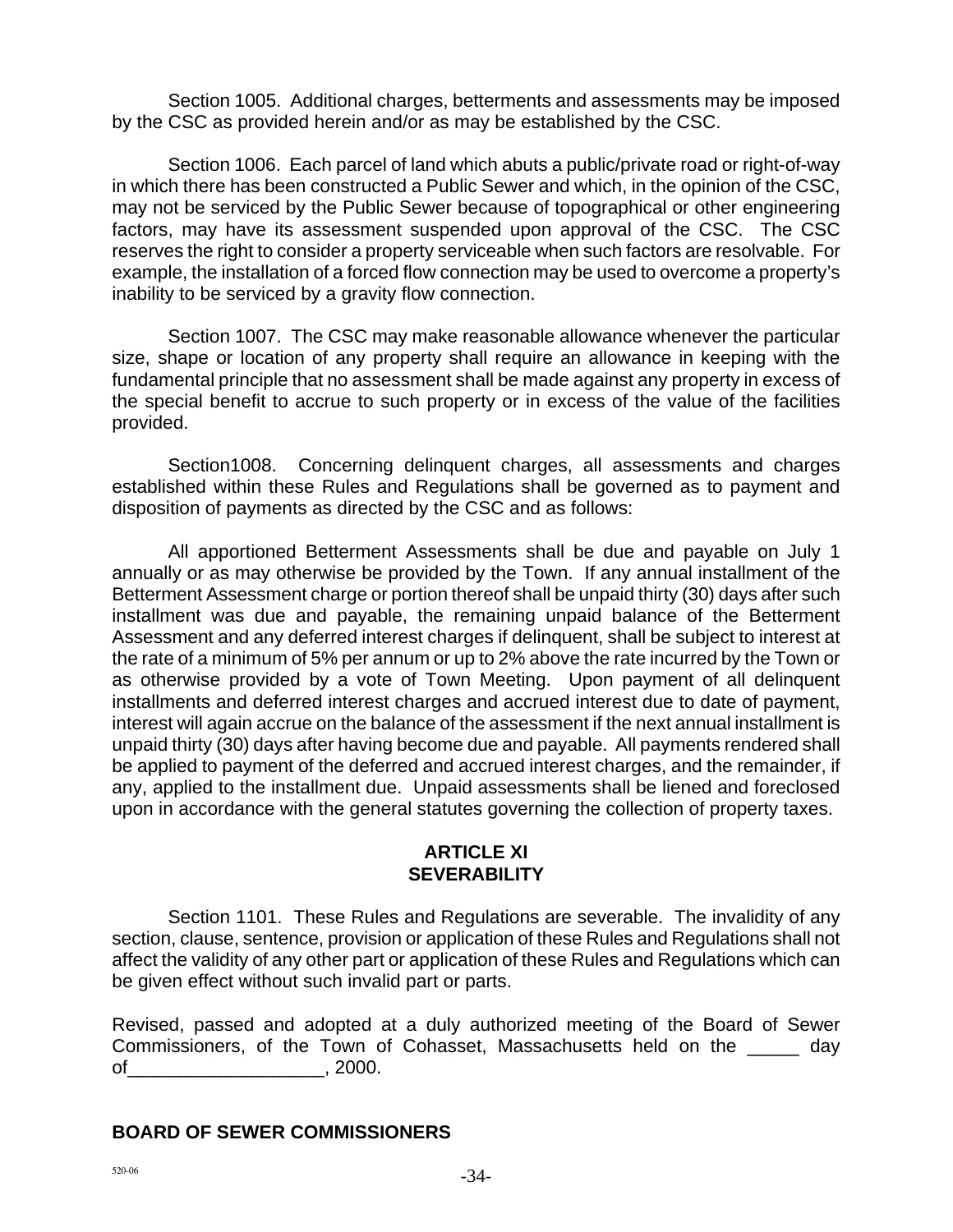Section 1005. Additional charges, betterments and assessments may be imposed by the CSC as provided herein and/or as may be established by the CSC.

Section 1006. Each parcel of land which abuts a public/private road or right-of-way in which there has been constructed a Public Sewer and which, in the opinion of the CSC, may not be serviced by the Public Sewer because of topographical or other engineering factors, may have its assessment suspended upon approval of the CSC. The CSC reserves the right to consider a property serviceable when such factors are resolvable. For example, the installation of a forced flow connection may be used to overcome a property's inability to be serviced by a gravity flow connection.

Section 1007. The CSC may make reasonable allowance whenever the particular size, shape or location of any property shall require an allowance in keeping with the fundamental principle that no assessment shall be made against any property in excess of the special benefit to accrue to such property or in excess of the value of the facilities provided.

Section1008. Concerning delinquent charges, all assessments and charges established within these Rules and Regulations shall be governed as to payment and disposition of payments as directed by the CSC and as follows:

All apportioned Betterment Assessments shall be due and payable on July 1 annually or as may otherwise be provided by the Town. If any annual installment of the Betterment Assessment charge or portion thereof shall be unpaid thirty (30) days after such installment was due and payable, the remaining unpaid balance of the Betterment Assessment and any deferred interest charges if delinquent, shall be subject to interest at the rate of a minimum of 5% per annum or up to 2% above the rate incurred by the Town or as otherwise provided by a vote of Town Meeting. Upon payment of all delinquent installments and deferred interest charges and accrued interest due to date of payment, interest will again accrue on the balance of the assessment if the next annual installment is unpaid thirty (30) days after having become due and payable. All payments rendered shall be applied to payment of the deferred and accrued interest charges, and the remainder, if any, applied to the installment due. Unpaid assessments shall be liened and foreclosed upon in accordance with the general statutes governing the collection of property taxes.

## ARTICLE XI
## SEVERABILITY

Section 1101. These Rules and Regulations are severable. The invalidity of any section, clause, sentence, provision or application of these Rules and Regulations shall not affect the validity of any other part or application of these Rules and Regulations which can be given effect without such invalid part or parts.

Revised, passed and adopted at a duly authorized meeting of the Board of Sewer Commissioners, of the Town of Cohasset, Massachusetts held on the _____ day of___________________, 2000.

**BOARD OF SEWER COMMISSIONERS**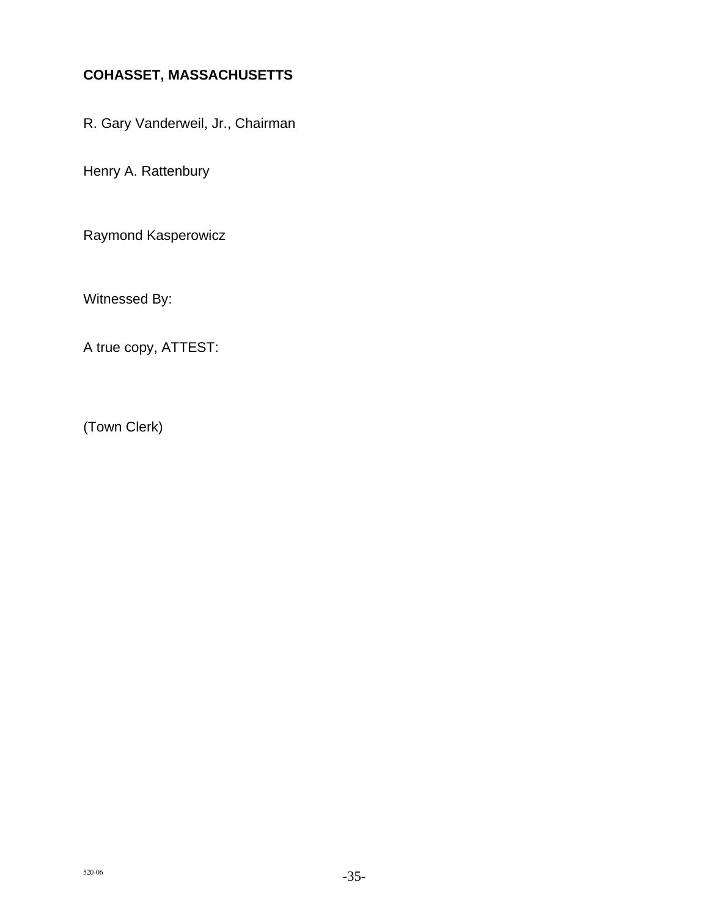**COHASSET, MASSACHUSETTS**

R. Gary Vanderweil, Jr., Chairman

Henry A. Rattenbury

Raymond Kasperowicz

Witnessed By:

A true copy, ATTEST:

(Town Clerk)

520-06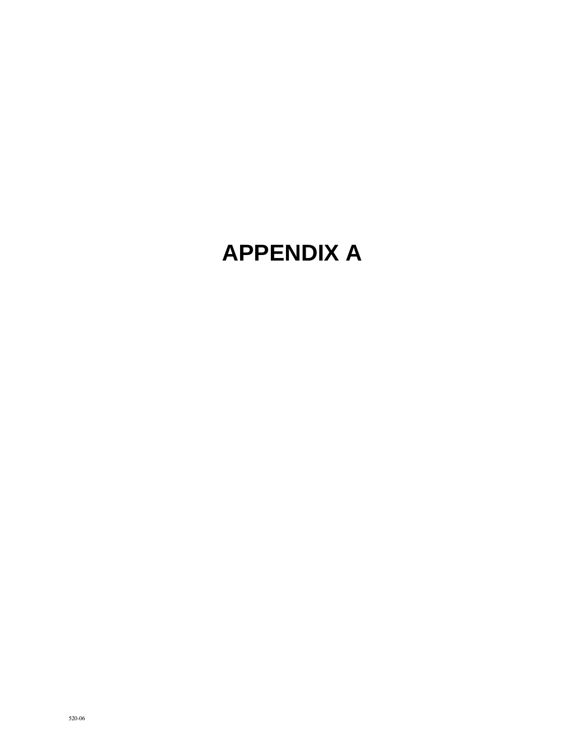# APPENDIX A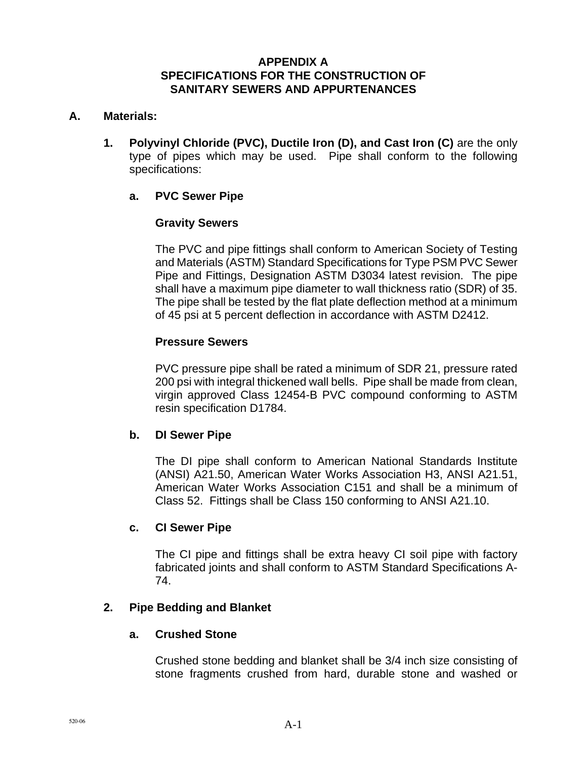# APPENDIX A
# SPECIFICATIONS FOR THE CONSTRUCTION OF SANITARY SEWERS AND APPURTENANCES

## A. Materials:

**1. Polyvinyl Chloride (PVC), Ductile Iron (D), and Cast Iron (C)** are the only type of pipes which may be used. Pipe shall conform to the following specifications:

**a. PVC Sewer Pipe**

**Gravity Sewers**

The PVC and pipe fittings shall conform to American Society of Testing and Materials (ASTM) Standard Specifications for Type PSM PVC Sewer Pipe and Fittings, Designation ASTM D3034 latest revision. The pipe shall have a maximum pipe diameter to wall thickness ratio (SDR) of 35. The pipe shall be tested by the flat plate deflection method at a minimum of 45 psi at 5 percent deflection in accordance with ASTM D2412.

**Pressure Sewers**

PVC pressure pipe shall be rated a minimum of SDR 21, pressure rated 200 psi with integral thickened wall bells. Pipe shall be made from clean, virgin approved Class 12454-B PVC compound conforming to ASTM resin specification D1784.

**b. DI Sewer Pipe**

The DI pipe shall conform to American National Standards Institute (ANSI) A21.50, American Water Works Association H3, ANSI A21.51, American Water Works Association C151 and shall be a minimum of Class 52. Fittings shall be Class 150 conforming to ANSI A21.10.

**c. CI Sewer Pipe**

The CI pipe and fittings shall be extra heavy CI soil pipe with factory fabricated joints and shall conform to ASTM Standard Specifications A-74.

**2. Pipe Bedding and Blanket**

**a. Crushed Stone**

Crushed stone bedding and blanket shall be 3/4 inch size consisting of stone fragments crushed from hard, durable stone and washed or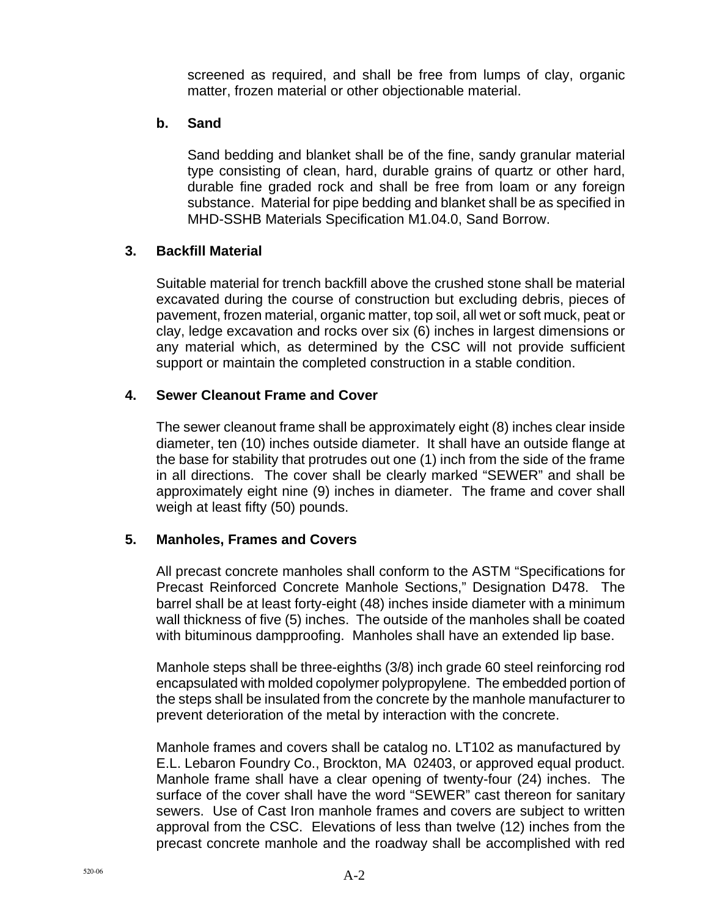screened as required, and shall be free from lumps of clay, organic matter, frozen material or other objectionable material.

**b. Sand**

Sand bedding and blanket shall be of the fine, sandy granular material type consisting of clean, hard, durable grains of quartz or other hard, durable fine graded rock and shall be free from loam or any foreign substance. Material for pipe bedding and blanket shall be as specified in MHD-SSHB Materials Specification M1.04.0, Sand Borrow.

### 3. Backfill Material

Suitable material for trench backfill above the crushed stone shall be material excavated during the course of construction but excluding debris, pieces of pavement, frozen material, organic matter, top soil, all wet or soft muck, peat or clay, ledge excavation and rocks over six (6) inches in largest dimensions or any material which, as determined by the CSC will not provide sufficient support or maintain the completed construction in a stable condition.

### 4. Sewer Cleanout Frame and Cover

The sewer cleanout frame shall be approximately eight (8) inches clear inside diameter, ten (10) inches outside diameter. It shall have an outside flange at the base for stability that protrudes out one (1) inch from the side of the frame in all directions. The cover shall be clearly marked "SEWER" and shall be approximately eight nine (9) inches in diameter. The frame and cover shall weigh at least fifty (50) pounds.

### 5. Manholes, Frames and Covers

All precast concrete manholes shall conform to the ASTM "Specifications for Precast Reinforced Concrete Manhole Sections," Designation D478. The barrel shall be at least forty-eight (48) inches inside diameter with a minimum wall thickness of five (5) inches. The outside of the manholes shall be coated with bituminous dampproofing. Manholes shall have an extended lip base.

Manhole steps shall be three-eighths (3/8) inch grade 60 steel reinforcing rod encapsulated with molded copolymer polypropylene. The embedded portion of the steps shall be insulated from the concrete by the manhole manufacturer to prevent deterioration of the metal by interaction with the concrete.

Manhole frames and covers shall be catalog no. LT102 as manufactured by E.L. Lebaron Foundry Co., Brockton, MA 02403, or approved equal product. Manhole frame shall have a clear opening of twenty-four (24) inches. The surface of the cover shall have the word "SEWER" cast thereon for sanitary sewers. Use of Cast Iron manhole frames and covers are subject to written approval from the CSC. Elevations of less than twelve (12) inches from the precast concrete manhole and the roadway shall be accomplished with red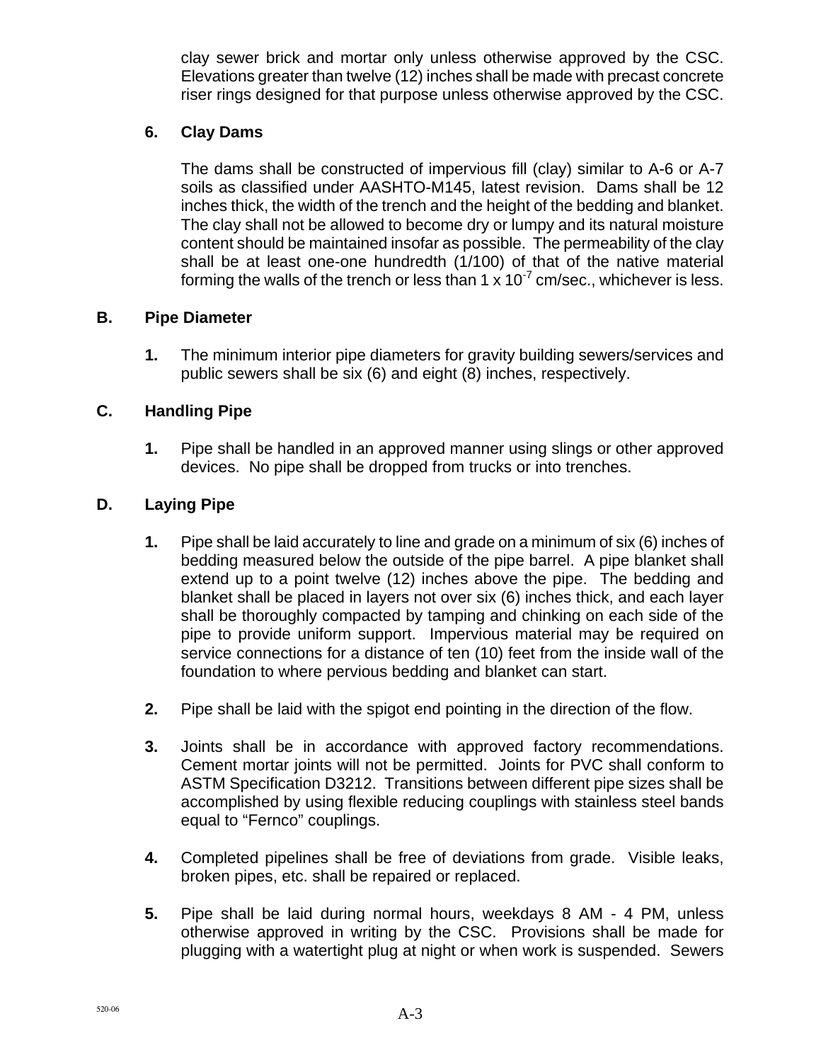clay sewer brick and mortar only unless otherwise approved by the CSC. Elevations greater than twelve (12) inches shall be made with precast concrete riser rings designed for that purpose unless otherwise approved by the CSC.

**6. Clay Dams**

The dams shall be constructed of impervious fill (clay) similar to A-6 or A-7 soils as classified under AASHTO-M145, latest revision. Dams shall be 12 inches thick, the width of the trench and the height of the bedding and blanket. The clay shall not be allowed to become dry or lumpy and its natural moisture content should be maintained insofar as possible. The permeability of the clay shall be at least one-one hundredth (1/100) of that of the native material forming the walls of the trench or less than $1 \times 10^{-7}$ cm/sec., whichever is less.

## B. Pipe Diameter

**1.** The minimum interior pipe diameters for gravity building sewers/services and public sewers shall be six (6) and eight (8) inches, respectively.

## C. Handling Pipe

**1.** Pipe shall be handled in an approved manner using slings or other approved devices. No pipe shall be dropped from trucks or into trenches.

## D. Laying Pipe

**1.** Pipe shall be laid accurately to line and grade on a minimum of six (6) inches of bedding measured below the outside of the pipe barrel. A pipe blanket shall extend up to a point twelve (12) inches above the pipe. The bedding and blanket shall be placed in layers not over six (6) inches thick, and each layer shall be thoroughly compacted by tamping and chinking on each side of the pipe to provide uniform support. Impervious material may be required on service connections for a distance of ten (10) feet from the inside wall of the foundation to where pervious bedding and blanket can start.

**2.** Pipe shall be laid with the spigot end pointing in the direction of the flow.

**3.** Joints shall be in accordance with approved factory recommendations. Cement mortar joints will not be permitted. Joints for PVC shall conform to ASTM Specification D3212. Transitions between different pipe sizes shall be accomplished by using flexible reducing couplings with stainless steel bands equal to “Fernco” couplings.

**4.** Completed pipelines shall be free of deviations from grade. Visible leaks, broken pipes, etc. shall be repaired or replaced.

**5.** Pipe shall be laid during normal hours, weekdays 8 AM - 4 PM, unless otherwise approved in writing by the CSC. Provisions shall be made for plugging with a watertight plug at night or when work is suspended. Sewers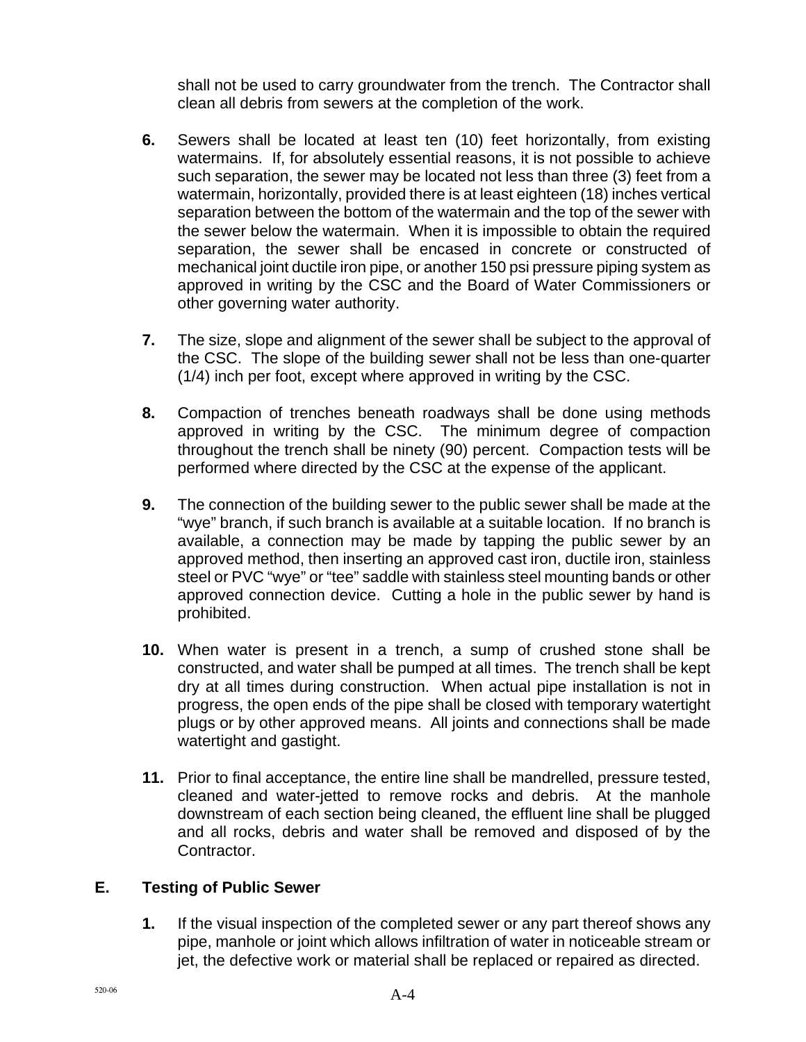shall not be used to carry groundwater from the trench. The Contractor shall clean all debris from sewers at the completion of the work.

**6.** Sewers shall be located at least ten (10) feet horizontally, from existing watermains. If, for absolutely essential reasons, it is not possible to achieve such separation, the sewer may be located not less than three (3) feet from a watermain, horizontally, provided there is at least eighteen (18) inches vertical separation between the bottom of the watermain and the top of the sewer with the sewer below the watermain. When it is impossible to obtain the required separation, the sewer shall be encased in concrete or constructed of mechanical joint ductile iron pipe, or another 150 psi pressure piping system as approved in writing by the CSC and the Board of Water Commissioners or other governing water authority.

**7.** The size, slope and alignment of the sewer shall be subject to the approval of the CSC. The slope of the building sewer shall not be less than one-quarter (1/4) inch per foot, except where approved in writing by the CSC.

**8.** Compaction of trenches beneath roadways shall be done using methods approved in writing by the CSC. The minimum degree of compaction throughout the trench shall be ninety (90) percent. Compaction tests will be performed where directed by the CSC at the expense of the applicant.

**9.** The connection of the building sewer to the public sewer shall be made at the "wye" branch, if such branch is available at a suitable location. If no branch is available, a connection may be made by tapping the public sewer by an approved method, then inserting an approved cast iron, ductile iron, stainless steel or PVC "wye" or "tee" saddle with stainless steel mounting bands or other approved connection device. Cutting a hole in the public sewer by hand is prohibited.

**10.** When water is present in a trench, a sump of crushed stone shall be constructed, and water shall be pumped at all times. The trench shall be kept dry at all times during construction. When actual pipe installation is not in progress, the open ends of the pipe shall be closed with temporary watertight plugs or by other approved means. All joints and connections shall be made watertight and gastight.

**11.** Prior to final acceptance, the entire line shall be mandrelled, pressure tested, cleaned and water-jetted to remove rocks and debris. At the manhole downstream of each section being cleaned, the effluent line shall be plugged and all rocks, debris and water shall be removed and disposed of by the Contractor.

## E. Testing of Public Sewer

**1.** If the visual inspection of the completed sewer or any part thereof shows any pipe, manhole or joint which allows infiltration of water in noticeable stream or jet, the defective work or material shall be replaced or repaired as directed.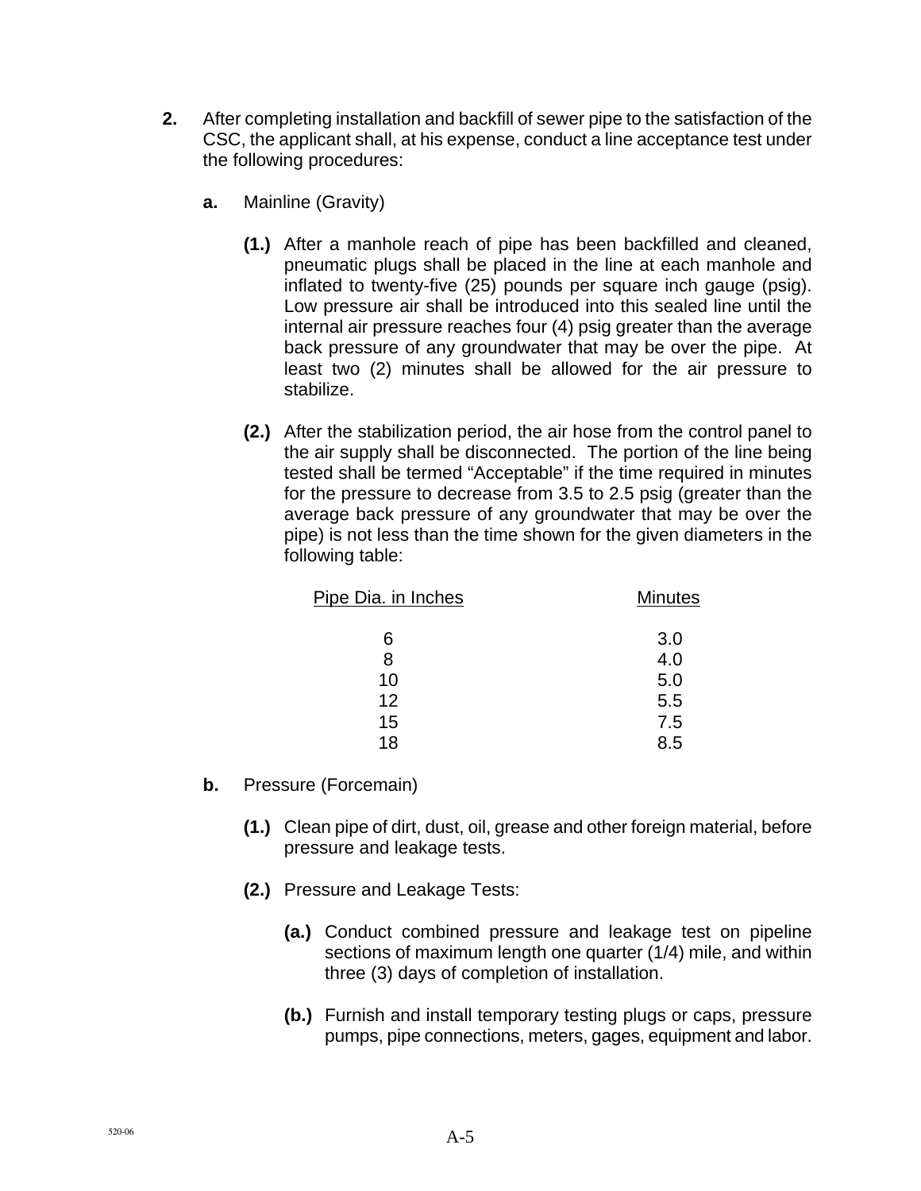**2.** After completing installation and backfill of sewer pipe to the satisfaction of the CSC, the applicant shall, at his expense, conduct a line acceptance test under the following procedures:

**a.** Mainline (Gravity)

**(1.)** After a manhole reach of pipe has been backfilled and cleaned, pneumatic plugs shall be placed in the line at each manhole and inflated to twenty-five (25) pounds per square inch gauge (psig). Low pressure air shall be introduced into this sealed line until the internal air pressure reaches four (4) psig greater than the average back pressure of any groundwater that may be over the pipe. At least two (2) minutes shall be allowed for the air pressure to stabilize.

**(2.)** After the stabilization period, the air hose from the control panel to the air supply shall be disconnected. The portion of the line being tested shall be termed “Acceptable” if the time required in minutes for the pressure to decrease from 3.5 to 2.5 psig (greater than the average back pressure of any groundwater that may be over the pipe) is not less than the time shown for the given diameters in the following table:

| Pipe Dia. in Inches | Minutes |
|---|---|
| 6 | 3.0 |
| 8 | 4.0 |
| 10 | 5.0 |
| 12 | 5.5 |
| 15 | 7.5 |
| 18 | 8.5 |

**b.** Pressure (Forcemain)

**(1.)** Clean pipe of dirt, dust, oil, grease and other foreign material, before pressure and leakage tests.

**(2.)** Pressure and Leakage Tests:

**(a.)** Conduct combined pressure and leakage test on pipeline sections of maximum length one quarter (1/4) mile, and within three (3) days of completion of installation.

**(b.)** Furnish and install temporary testing plugs or caps, pressure pumps, pipe connections, meters, gages, equipment and labor.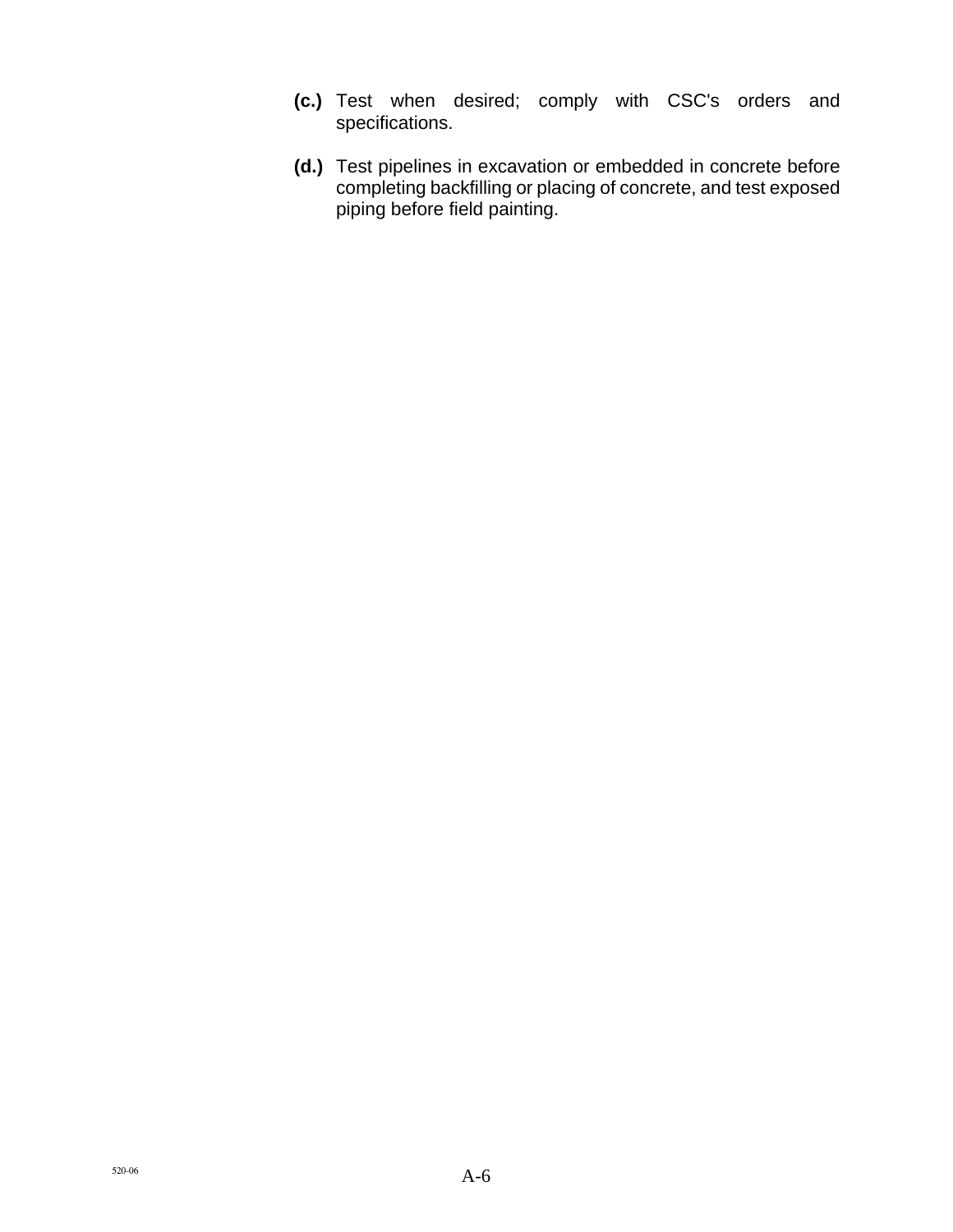**(c.)** Test when desired; comply with CSC's orders and specifications.

**(d.)** Test pipelines in excavation or embedded in concrete before completing backfilling or placing of concrete, and test exposed piping before field painting.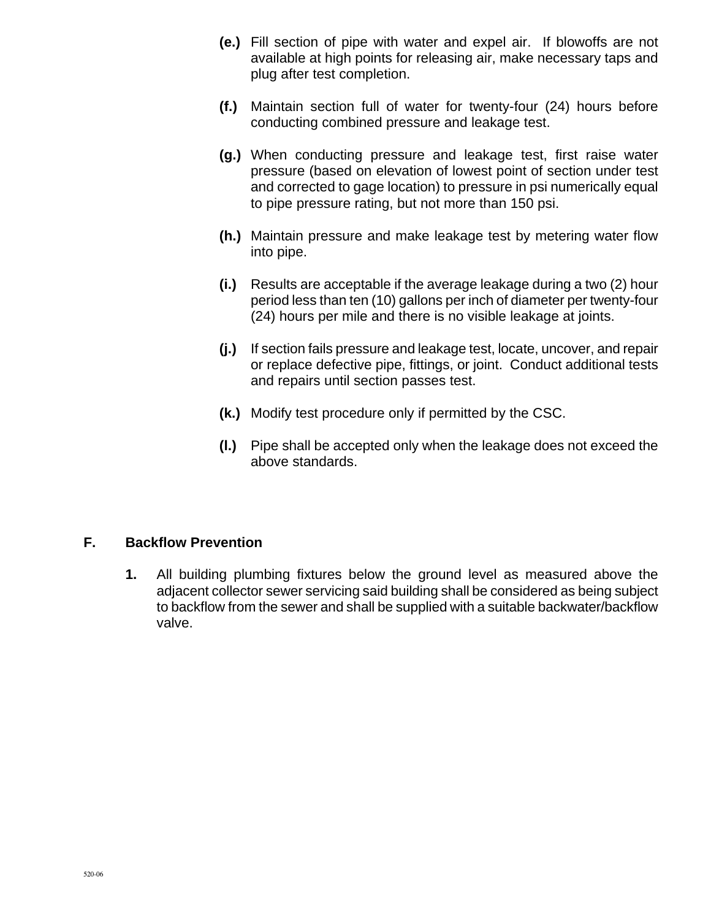**(e.)** Fill section of pipe with water and expel air. If blowoffs are not available at high points for releasing air, make necessary taps and plug after test completion.

**(f.)** Maintain section full of water for twenty-four (24) hours before conducting combined pressure and leakage test.

**(g.)** When conducting pressure and leakage test, first raise water pressure (based on elevation of lowest point of section under test and corrected to gage location) to pressure in psi numerically equal to pipe pressure rating, but not more than 150 psi.

**(h.)** Maintain pressure and make leakage test by metering water flow into pipe.

**(i.)** Results are acceptable if the average leakage during a two (2) hour period less than ten (10) gallons per inch of diameter per twenty-four (24) hours per mile and there is no visible leakage at joints.

**(j.)** If section fails pressure and leakage test, locate, uncover, and repair or replace defective pipe, fittings, or joint. Conduct additional tests and repairs until section passes test.

**(k.)** Modify test procedure only if permitted by the CSC.

**(l.)** Pipe shall be accepted only when the leakage does not exceed the above standards.

## F. Backflow Prevention

**1.** All building plumbing fixtures below the ground level as measured above the adjacent collector sewer servicing said building shall be considered as being subject to backflow from the sewer and shall be supplied with a suitable backwater/backflow valve.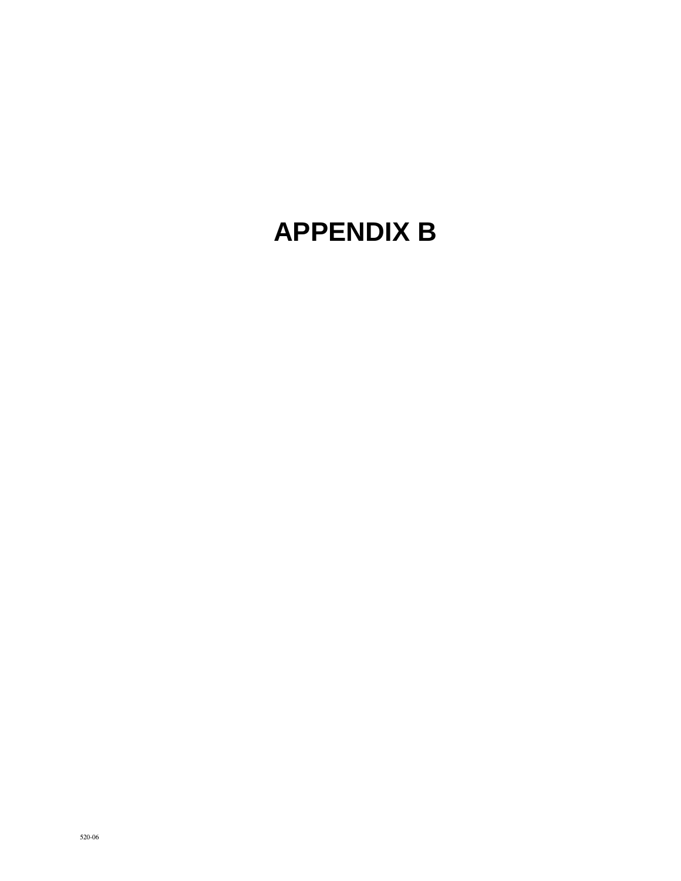# APPENDIX B